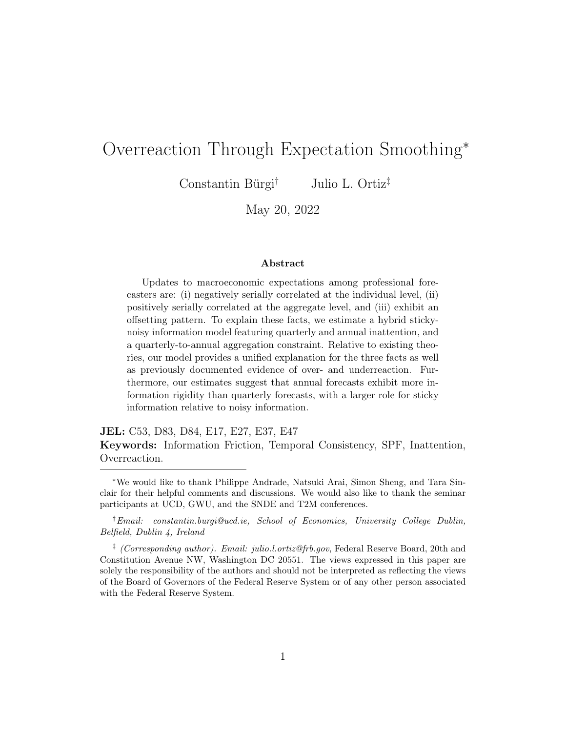# Overreaction Through Expectation Smoothing*

Constantin Bürgi[†] Julio L. Ortiz[‡]

May 20, 2022

### Abstract

Updates to macroeconomic expectations among professional forecasters are: (i) negatively serially correlated at the individual level, (ii) positively serially correlated at the aggregate level, and (iii) exhibit an offsetting pattern. To explain these facts, we estimate a hybrid sticky-noisy information model featuring quarterly and annual inattention, and a quarterly-to-annual aggregation constraint. Relative to existing theories, our model provides a unified explanation for the three facts as well as previously documented evidence of over- and underreaction. Furthermore, our estimates suggest that annual forecasts exhibit more information rigidity than quarterly forecasts, with a larger role for sticky information relative to noisy information.

**JEL:** C53, D83, D84, E17, E27, E37, E47

**Keywords:** Information Friction, Temporal Consistency, SPF, Inattention, Overreaction.

---

*We would like to thank Philippe Andrade, Natsuki Arai, Simon Sheng, and Tara Sinclair for their helpful comments and discussions. We would also like to thank the seminar participants at UCD, GWU, and the SNDE and T2M conferences.

[†]*Email: constantin.burgi@ucd.ie, School of Economics, University College Dublin, Belfield, Dublin 4, Ireland*

[‡] *(Corresponding author). Email: julio.l.ortiz@frb.gov*, Federal Reserve Board, 20th and Constitution Avenue NW, Washington DC 20551. The views expressed in this paper are solely the responsibility of the authors and should not be interpreted as reflecting the views of the Board of Governors of the Federal Reserve System or of any other person associated with the Federal Reserve System.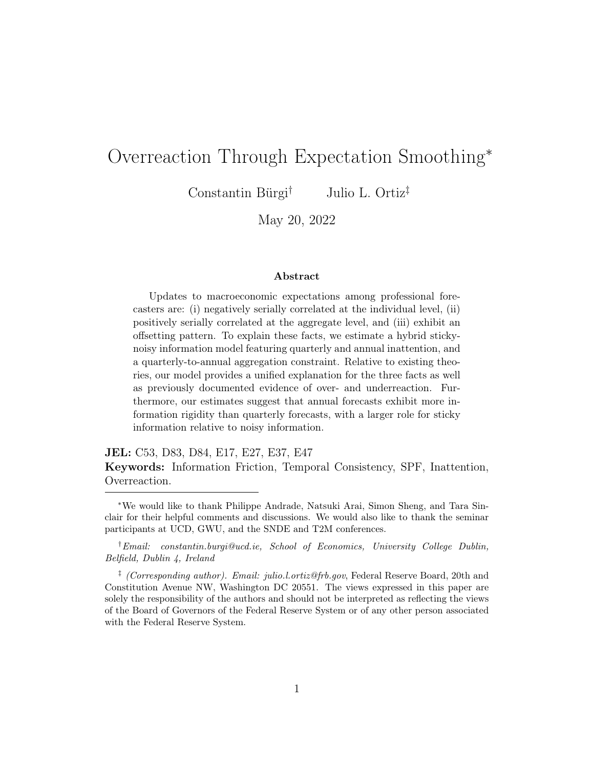# Overreaction Through Expectation Smoothing*

Constantin Bürgi[†] Julio L. Ortiz[‡]

May 20, 2022

### Abstract

Updates to macroeconomic expectations among professional forecasters are: (i) negatively serially correlated at the individual level, (ii) positively serially correlated at the aggregate level, and (iii) exhibit an offsetting pattern. To explain these facts, we estimate a hybrid sticky-noisy information model featuring quarterly and annual inattention, and a quarterly-to-annual aggregation constraint. Relative to existing theories, our model provides a unified explanation for the three facts as well as previously documented evidence of over- and underreaction. Furthermore, our estimates suggest that annual forecasts exhibit more information rigidity than quarterly forecasts, with a larger role for sticky information relative to noisy information.

**JEL:** C53, D83, D84, E17, E27, E37, E47

**Keywords:** Information Friction, Temporal Consistency, SPF, Inattention, Overreaction.

---

*We would like to thank Philippe Andrade, Natsuki Arai, Simon Sheng, and Tara Sinclair for their helpful comments and discussions. We would also like to thank the seminar participants at UCD, GWU, and the SNDE and T2M conferences.

[†] *Email: constantin.burgi@ucd.ie, School of Economics, University College Dublin, Belfield, Dublin 4, Ireland*

[‡] *(Corresponding author). Email: julio.l.ortiz@frb.gov*, Federal Reserve Board, 20th and Constitution Avenue NW, Washington DC 20551. The views expressed in this paper are solely the responsibility of the authors and should not be interpreted as reflecting the views of the Board of Governors of the Federal Reserve System or of any other person associated with the Federal Reserve System.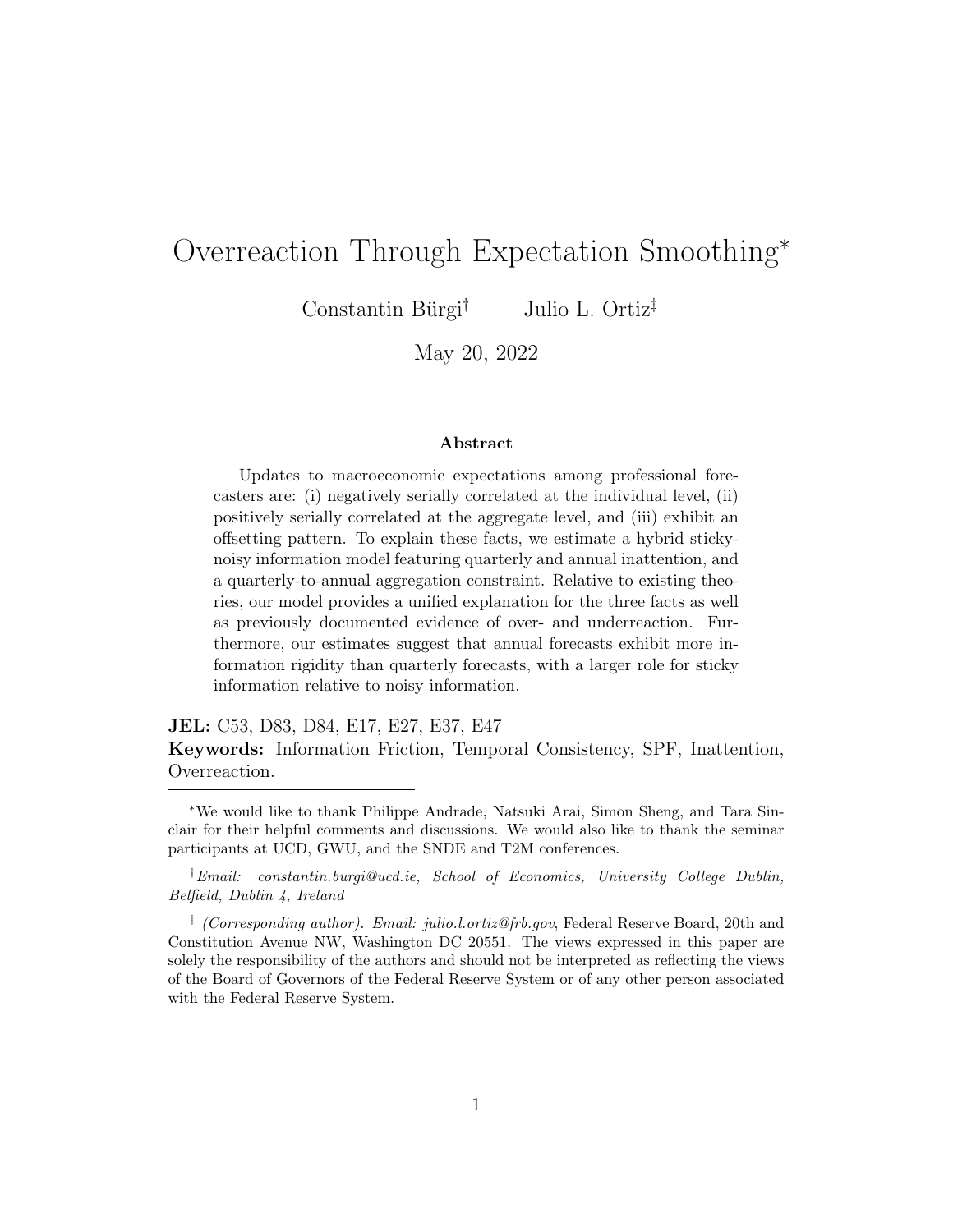# Overreaction Through Expectation Smoothing*

Constantin Bürgi[†] Julio L. Ortiz[‡]

May 20, 2022

### Abstract

Updates to macroeconomic expectations among professional forecasters are: (i) negatively serially correlated at the individual level, (ii) positively serially correlated at the aggregate level, and (iii) exhibit an offsetting pattern. To explain these facts, we estimate a hybrid sticky-noisy information model featuring quarterly and annual inattention, and a quarterly-to-annual aggregation constraint. Relative to existing theories, our model provides a unified explanation for the three facts as well as previously documented evidence of over- and underreaction. Furthermore, our estimates suggest that annual forecasts exhibit more information rigidity than quarterly forecasts, with a larger role for sticky information relative to noisy information.

**JEL:** C53, D83, D84, E17, E27, E37, E47

**Keywords:** Information Friction, Temporal Consistency, SPF, Inattention, Overreaction.

---

*We would like to thank Philippe Andrade, Natsuki Arai, Simon Sheng, and Tara Sinclair for their helpful comments and discussions. We would also like to thank the seminar participants at UCD, GWU, and the SNDE and T2M conferences.

[†] *Email: constantin.burgi@ucd.ie, School of Economics, University College Dublin, Belfield, Dublin 4, Ireland*

[‡] *(Corresponding author). Email: julio.l.ortiz@frb.gov*, Federal Reserve Board, 20th and Constitution Avenue NW, Washington DC 20551. The views expressed in this paper are solely the responsibility of the authors and should not be interpreted as reflecting the views of the Board of Governors of the Federal Reserve System or of any other person associated with the Federal Reserve System.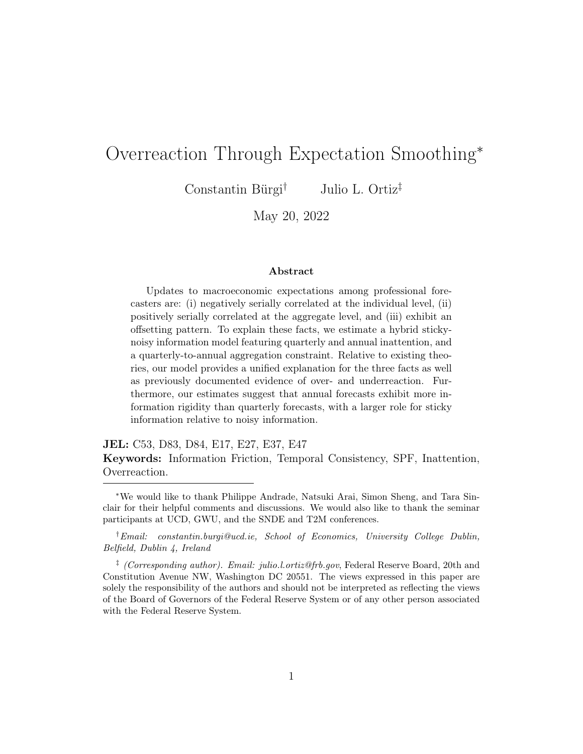# Overreaction Through Expectation Smoothing*

Constantin Bürgi[†] Julio L. Ortiz[‡]

May 20, 2022

### Abstract

Updates to macroeconomic expectations among professional forecasters are: (i) negatively serially correlated at the individual level, (ii) positively serially correlated at the aggregate level, and (iii) exhibit an offsetting pattern. To explain these facts, we estimate a hybrid sticky-noisy information model featuring quarterly and annual inattention, and a quarterly-to-annual aggregation constraint. Relative to existing theories, our model provides a unified explanation for the three facts as well as previously documented evidence of over- and underreaction. Furthermore, our estimates suggest that annual forecasts exhibit more information rigidity than quarterly forecasts, with a larger role for sticky information relative to noisy information.

**JEL:** C53, D83, D84, E17, E27, E37, E47

**Keywords:** Information Friction, Temporal Consistency, SPF, Inattention, Overreaction.

---

*We would like to thank Philippe Andrade, Natsuki Arai, Simon Sheng, and Tara Sinclair for their helpful comments and discussions. We would also like to thank the seminar participants at UCD, GWU, and the SNDE and T2M conferences.

[†]*Email: constantin.burgi@ucd.ie, School of Economics, University College Dublin, Belfield, Dublin 4, Ireland*

[‡] *(Corresponding author). Email: julio.l.ortiz@frb.gov*, Federal Reserve Board, 20th and Constitution Avenue NW, Washington DC 20551. The views expressed in this paper are solely the responsibility of the authors and should not be interpreted as reflecting the views of the Board of Governors of the Federal Reserve System or of any other person associated with the Federal Reserve System.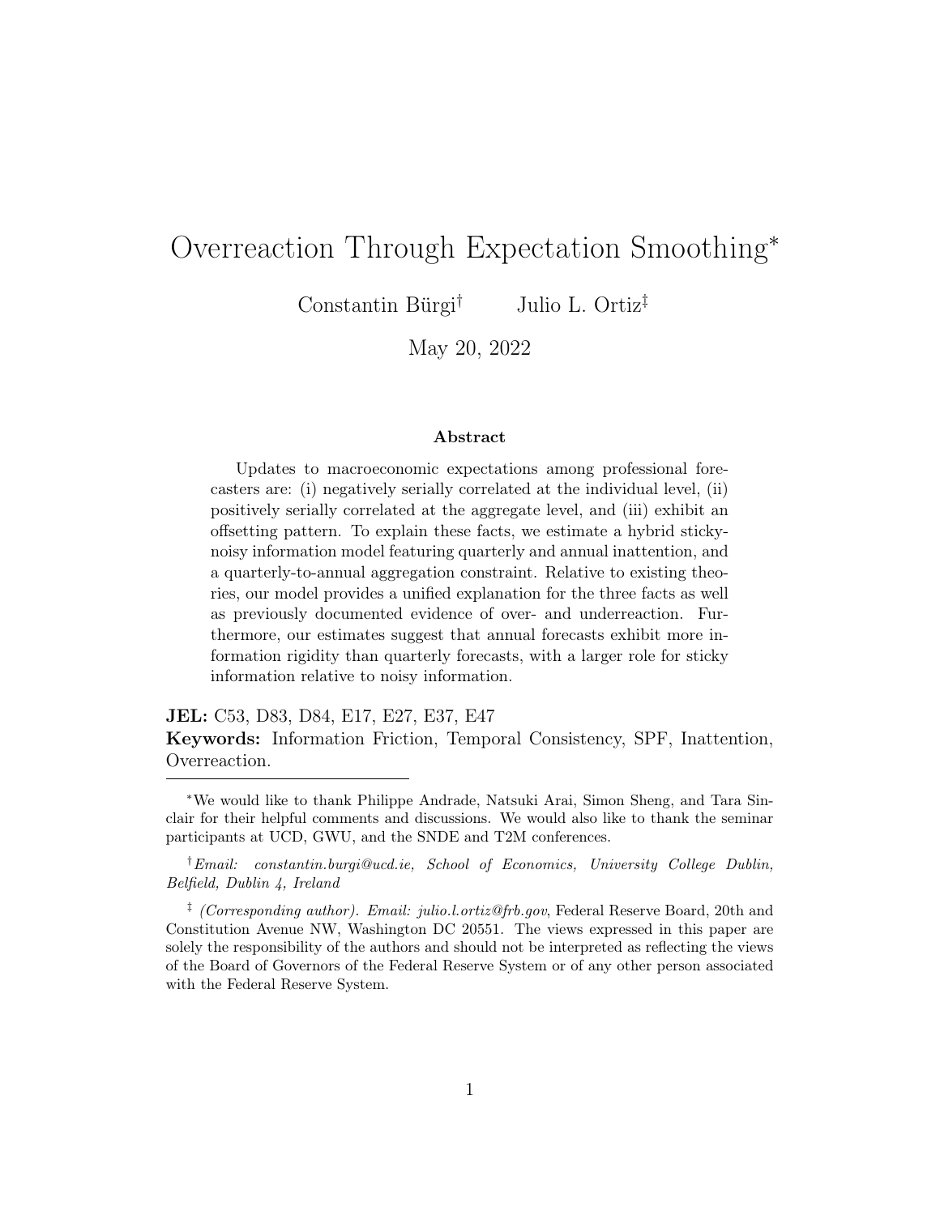# Overreaction Through Expectation Smoothing*

Constantin Bürgi[†] Julio L. Ortiz[‡]

May 20, 2022

### Abstract

Updates to macroeconomic expectations among professional forecasters are: (i) negatively serially correlated at the individual level, (ii) positively serially correlated at the aggregate level, and (iii) exhibit an offsetting pattern. To explain these facts, we estimate a hybrid sticky-noisy information model featuring quarterly and annual inattention, and a quarterly-to-annual aggregation constraint. Relative to existing theories, our model provides a unified explanation for the three facts as well as previously documented evidence of over- and underreaction. Furthermore, our estimates suggest that annual forecasts exhibit more information rigidity than quarterly forecasts, with a larger role for sticky information relative to noisy information.

**JEL:** C53, D83, D84, E17, E27, E37, E47

**Keywords:** Information Friction, Temporal Consistency, SPF, Inattention, Overreaction.

---

*We would like to thank Philippe Andrade, Natsuki Arai, Simon Sheng, and Tara Sinclair for their helpful comments and discussions. We would also like to thank the seminar participants at UCD, GWU, and the SNDE and T2M conferences.

[†] *Email: constantin.burgi@ucd.ie, School of Economics, University College Dublin, Belfield, Dublin 4, Ireland*

[‡] *(Corresponding author). Email: julio.l.ortiz@frb.gov*, Federal Reserve Board, 20th and Constitution Avenue NW, Washington DC 20551. The views expressed in this paper are solely the responsibility of the authors and should not be interpreted as reflecting the views of the Board of Governors of the Federal Reserve System or of any other person associated with the Federal Reserve System.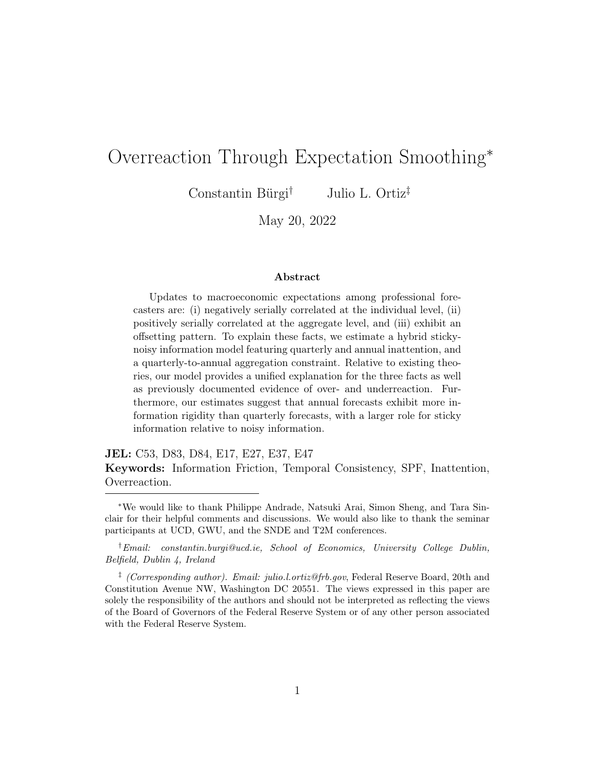# Overreaction Through Expectation Smoothing*

Constantin Bürgi† Julio L. Ortiz‡

May 20, 2022

### Abstract

Updates to macroeconomic expectations among professional forecasters are: (i) negatively serially correlated at the individual level, (ii) positively serially correlated at the aggregate level, and (iii) exhibit an offsetting pattern. To explain these facts, we estimate a hybrid sticky-noisy information model featuring quarterly and annual inattention, and a quarterly-to-annual aggregation constraint. Relative to existing theories, our model provides a unified explanation for the three facts as well as previously documented evidence of over- and underreaction. Furthermore, our estimates suggest that annual forecasts exhibit more information rigidity than quarterly forecasts, with a larger role for sticky information relative to noisy information.

**JEL:** C53, D83, D84, E17, E27, E37, E47

**Keywords:** Information Friction, Temporal Consistency, SPF, Inattention, Overreaction.

---

*We would like to thank Philippe Andrade, Natsuki Arai, Simon Sheng, and Tara Sinclair for their helpful comments and discussions. We would also like to thank the seminar participants at UCD, GWU, and the SNDE and T2M conferences.

†*Email: constantin.burgi@ucd.ie, School of Economics, University College Dublin, Belfield, Dublin 4, Ireland*

‡ *(Corresponding author). Email: julio.l.ortiz@frb.gov*, Federal Reserve Board, 20th and Constitution Avenue NW, Washington DC 20551. The views expressed in this paper are solely the responsibility of the authors and should not be interpreted as reflecting the views of the Board of Governors of the Federal Reserve System or of any other person associated with the Federal Reserve System.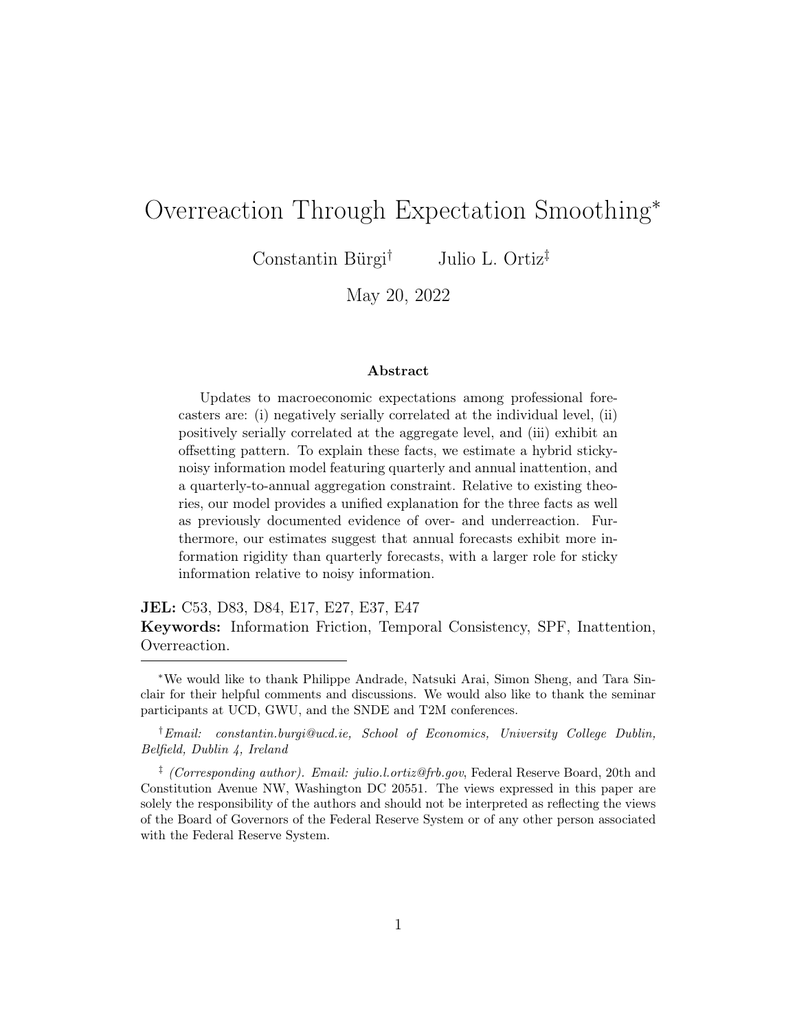# Overreaction Through Expectation Smoothing*

Constantin Bürgi[†] Julio L. Ortiz[‡]

May 20, 2022

### Abstract

Updates to macroeconomic expectations among professional forecasters are: (i) negatively serially correlated at the individual level, (ii) positively serially correlated at the aggregate level, and (iii) exhibit an offsetting pattern. To explain these facts, we estimate a hybrid sticky-noisy information model featuring quarterly and annual inattention, and a quarterly-to-annual aggregation constraint. Relative to existing theories, our model provides a unified explanation for the three facts as well as previously documented evidence of over- and underreaction. Furthermore, our estimates suggest that annual forecasts exhibit more information rigidity than quarterly forecasts, with a larger role for sticky information relative to noisy information.

**JEL:** C53, D83, D84, E17, E27, E37, E47

**Keywords:** Information Friction, Temporal Consistency, SPF, Inattention, Overreaction.

---

*We would like to thank Philippe Andrade, Natsuki Arai, Simon Sheng, and Tara Sinclair for their helpful comments and discussions. We would also like to thank the seminar participants at UCD, GWU, and the SNDE and T2M conferences.

[†]*Email: constantin.burgi@ucd.ie, School of Economics, University College Dublin, Belfield, Dublin 4, Ireland*

[‡] *(Corresponding author). Email: julio.l.ortiz@frb.gov*, Federal Reserve Board, 20th and Constitution Avenue NW, Washington DC 20551. The views expressed in this paper are solely the responsibility of the authors and should not be interpreted as reflecting the views of the Board of Governors of the Federal Reserve System or of any other person associated with the Federal Reserve System.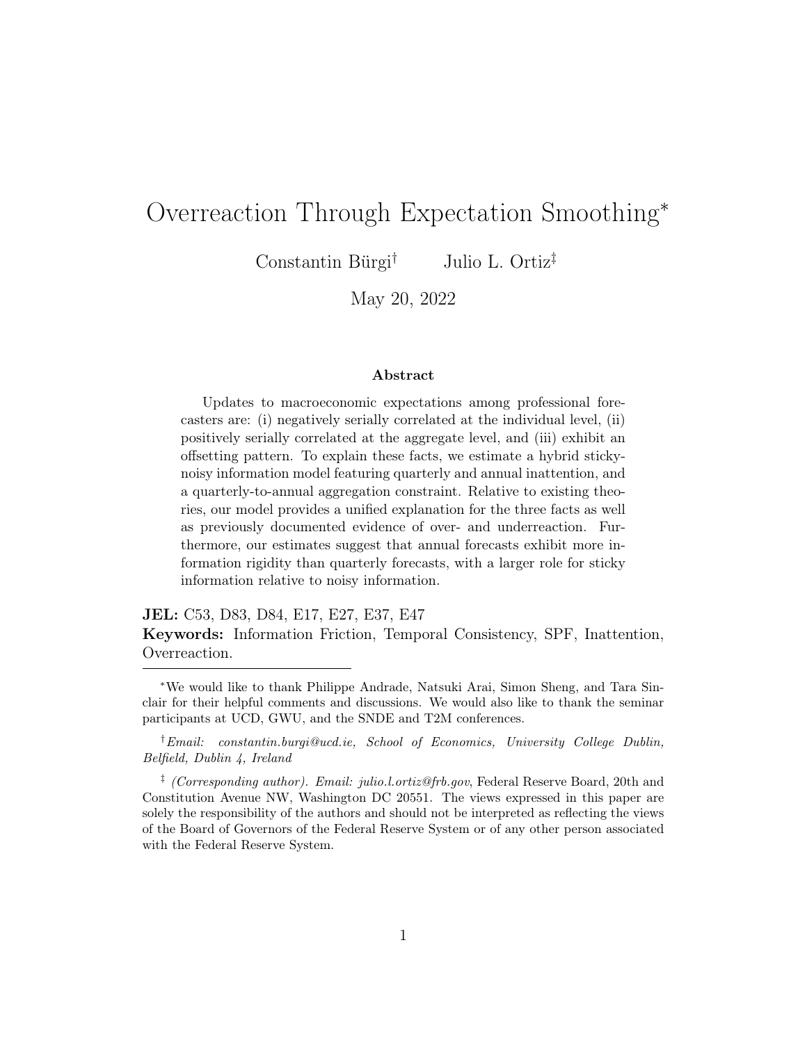# Overreaction Through Expectation Smoothing*

Constantin Bürgi† Julio L. Ortiz‡

May 20, 2022

### Abstract

Updates to macroeconomic expectations among professional forecasters are: (i) negatively serially correlated at the individual level, (ii) positively serially correlated at the aggregate level, and (iii) exhibit an offsetting pattern. To explain these facts, we estimate a hybrid sticky-noisy information model featuring quarterly and annual inattention, and a quarterly-to-annual aggregation constraint. Relative to existing theories, our model provides a unified explanation for the three facts as well as previously documented evidence of over- and underreaction. Furthermore, our estimates suggest that annual forecasts exhibit more information rigidity than quarterly forecasts, with a larger role for sticky information relative to noisy information.

**JEL:** C53, D83, D84, E17, E27, E37, E47

**Keywords:** Information Friction, Temporal Consistency, SPF, Inattention, Overreaction.

---

*We would like to thank Philippe Andrade, Natsuki Arai, Simon Sheng, and Tara Sinclair for their helpful comments and discussions. We would also like to thank the seminar participants at UCD, GWU, and the SNDE and T2M conferences.

†*Email: constantin.burgi@ucd.ie, School of Economics, University College Dublin, Belfield, Dublin 4, Ireland*

‡ *(Corresponding author). Email: julio.l.ortiz@frb.gov*, Federal Reserve Board, 20th and Constitution Avenue NW, Washington DC 20551. The views expressed in this paper are solely the responsibility of the authors and should not be interpreted as reflecting the views of the Board of Governors of the Federal Reserve System or of any other person associated with the Federal Reserve System.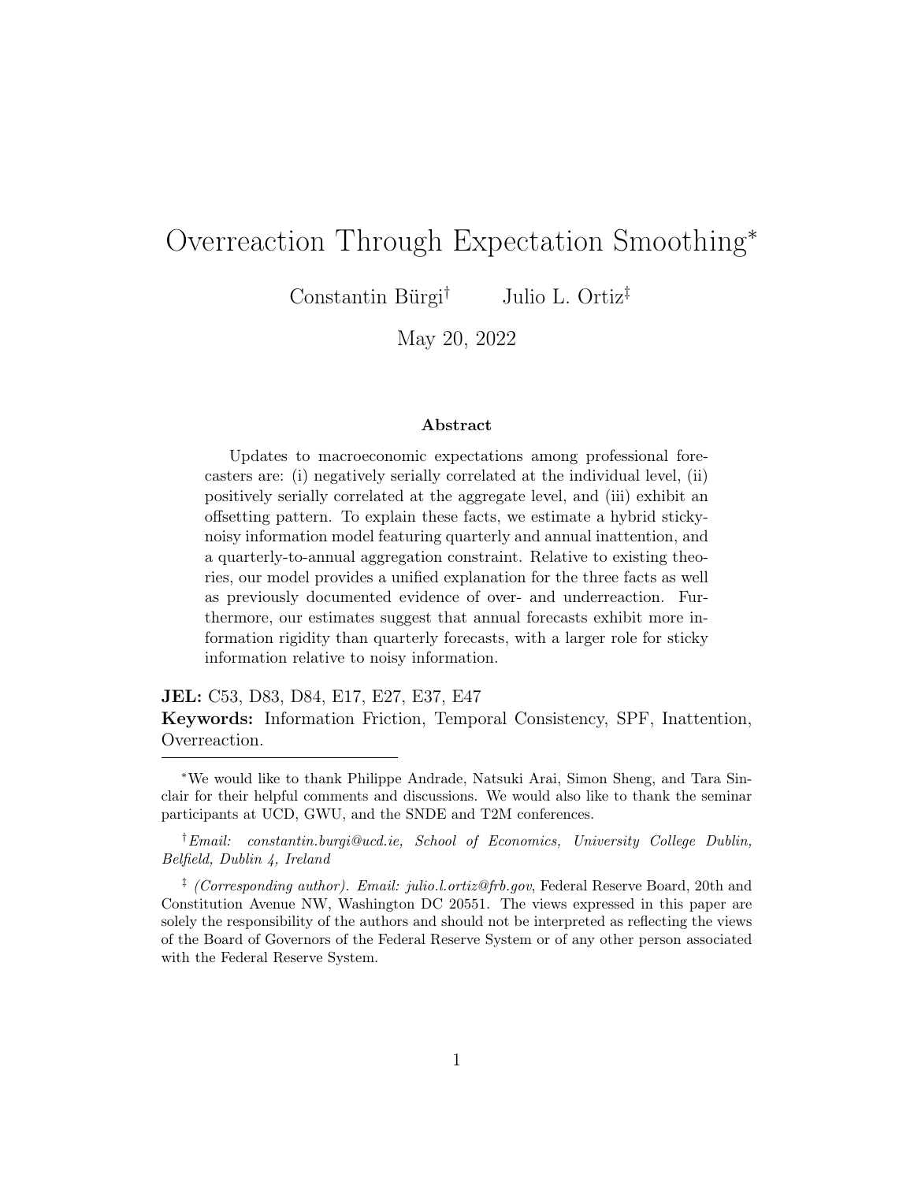# Overreaction Through Expectation Smoothing*

Constantin Bürgi† Julio L. Ortiz‡

May 20, 2022

**Abstract**

Updates to macroeconomic expectations among professional forecasters are: (i) negatively serially correlated at the individual level, (ii) positively serially correlated at the aggregate level, and (iii) exhibit an offsetting pattern. To explain these facts, we estimate a hybrid sticky-noisy information model featuring quarterly and annual inattention, and a quarterly-to-annual aggregation constraint. Relative to existing theories, our model provides a unified explanation for the three facts as well as previously documented evidence of over- and underreaction. Furthermore, our estimates suggest that annual forecasts exhibit more information rigidity than quarterly forecasts, with a larger role for sticky information relative to noisy information.

**JEL:** C53, D83, D84, E17, E27, E37, E47

**Keywords:** Information Friction, Temporal Consistency, SPF, Inattention, Overreaction.

---

*We would like to thank Philippe Andrade, Natsuki Arai, Simon Sheng, and Tara Sinclair for their helpful comments and discussions. We would also like to thank the seminar participants at UCD, GWU, and the SNDE and T2M conferences.

†*Email: constantin.burgi@ucd.ie, School of Economics, University College Dublin, Belfield, Dublin 4, Ireland*

‡ *(Corresponding author). Email: julio.l.ortiz@frb.gov*, Federal Reserve Board, 20th and Constitution Avenue NW, Washington DC 20551. The views expressed in this paper are solely the responsibility of the authors and should not be interpreted as reflecting the views of the Board of Governors of the Federal Reserve System or of any other person associated with the Federal Reserve System.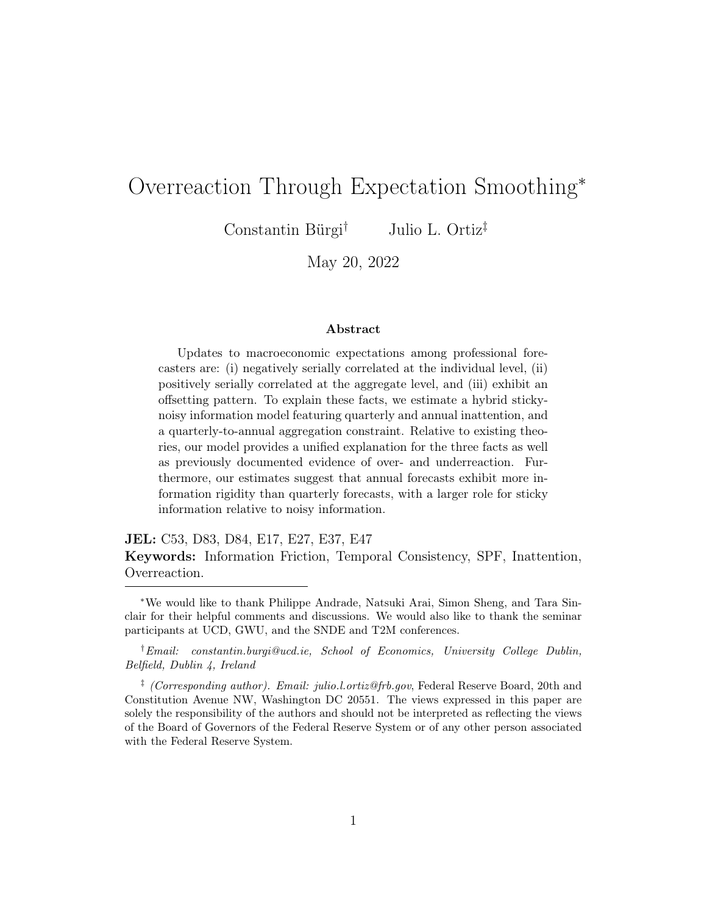# Overreaction Through Expectation Smoothing*

Constantin Bürgi[†] Julio L. Ortiz[‡]

May 20, 2022

### Abstract

Updates to macroeconomic expectations among professional forecasters are: (i) negatively serially correlated at the individual level, (ii) positively serially correlated at the aggregate level, and (iii) exhibit an offsetting pattern. To explain these facts, we estimate a hybrid sticky-noisy information model featuring quarterly and annual inattention, and a quarterly-to-annual aggregation constraint. Relative to existing theories, our model provides a unified explanation for the three facts as well as previously documented evidence of over- and underreaction. Furthermore, our estimates suggest that annual forecasts exhibit more information rigidity than quarterly forecasts, with a larger role for sticky information relative to noisy information.

**JEL:** C53, D83, D84, E17, E27, E37, E47

**Keywords:** Information Friction, Temporal Consistency, SPF, Inattention, Overreaction.

---

*We would like to thank Philippe Andrade, Natsuki Arai, Simon Sheng, and Tara Sinclair for their helpful comments and discussions. We would also like to thank the seminar participants at UCD, GWU, and the SNDE and T2M conferences.

[†]*Email: constantin.burgi@ucd.ie, School of Economics, University College Dublin, Belfield, Dublin 4, Ireland*

[‡] *(Corresponding author). Email: julio.l.ortiz@frb.gov*, Federal Reserve Board, 20th and Constitution Avenue NW, Washington DC 20551. The views expressed in this paper are solely the responsibility of the authors and should not be interpreted as reflecting the views of the Board of Governors of the Federal Reserve System or of any other person associated with the Federal Reserve System.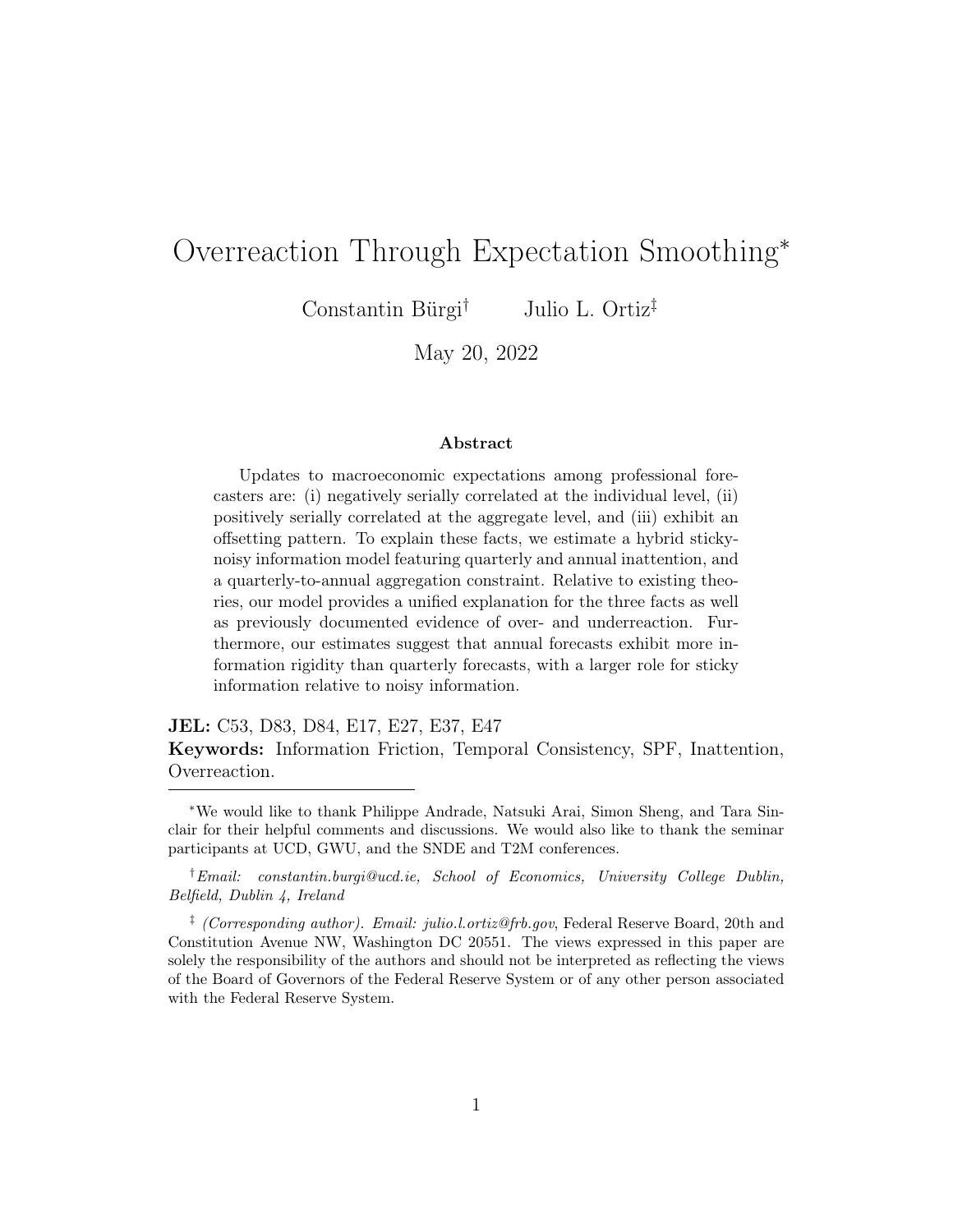# Overreaction Through Expectation Smoothing*

Constantin Bürgi† Julio L. Ortiz‡

May 20, 2022

### Abstract

Updates to macroeconomic expectations among professional forecasters are: (i) negatively serially correlated at the individual level, (ii) positively serially correlated at the aggregate level, and (iii) exhibit an offsetting pattern. To explain these facts, we estimate a hybrid sticky-noisy information model featuring quarterly and annual inattention, and a quarterly-to-annual aggregation constraint. Relative to existing theories, our model provides a unified explanation for the three facts as well as previously documented evidence of over- and underreaction. Furthermore, our estimates suggest that annual forecasts exhibit more information rigidity than quarterly forecasts, with a larger role for sticky information relative to noisy information.

**JEL:** C53, D83, D84, E17, E27, E37, E47

**Keywords:** Information Friction, Temporal Consistency, SPF, Inattention, Overreaction.

---

*We would like to thank Philippe Andrade, Natsuki Arai, Simon Sheng, and Tara Sinclair for their helpful comments and discussions. We would also like to thank the seminar participants at UCD, GWU, and the SNDE and T2M conferences.

†*Email: constantin.burgi@ucd.ie, School of Economics, University College Dublin, Belfield, Dublin 4, Ireland*

‡ *(Corresponding author). Email: julio.l.ortiz@frb.gov*, Federal Reserve Board, 20th and Constitution Avenue NW, Washington DC 20551. The views expressed in this paper are solely the responsibility of the authors and should not be interpreted as reflecting the views of the Board of Governors of the Federal Reserve System or of any other person associated with the Federal Reserve System.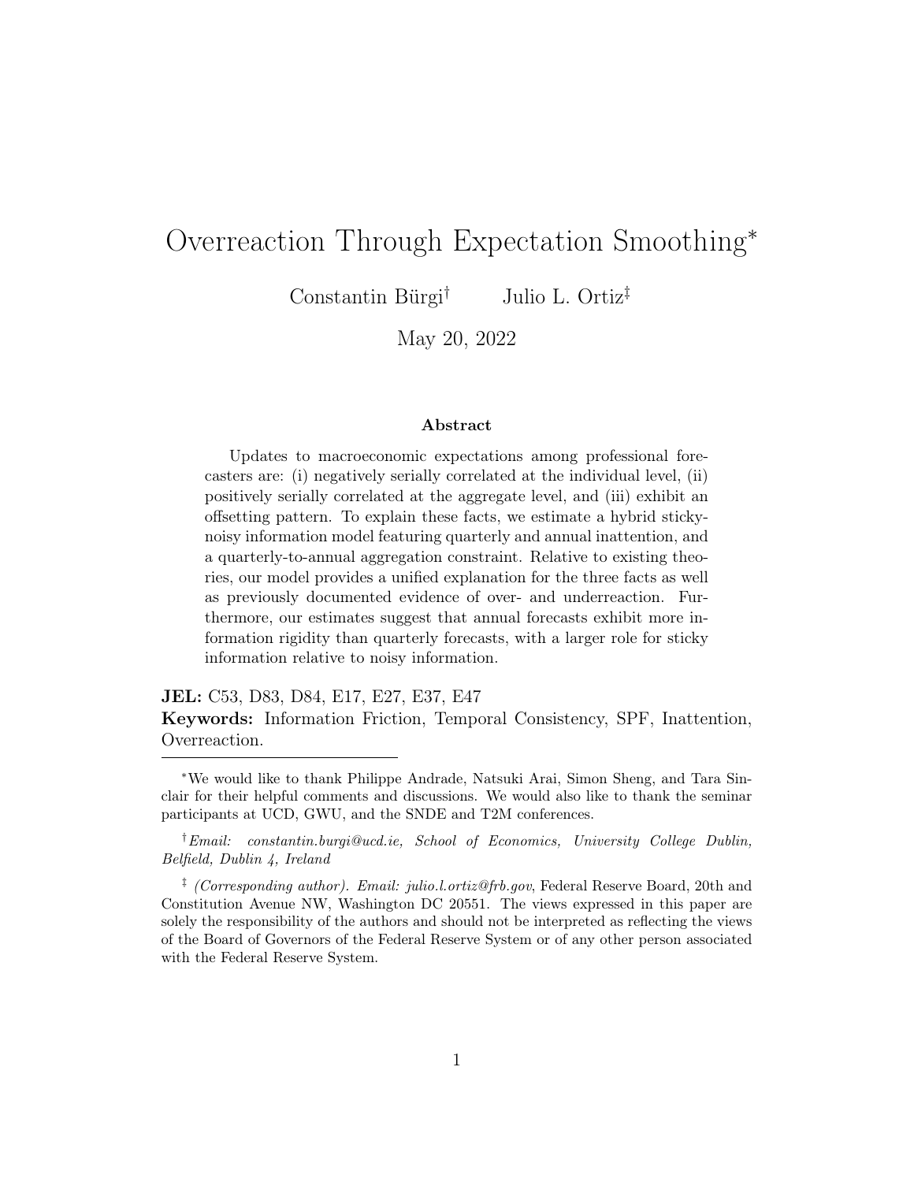# Overreaction Through Expectation Smoothing*

Constantin Bürgi[†] Julio L. Ortiz[‡]

May 20, 2022

**Abstract**

Updates to macroeconomic expectations among professional forecasters are: (i) negatively serially correlated at the individual level, (ii) positively serially correlated at the aggregate level, and (iii) exhibit an offsetting pattern. To explain these facts, we estimate a hybrid sticky-noisy information model featuring quarterly and annual inattention, and a quarterly-to-annual aggregation constraint. Relative to existing theories, our model provides a unified explanation for the three facts as well as previously documented evidence of over- and underreaction. Furthermore, our estimates suggest that annual forecasts exhibit more information rigidity than quarterly forecasts, with a larger role for sticky information relative to noisy information.

**JEL:** C53, D83, D84, E17, E27, E37, E47

**Keywords:** Information Friction, Temporal Consistency, SPF, Inattention, Overreaction.

---

*We would like to thank Philippe Andrade, Natsuki Arai, Simon Sheng, and Tara Sinclair for their helpful comments and discussions. We would also like to thank the seminar participants at UCD, GWU, and the SNDE and T2M conferences.

[†]*Email: constantin.burgi@ucd.ie, School of Economics, University College Dublin, Belfield, Dublin 4, Ireland*

[‡] *(Corresponding author). Email: julio.l.ortiz@frb.gov*, Federal Reserve Board, 20th and Constitution Avenue NW, Washington DC 20551. The views expressed in this paper are solely the responsibility of the authors and should not be interpreted as reflecting the views of the Board of Governors of the Federal Reserve System or of any other person associated with the Federal Reserve System.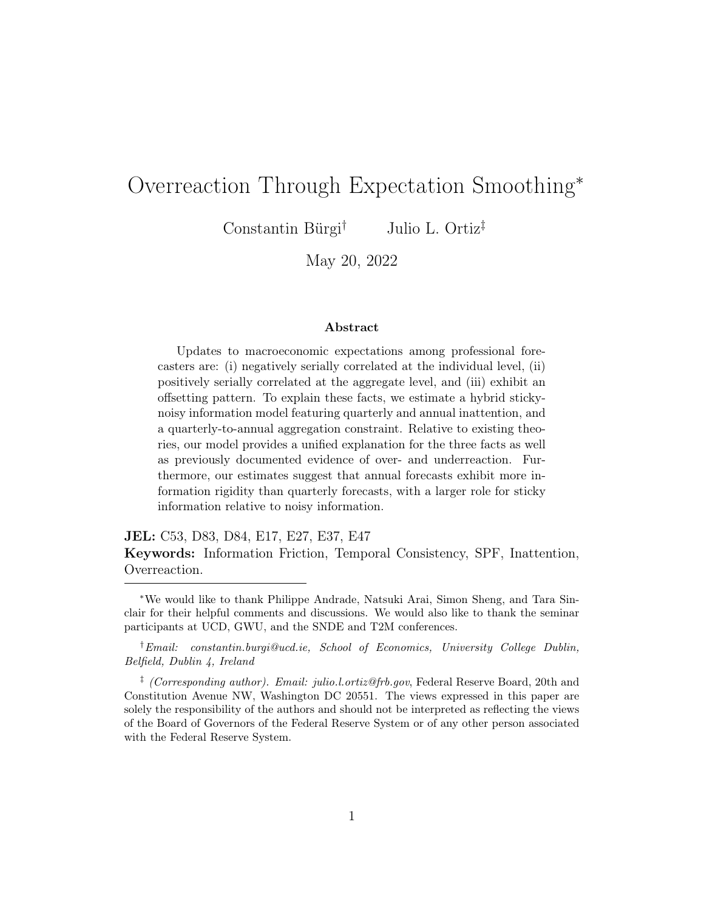# Overreaction Through Expectation Smoothing*

Constantin Bürgi† Julio L. Ortiz‡

May 20, 2022

### Abstract

Updates to macroeconomic expectations among professional forecasters are: (i) negatively serially correlated at the individual level, (ii) positively serially correlated at the aggregate level, and (iii) exhibit an offsetting pattern. To explain these facts, we estimate a hybrid sticky-noisy information model featuring quarterly and annual inattention, and a quarterly-to-annual aggregation constraint. Relative to existing theories, our model provides a unified explanation for the three facts as well as previously documented evidence of over- and underreaction. Furthermore, our estimates suggest that annual forecasts exhibit more information rigidity than quarterly forecasts, with a larger role for sticky information relative to noisy information.

**JEL:** C53, D83, D84, E17, E27, E37, E47

**Keywords:** Information Friction, Temporal Consistency, SPF, Inattention, Overreaction.

---

*We would like to thank Philippe Andrade, Natsuki Arai, Simon Sheng, and Tara Sinclair for their helpful comments and discussions. We would also like to thank the seminar participants at UCD, GWU, and the SNDE and T2M conferences.

†*Email: constantin.burgi@ucd.ie, School of Economics, University College Dublin, Belfield, Dublin 4, Ireland*

‡ *(Corresponding author). Email: julio.l.ortiz@frb.gov*, Federal Reserve Board, 20th and Constitution Avenue NW, Washington DC 20551. The views expressed in this paper are solely the responsibility of the authors and should not be interpreted as reflecting the views of the Board of Governors of the Federal Reserve System or of any other person associated with the Federal Reserve System.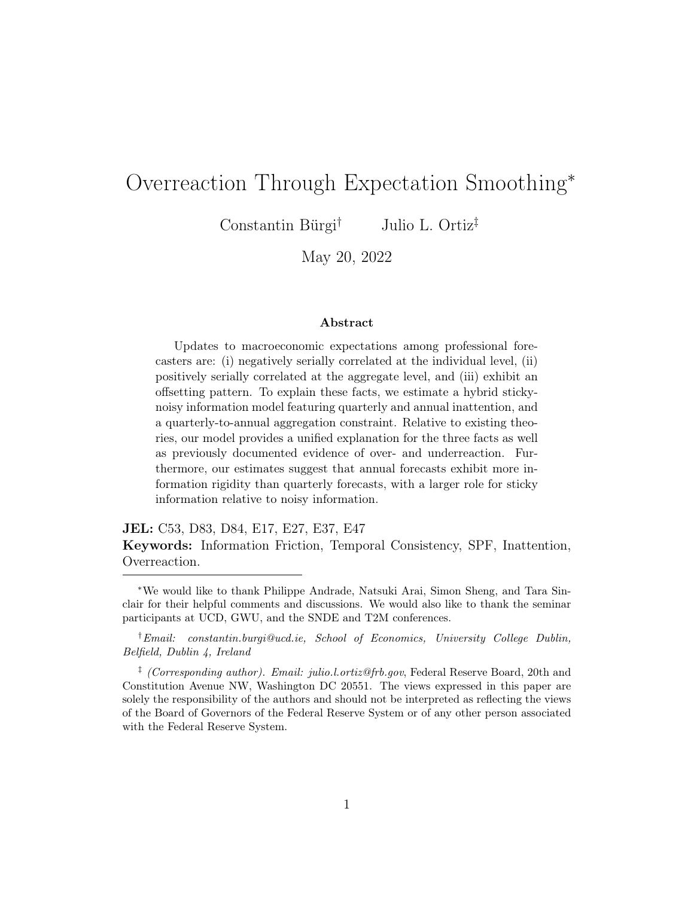# Overreaction Through Expectation Smoothing*

Constantin Bürgi[†] Julio L. Ortiz[‡]

May 20, 2022

### Abstract

Updates to macroeconomic expectations among professional forecasters are: (i) negatively serially correlated at the individual level, (ii) positively serially correlated at the aggregate level, and (iii) exhibit an offsetting pattern. To explain these facts, we estimate a hybrid sticky-noisy information model featuring quarterly and annual inattention, and a quarterly-to-annual aggregation constraint. Relative to existing theories, our model provides a unified explanation for the three facts as well as previously documented evidence of over- and underreaction. Furthermore, our estimates suggest that annual forecasts exhibit more information rigidity than quarterly forecasts, with a larger role for sticky information relative to noisy information.

**JEL:** C53, D83, D84, E17, E27, E37, E47

**Keywords:** Information Friction, Temporal Consistency, SPF, Inattention, Overreaction.

---

*We would like to thank Philippe Andrade, Natsuki Arai, Simon Sheng, and Tara Sinclair for their helpful comments and discussions. We would also like to thank the seminar participants at UCD, GWU, and the SNDE and T2M conferences.

[†] *Email: constantin.burgi@ucd.ie, School of Economics, University College Dublin, Belfield, Dublin 4, Ireland*

[‡] *(Corresponding author). Email: julio.l.ortiz@frb.gov*, Federal Reserve Board, 20th and Constitution Avenue NW, Washington DC 20551. The views expressed in this paper are solely the responsibility of the authors and should not be interpreted as reflecting the views of the Board of Governors of the Federal Reserve System or of any other person associated with the Federal Reserve System.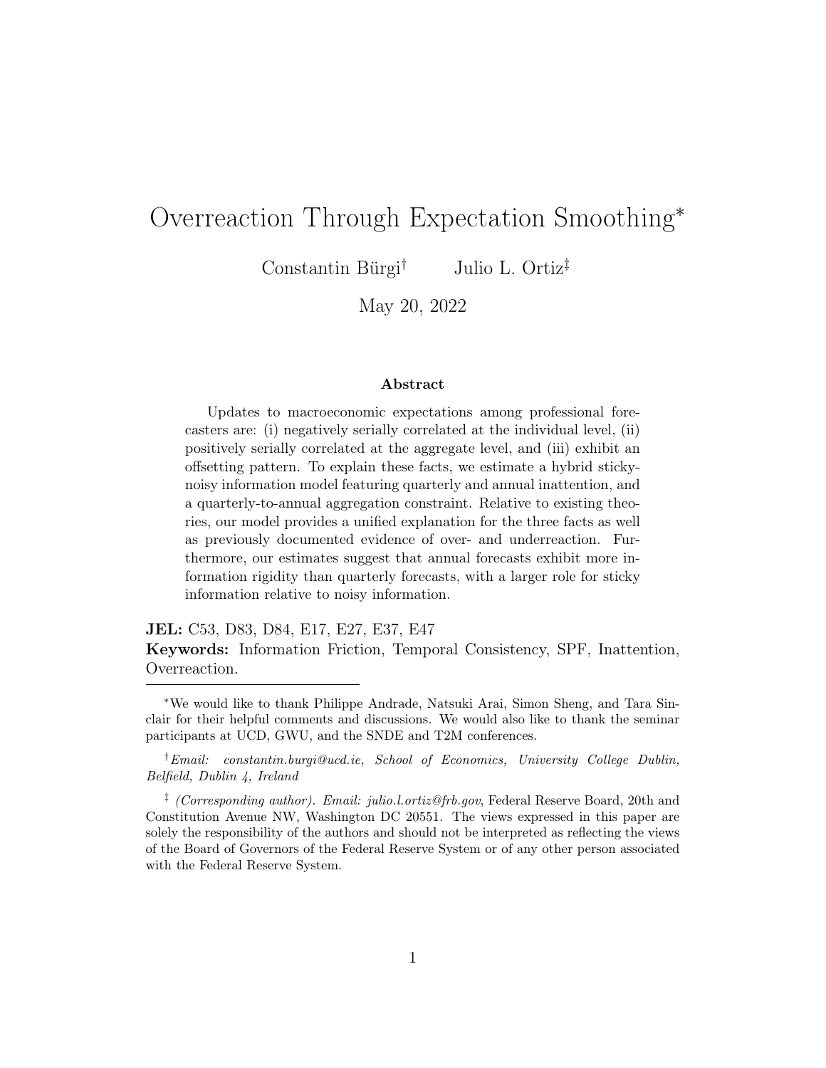# Overreaction Through Expectation Smoothing*

Constantin Bürgi[†] Julio L. Ortiz[‡]

May 20, 2022

**Abstract**

Updates to macroeconomic expectations among professional forecasters are: (i) negatively serially correlated at the individual level, (ii) positively serially correlated at the aggregate level, and (iii) exhibit an offsetting pattern. To explain these facts, we estimate a hybrid sticky-noisy information model featuring quarterly and annual inattention, and a quarterly-to-annual aggregation constraint. Relative to existing theories, our model provides a unified explanation for the three facts as well as previously documented evidence of over- and underreaction. Furthermore, our estimates suggest that annual forecasts exhibit more information rigidity than quarterly forecasts, with a larger role for sticky information relative to noisy information.

**JEL:** C53, D83, D84, E17, E27, E37, E47

**Keywords:** Information Friction, Temporal Consistency, SPF, Inattention, Overreaction.

---

*We would like to thank Philippe Andrade, Natsuki Arai, Simon Sheng, and Tara Sinclair for their helpful comments and discussions. We would also like to thank the seminar participants at UCD, GWU, and the SNDE and T2M conferences.

[†]*Email: constantin.burgi@ucd.ie, School of Economics, University College Dublin, Belfield, Dublin 4, Ireland*

[‡] *(Corresponding author). Email: julio.l.ortiz@frb.gov*, Federal Reserve Board, 20th and Constitution Avenue NW, Washington DC 20551. The views expressed in this paper are solely the responsibility of the authors and should not be interpreted as reflecting the views of the Board of Governors of the Federal Reserve System or of any other person associated with the Federal Reserve System.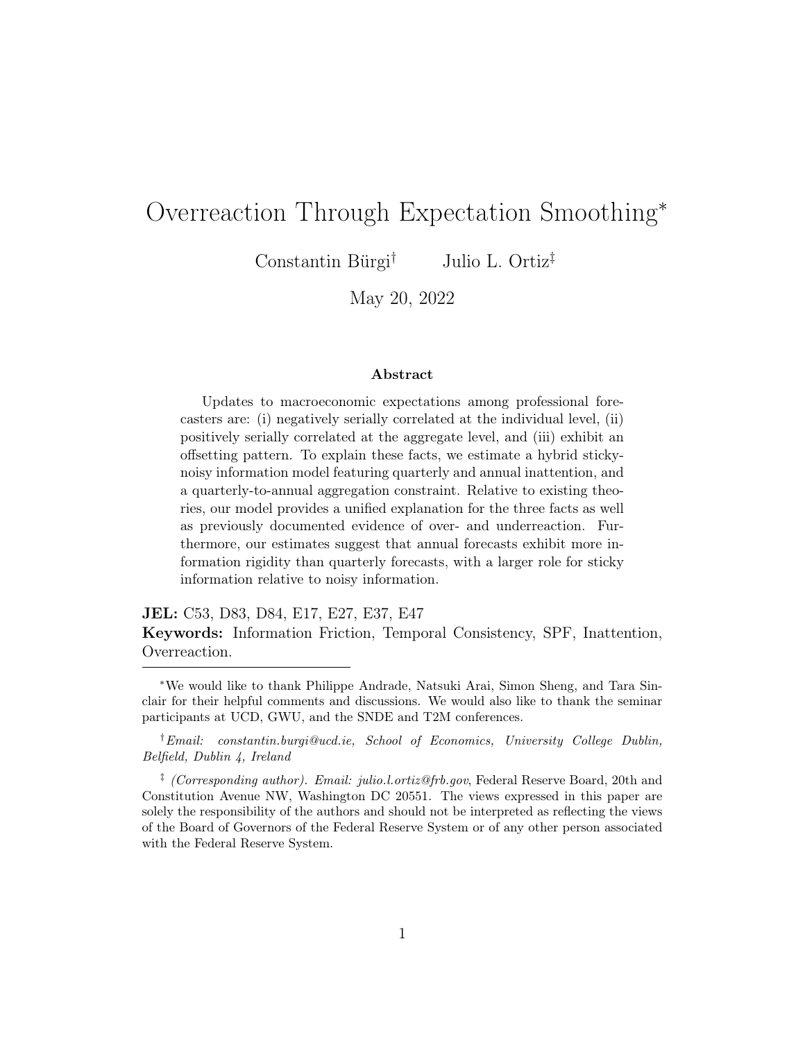# Overreaction Through Expectation Smoothing*

Constantin Bürgi† Julio L. Ortiz‡

May 20, 2022

### Abstract

Updates to macroeconomic expectations among professional forecasters are: (i) negatively serially correlated at the individual level, (ii) positively serially correlated at the aggregate level, and (iii) exhibit an offsetting pattern. To explain these facts, we estimate a hybrid sticky-noisy information model featuring quarterly and annual inattention, and a quarterly-to-annual aggregation constraint. Relative to existing theories, our model provides a unified explanation for the three facts as well as previously documented evidence of over- and underreaction. Furthermore, our estimates suggest that annual forecasts exhibit more information rigidity than quarterly forecasts, with a larger role for sticky information relative to noisy information.

**JEL:** C53, D83, D84, E17, E27, E37, E47

**Keywords:** Information Friction, Temporal Consistency, SPF, Inattention, Overreaction.

---

*We would like to thank Philippe Andrade, Natsuki Arai, Simon Sheng, and Tara Sinclair for their helpful comments and discussions. We would also like to thank the seminar participants at UCD, GWU, and the SNDE and T2M conferences.

†*Email: constantin.burgi@ucd.ie, School of Economics, University College Dublin, Belfield, Dublin 4, Ireland*

‡ *(Corresponding author). Email: julio.l.ortiz@frb.gov*, Federal Reserve Board, 20th and Constitution Avenue NW, Washington DC 20551. The views expressed in this paper are solely the responsibility of the authors and should not be interpreted as reflecting the views of the Board of Governors of the Federal Reserve System or of any other person associated with the Federal Reserve System.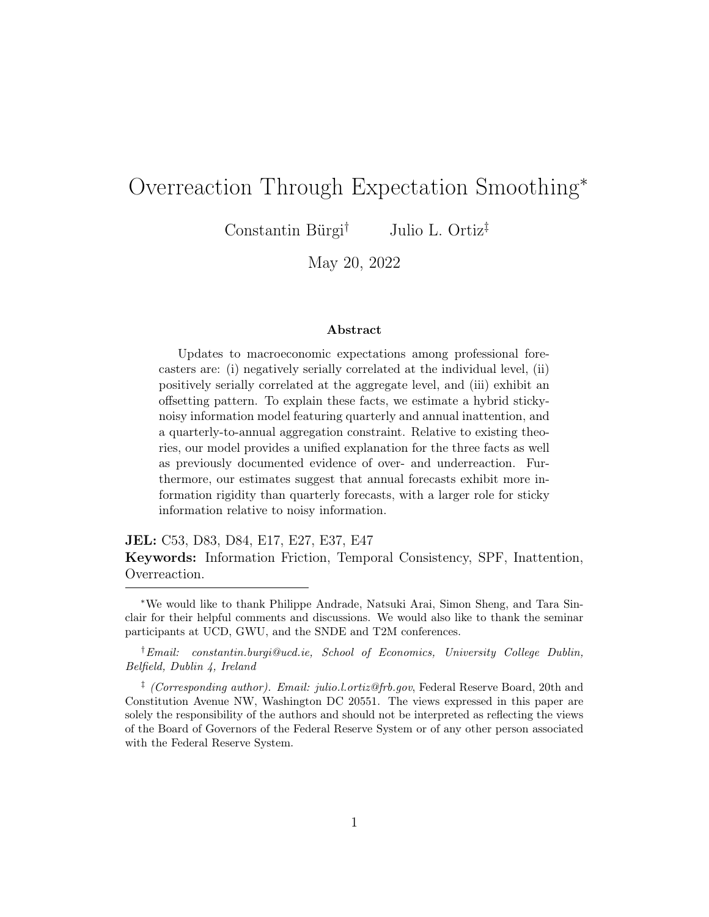# Overreaction Through Expectation Smoothing*

Constantin Bürgi[†] Julio L. Ortiz[‡]

May 20, 2022

### Abstract

Updates to macroeconomic expectations among professional forecasters are: (i) negatively serially correlated at the individual level, (ii) positively serially correlated at the aggregate level, and (iii) exhibit an offsetting pattern. To explain these facts, we estimate a hybrid sticky-noisy information model featuring quarterly and annual inattention, and a quarterly-to-annual aggregation constraint. Relative to existing theories, our model provides a unified explanation for the three facts as well as previously documented evidence of over- and underreaction. Furthermore, our estimates suggest that annual forecasts exhibit more information rigidity than quarterly forecasts, with a larger role for sticky information relative to noisy information.

**JEL:** C53, D83, D84, E17, E27, E37, E47

**Keywords:** Information Friction, Temporal Consistency, SPF, Inattention, Overreaction.

---

*We would like to thank Philippe Andrade, Natsuki Arai, Simon Sheng, and Tara Sinclair for their helpful comments and discussions. We would also like to thank the seminar participants at UCD, GWU, and the SNDE and T2M conferences.

[†]*Email: constantin.burgi@ucd.ie, School of Economics, University College Dublin, Belfield, Dublin 4, Ireland*

[‡] *(Corresponding author). Email: julio.l.ortiz@frb.gov*, Federal Reserve Board, 20th and Constitution Avenue NW, Washington DC 20551. The views expressed in this paper are solely the responsibility of the authors and should not be interpreted as reflecting the views of the Board of Governors of the Federal Reserve System or of any other person associated with the Federal Reserve System.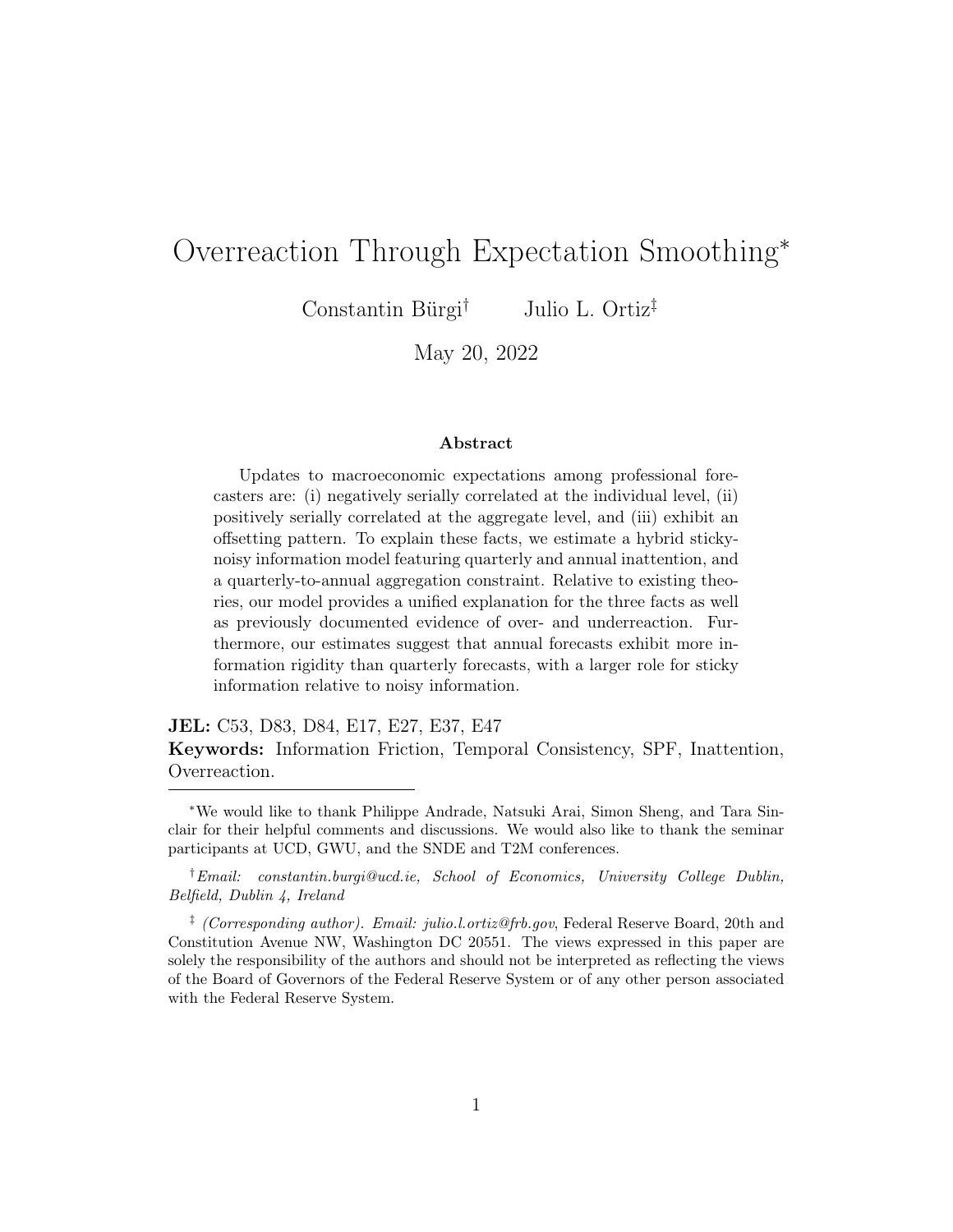# Overreaction Through Expectation Smoothing*

Constantin Bürgi† Julio L. Ortiz‡

May 20, 2022

### Abstract

Updates to macroeconomic expectations among professional forecasters are: (i) negatively serially correlated at the individual level, (ii) positively serially correlated at the aggregate level, and (iii) exhibit an offsetting pattern. To explain these facts, we estimate a hybrid sticky-noisy information model featuring quarterly and annual inattention, and a quarterly-to-annual aggregation constraint. Relative to existing theories, our model provides a unified explanation for the three facts as well as previously documented evidence of over- and underreaction. Furthermore, our estimates suggest that annual forecasts exhibit more information rigidity than quarterly forecasts, with a larger role for sticky information relative to noisy information.

**JEL:** C53, D83, D84, E17, E27, E37, E47

**Keywords:** Information Friction, Temporal Consistency, SPF, Inattention, Overreaction.

---

*We would like to thank Philippe Andrade, Natsuki Arai, Simon Sheng, and Tara Sinclair for their helpful comments and discussions. We would also like to thank the seminar participants at UCD, GWU, and the SNDE and T2M conferences.

†*Email: constantin.burgi@ucd.ie, School of Economics, University College Dublin, Belfield, Dublin 4, Ireland*

‡ *(Corresponding author). Email: julio.l.ortiz@frb.gov*, Federal Reserve Board, 20th and Constitution Avenue NW, Washington DC 20551. The views expressed in this paper are solely the responsibility of the authors and should not be interpreted as reflecting the views of the Board of Governors of the Federal Reserve System or of any other person associated with the Federal Reserve System.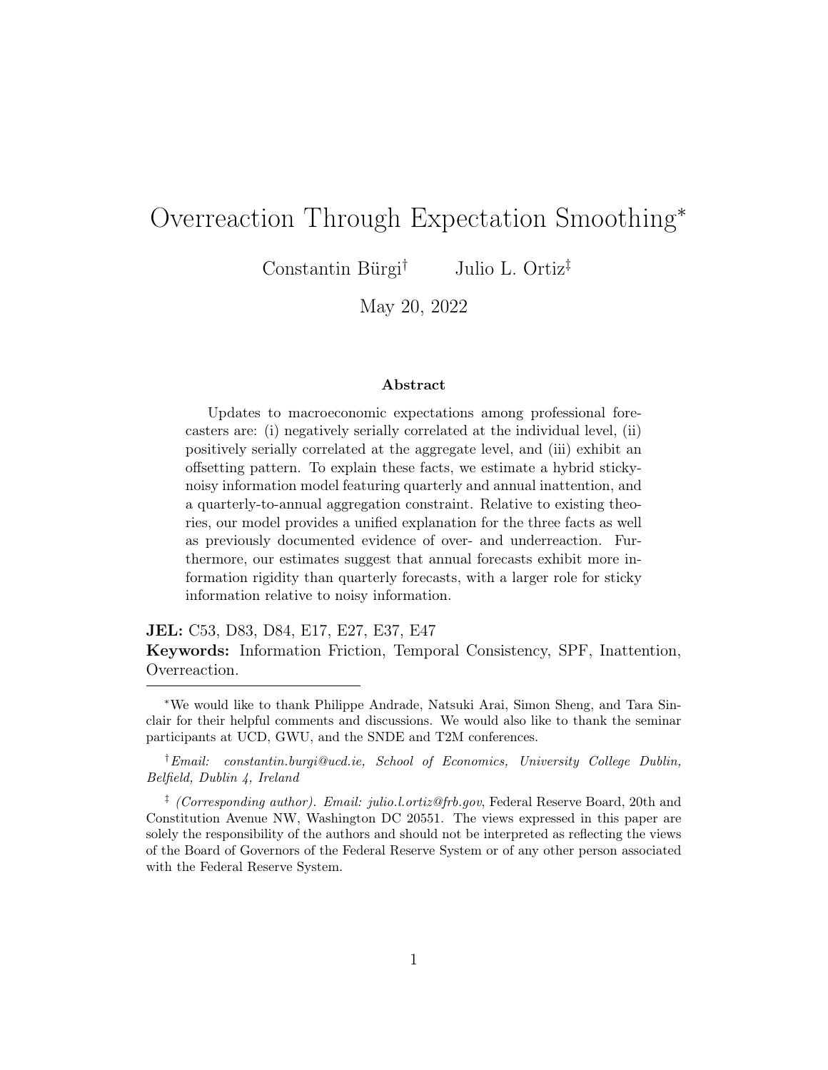# Overreaction Through Expectation Smoothing*

Constantin Bürgi† Julio L. Ortiz‡

May 20, 2022

### Abstract

Updates to macroeconomic expectations among professional forecasters are: (i) negatively serially correlated at the individual level, (ii) positively serially correlated at the aggregate level, and (iii) exhibit an offsetting pattern. To explain these facts, we estimate a hybrid sticky-noisy information model featuring quarterly and annual inattention, and a quarterly-to-annual aggregation constraint. Relative to existing theories, our model provides a unified explanation for the three facts as well as previously documented evidence of over- and underreaction. Furthermore, our estimates suggest that annual forecasts exhibit more information rigidity than quarterly forecasts, with a larger role for sticky information relative to noisy information.

**JEL:** C53, D83, D84, E17, E27, E37, E47

**Keywords:** Information Friction, Temporal Consistency, SPF, Inattention, Overreaction.

---

*We would like to thank Philippe Andrade, Natsuki Arai, Simon Sheng, and Tara Sinclair for their helpful comments and discussions. We would also like to thank the seminar participants at UCD, GWU, and the SNDE and T2M conferences.

†*Email: constantin.burgi@ucd.ie, School of Economics, University College Dublin, Belfield, Dublin 4, Ireland*

‡ *(Corresponding author). Email: julio.l.ortiz@frb.gov*, Federal Reserve Board, 20th and Constitution Avenue NW, Washington DC 20551. The views expressed in this paper are solely the responsibility of the authors and should not be interpreted as reflecting the views of the Board of Governors of the Federal Reserve System or of any other person associated with the Federal Reserve System.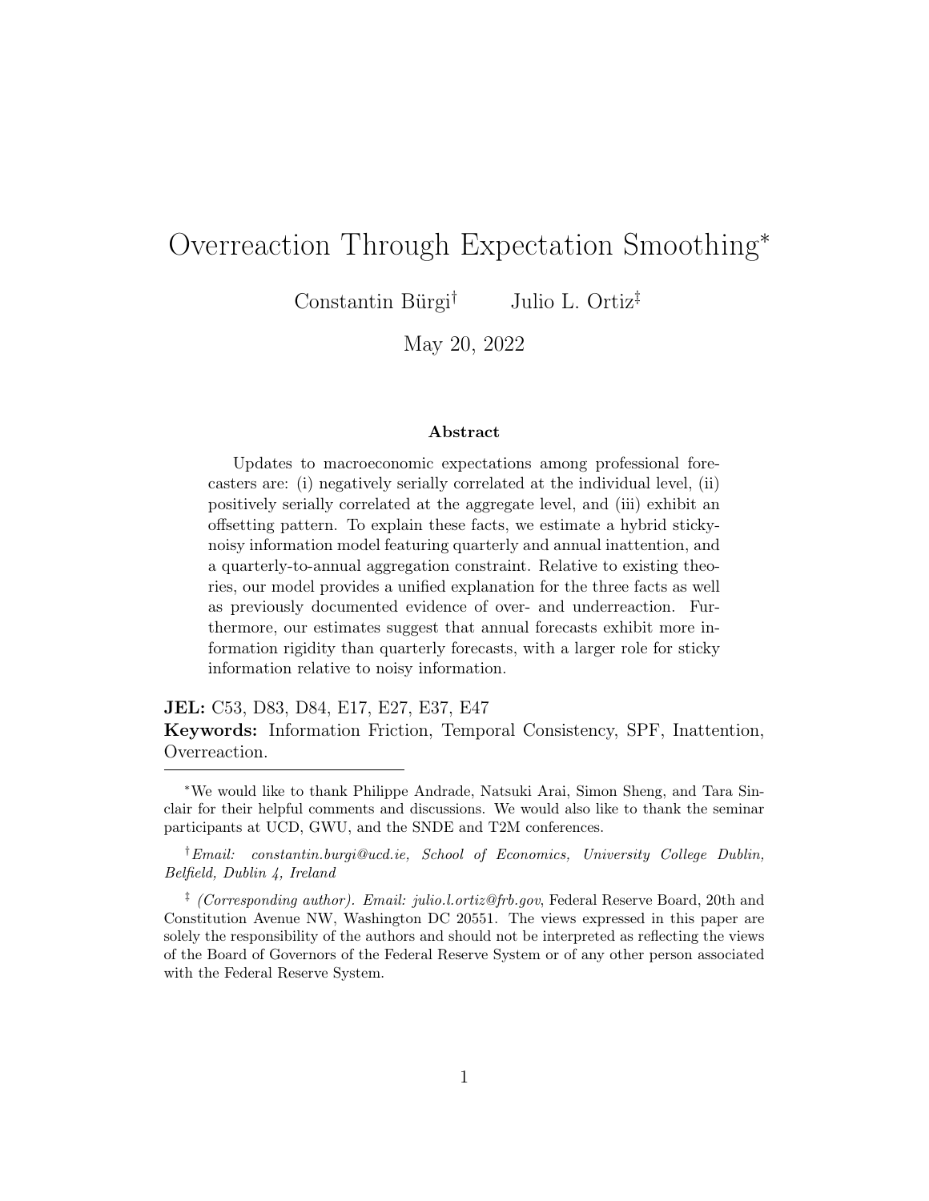# Overreaction Through Expectation Smoothing*

Constantin Bürgi† Julio L. Ortiz‡

May 20, 2022

### Abstract

Updates to macroeconomic expectations among professional forecasters are: (i) negatively serially correlated at the individual level, (ii) positively serially correlated at the aggregate level, and (iii) exhibit an offsetting pattern. To explain these facts, we estimate a hybrid sticky-noisy information model featuring quarterly and annual inattention, and a quarterly-to-annual aggregation constraint. Relative to existing theories, our model provides a unified explanation for the three facts as well as previously documented evidence of over- and underreaction. Furthermore, our estimates suggest that annual forecasts exhibit more information rigidity than quarterly forecasts, with a larger role for sticky information relative to noisy information.

**JEL:** C53, D83, D84, E17, E27, E37, E47

**Keywords:** Information Friction, Temporal Consistency, SPF, Inattention, Overreaction.

---

*We would like to thank Philippe Andrade, Natsuki Arai, Simon Sheng, and Tara Sinclair for their helpful comments and discussions. We would also like to thank the seminar participants at UCD, GWU, and the SNDE and T2M conferences.

†*Email: constantin.burgi@ucd.ie, School of Economics, University College Dublin, Belfield, Dublin 4, Ireland*

‡ *(Corresponding author). Email: julio.l.ortiz@frb.gov*, Federal Reserve Board, 20th and Constitution Avenue NW, Washington DC 20551. The views expressed in this paper are solely the responsibility of the authors and should not be interpreted as reflecting the views of the Board of Governors of the Federal Reserve System or of any other person associated with the Federal Reserve System.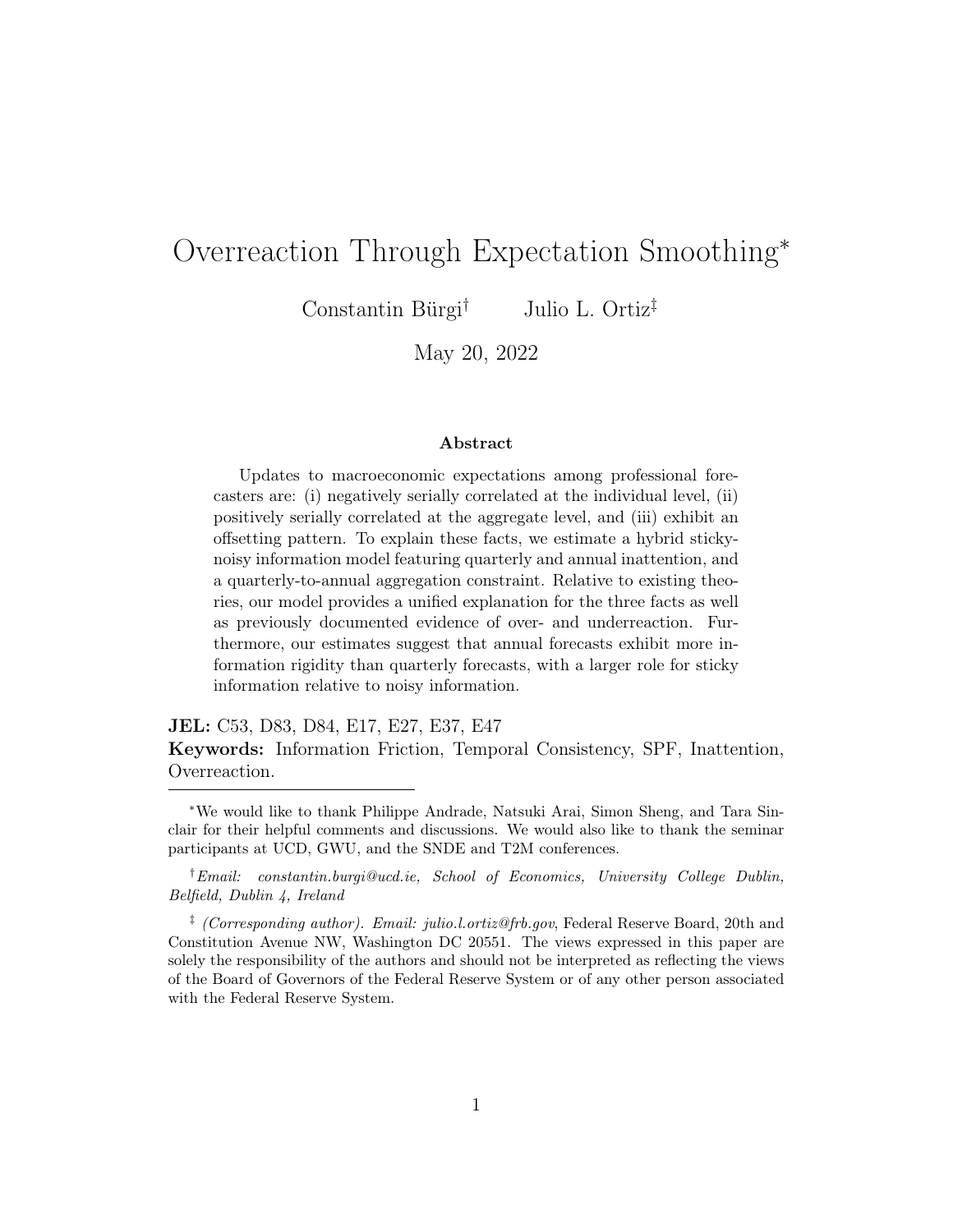# Overreaction Through Expectation Smoothing*

Constantin Bürgi[†] Julio L. Ortiz[‡]

May 20, 2022

### Abstract

Updates to macroeconomic expectations among professional forecasters are: (i) negatively serially correlated at the individual level, (ii) positively serially correlated at the aggregate level, and (iii) exhibit an offsetting pattern. To explain these facts, we estimate a hybrid sticky-noisy information model featuring quarterly and annual inattention, and a quarterly-to-annual aggregation constraint. Relative to existing theories, our model provides a unified explanation for the three facts as well as previously documented evidence of over- and underreaction. Furthermore, our estimates suggest that annual forecasts exhibit more information rigidity than quarterly forecasts, with a larger role for sticky information relative to noisy information.

**JEL:** C53, D83, D84, E17, E27, E37, E47
**Keywords:** Information Friction, Temporal Consistency, SPF, Inattention, Overreaction.

---

*We would like to thank Philippe Andrade, Natsuki Arai, Simon Sheng, and Tara Sinclair for their helpful comments and discussions. We would also like to thank the seminar participants at UCD, GWU, and the SNDE and T2M conferences.

[†]*Email: constantin.burgi@ucd.ie, School of Economics, University College Dublin, Belfield, Dublin 4, Ireland*

[‡] *(Corresponding author). Email: julio.l.ortiz@frb.gov*, Federal Reserve Board, 20th and Constitution Avenue NW, Washington DC 20551. The views expressed in this paper are solely the responsibility of the authors and should not be interpreted as reflecting the views of the Board of Governors of the Federal Reserve System or of any other person associated with the Federal Reserve System.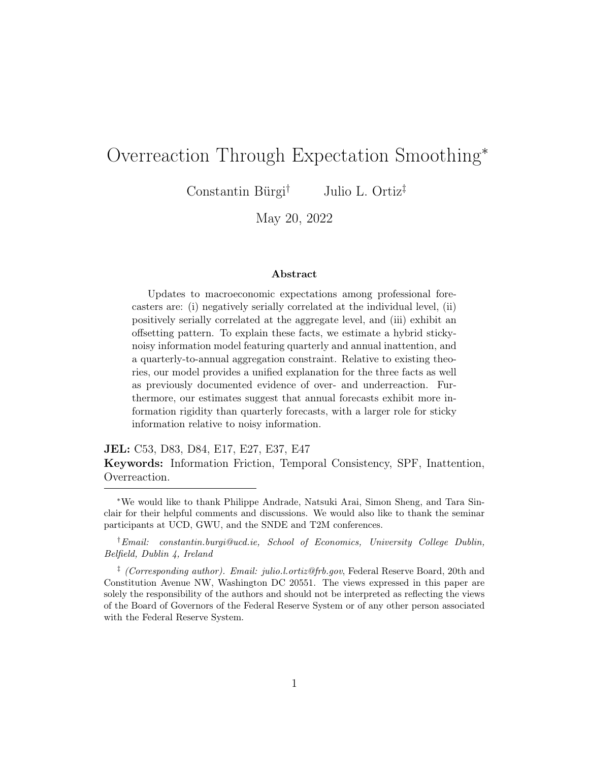# Overreaction Through Expectation Smoothing*

Constantin Bürgi† Julio L. Ortiz‡

May 20, 2022

### Abstract

Updates to macroeconomic expectations among professional forecasters are: (i) negatively serially correlated at the individual level, (ii) positively serially correlated at the aggregate level, and (iii) exhibit an offsetting pattern. To explain these facts, we estimate a hybrid sticky-noisy information model featuring quarterly and annual inattention, and a quarterly-to-annual aggregation constraint. Relative to existing theories, our model provides a unified explanation for the three facts as well as previously documented evidence of over- and underreaction. Furthermore, our estimates suggest that annual forecasts exhibit more information rigidity than quarterly forecasts, with a larger role for sticky information relative to noisy information.

**JEL:** C53, D83, D84, E17, E27, E37, E47

**Keywords:** Information Friction, Temporal Consistency, SPF, Inattention, Overreaction.

---

*We would like to thank Philippe Andrade, Natsuki Arai, Simon Sheng, and Tara Sinclair for their helpful comments and discussions. We would also like to thank the seminar participants at UCD, GWU, and the SNDE and T2M conferences.

†*Email: constantin.burgi@ucd.ie, School of Economics, University College Dublin, Belfield, Dublin 4, Ireland*

‡ *(Corresponding author). Email: julio.l.ortiz@frb.gov*, Federal Reserve Board, 20th and Constitution Avenue NW, Washington DC 20551. The views expressed in this paper are solely the responsibility of the authors and should not be interpreted as reflecting the views of the Board of Governors of the Federal Reserve System or of any other person associated with the Federal Reserve System.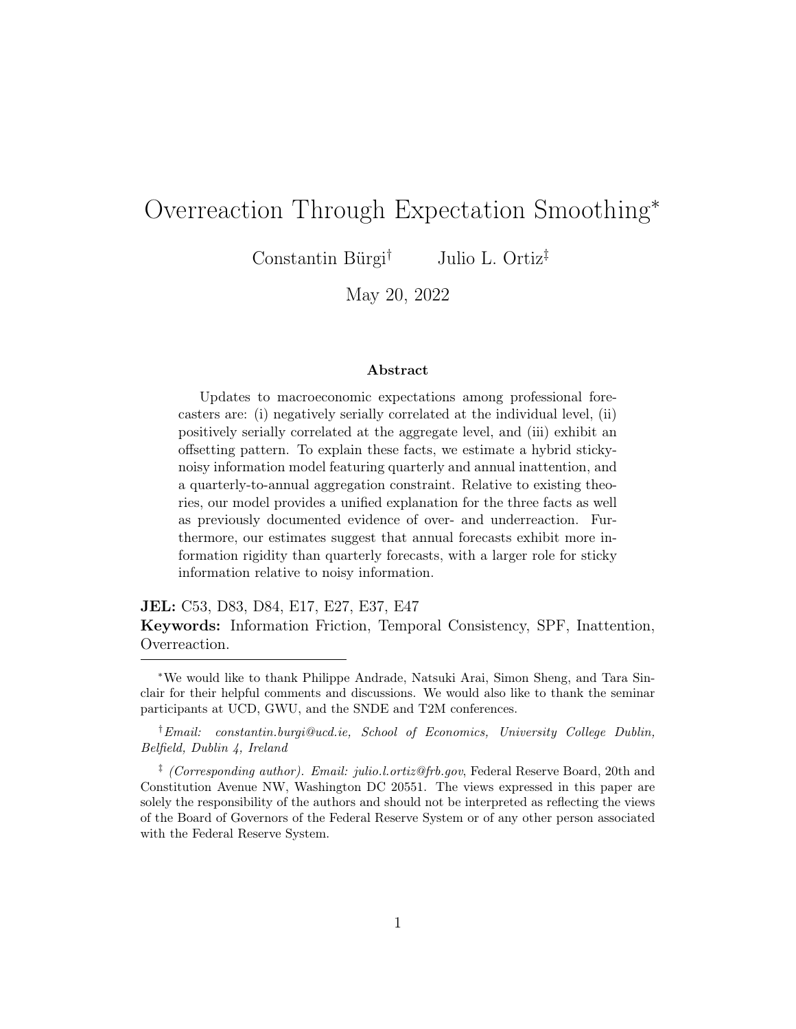# Overreaction Through Expectation Smoothing*

Constantin Bürgi[†] Julio L. Ortiz[‡]

May 20, 2022

### Abstract

Updates to macroeconomic expectations among professional forecasters are: (i) negatively serially correlated at the individual level, (ii) positively serially correlated at the aggregate level, and (iii) exhibit an offsetting pattern. To explain these facts, we estimate a hybrid sticky-noisy information model featuring quarterly and annual inattention, and a quarterly-to-annual aggregation constraint. Relative to existing theories, our model provides a unified explanation for the three facts as well as previously documented evidence of over- and underreaction. Furthermore, our estimates suggest that annual forecasts exhibit more information rigidity than quarterly forecasts, with a larger role for sticky information relative to noisy information.

**JEL:** C53, D83, D84, E17, E27, E37, E47

**Keywords:** Information Friction, Temporal Consistency, SPF, Inattention, Overreaction.

---

*We would like to thank Philippe Andrade, Natsuki Arai, Simon Sheng, and Tara Sinclair for their helpful comments and discussions. We would also like to thank the seminar participants at UCD, GWU, and the SNDE and T2M conferences.

[†] *Email: constantin.burgi@ucd.ie, School of Economics, University College Dublin, Belfield, Dublin 4, Ireland*

[‡] *(Corresponding author). Email: julio.l.ortiz@frb.gov*, Federal Reserve Board, 20th and Constitution Avenue NW, Washington DC 20551. The views expressed in this paper are solely the responsibility of the authors and should not be interpreted as reflecting the views of the Board of Governors of the Federal Reserve System or of any other person associated with the Federal Reserve System.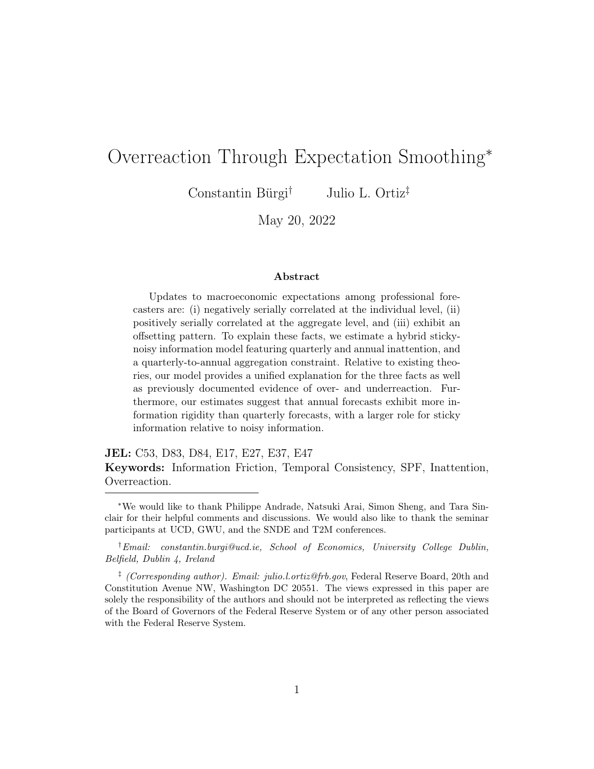# Overreaction Through Expectation Smoothing*

Constantin Bürgi[†] Julio L. Ortiz[‡]

May 20, 2022

### Abstract

Updates to macroeconomic expectations among professional forecasters are: (i) negatively serially correlated at the individual level, (ii) positively serially correlated at the aggregate level, and (iii) exhibit an offsetting pattern. To explain these facts, we estimate a hybrid sticky-noisy information model featuring quarterly and annual inattention, and a quarterly-to-annual aggregation constraint. Relative to existing theories, our model provides a unified explanation for the three facts as well as previously documented evidence of over- and underreaction. Furthermore, our estimates suggest that annual forecasts exhibit more information rigidity than quarterly forecasts, with a larger role for sticky information relative to noisy information.

**JEL:** C53, D83, D84, E17, E27, E37, E47

**Keywords:** Information Friction, Temporal Consistency, SPF, Inattention, Overreaction.

---

*We would like to thank Philippe Andrade, Natsuki Arai, Simon Sheng, and Tara Sinclair for their helpful comments and discussions. We would also like to thank the seminar participants at UCD, GWU, and the SNDE and T2M conferences.

[†]*Email: constantin.burgi@ucd.ie, School of Economics, University College Dublin, Belfield, Dublin 4, Ireland*

[‡] *(Corresponding author). Email: julio.l.ortiz@frb.gov*, Federal Reserve Board, 20th and Constitution Avenue NW, Washington DC 20551. The views expressed in this paper are solely the responsibility of the authors and should not be interpreted as reflecting the views of the Board of Governors of the Federal Reserve System or of any other person associated with the Federal Reserve System.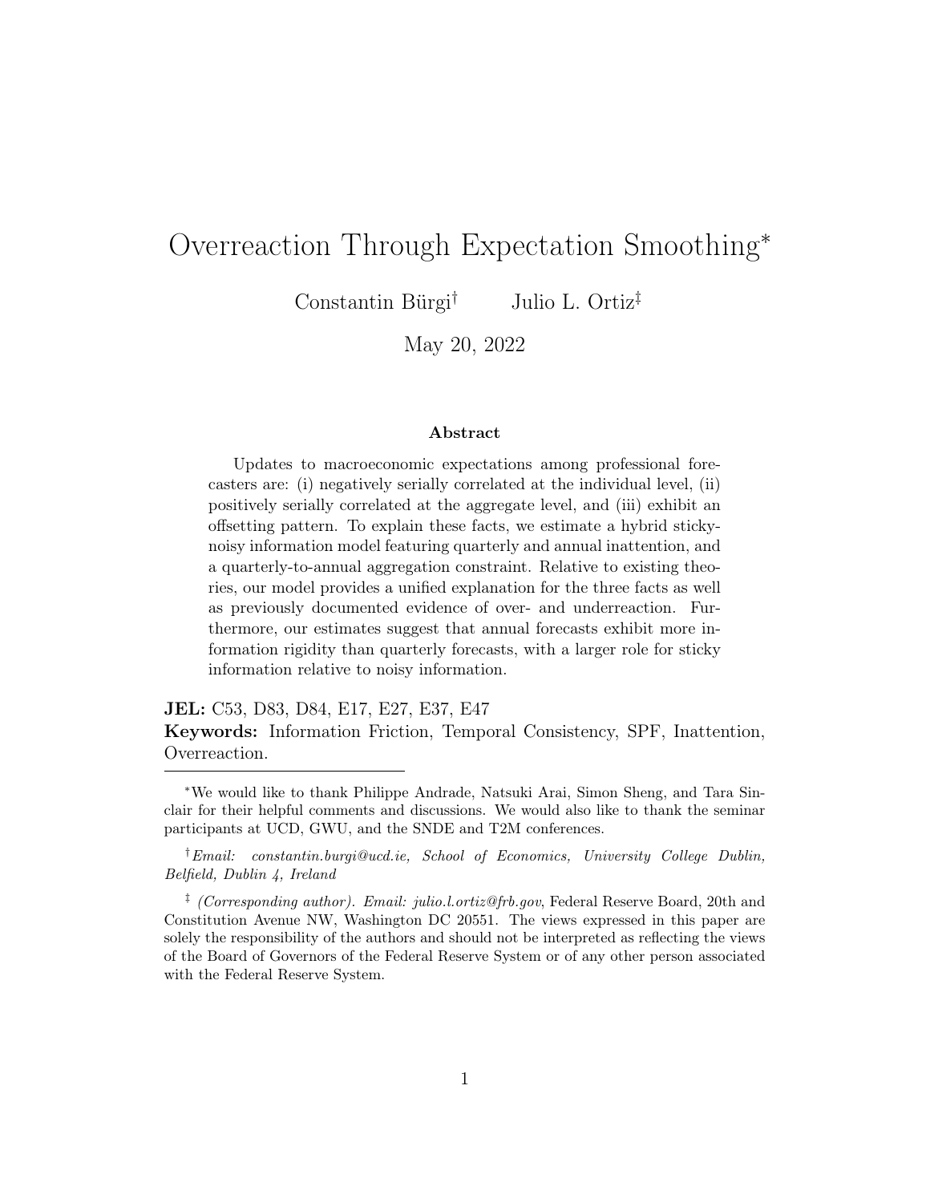# Overreaction Through Expectation Smoothing*

Constantin Bürgi[†] Julio L. Ortiz[‡]

May 20, 2022

### Abstract

Updates to macroeconomic expectations among professional forecasters are: (i) negatively serially correlated at the individual level, (ii) positively serially correlated at the aggregate level, and (iii) exhibit an offsetting pattern. To explain these facts, we estimate a hybrid sticky-noisy information model featuring quarterly and annual inattention, and a quarterly-to-annual aggregation constraint. Relative to existing theories, our model provides a unified explanation for the three facts as well as previously documented evidence of over- and underreaction. Furthermore, our estimates suggest that annual forecasts exhibit more information rigidity than quarterly forecasts, with a larger role for sticky information relative to noisy information.

**JEL:** C53, D83, D84, E17, E27, E37, E47

**Keywords:** Information Friction, Temporal Consistency, SPF, Inattention, Overreaction.

---

*We would like to thank Philippe Andrade, Natsuki Arai, Simon Sheng, and Tara Sinclair for their helpful comments and discussions. We would also like to thank the seminar participants at UCD, GWU, and the SNDE and T2M conferences.

[†]*Email: constantin.burgi@ucd.ie, School of Economics, University College Dublin, Belfield, Dublin 4, Ireland*

[‡] *(Corresponding author). Email: julio.l.ortiz@frb.gov*, Federal Reserve Board, 20th and Constitution Avenue NW, Washington DC 20551. The views expressed in this paper are solely the responsibility of the authors and should not be interpreted as reflecting the views of the Board of Governors of the Federal Reserve System or of any other person associated with the Federal Reserve System.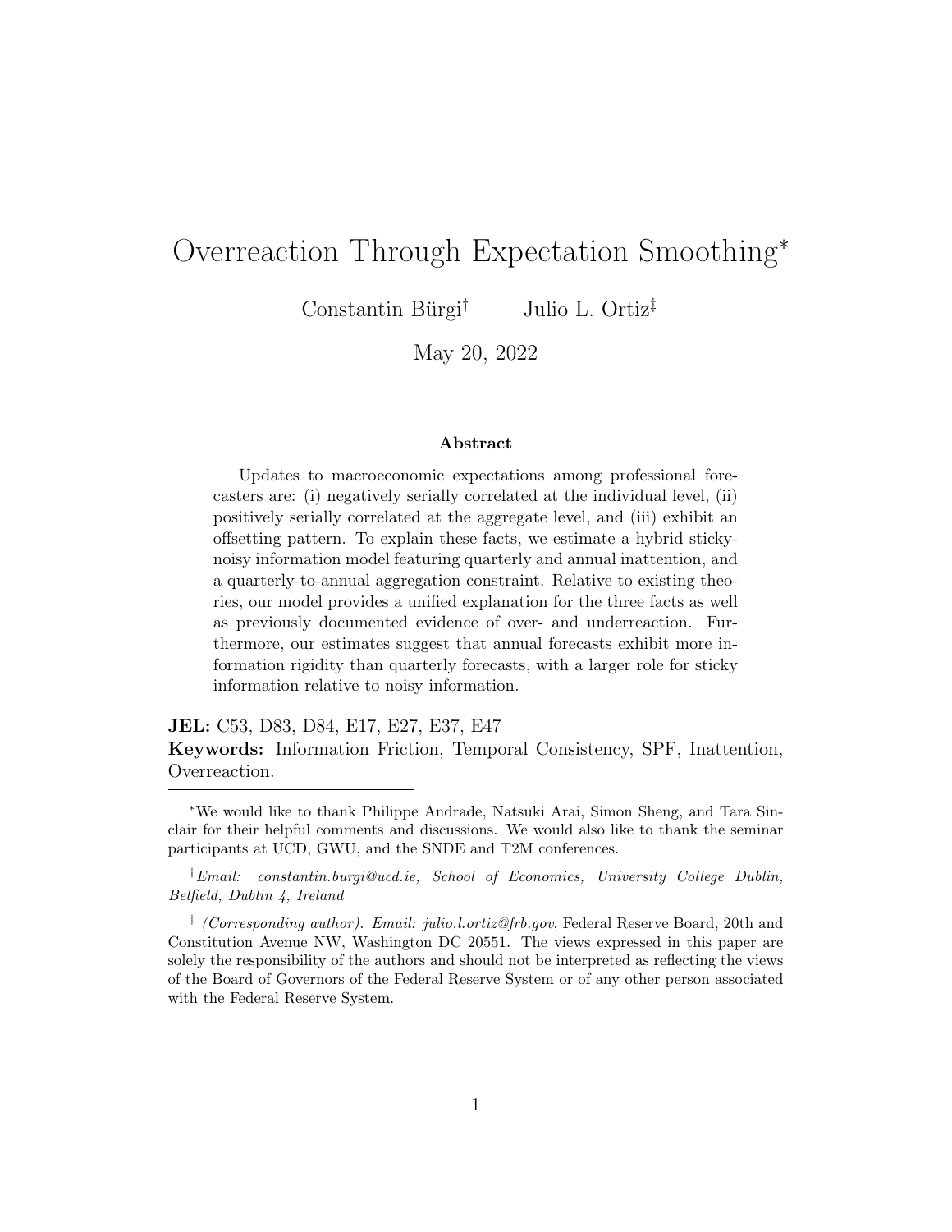# Overreaction Through Expectation Smoothing*

Constantin Bürgi† Julio L. Ortiz‡

May 20, 2022

**Abstract**

Updates to macroeconomic expectations among professional forecasters are: (i) negatively serially correlated at the individual level, (ii) positively serially correlated at the aggregate level, and (iii) exhibit an offsetting pattern. To explain these facts, we estimate a hybrid sticky-noisy information model featuring quarterly and annual inattention, and a quarterly-to-annual aggregation constraint. Relative to existing theories, our model provides a unified explanation for the three facts as well as previously documented evidence of over- and underreaction. Furthermore, our estimates suggest that annual forecasts exhibit more information rigidity than quarterly forecasts, with a larger role for sticky information relative to noisy information.

**JEL:** C53, D83, D84, E17, E27, E37, E47

**Keywords:** Information Friction, Temporal Consistency, SPF, Inattention, Overreaction.

---

*We would like to thank Philippe Andrade, Natsuki Arai, Simon Sheng, and Tara Sinclair for their helpful comments and discussions. We would also like to thank the seminar participants at UCD, GWU, and the SNDE and T2M conferences.

†*Email: constantin.burgi@ucd.ie, School of Economics, University College Dublin, Belfield, Dublin 4, Ireland*

‡ *(Corresponding author). Email: julio.l.ortiz@frb.gov*, Federal Reserve Board, 20th and Constitution Avenue NW, Washington DC 20551. The views expressed in this paper are solely the responsibility of the authors and should not be interpreted as reflecting the views of the Board of Governors of the Federal Reserve System or of any other person associated with the Federal Reserve System.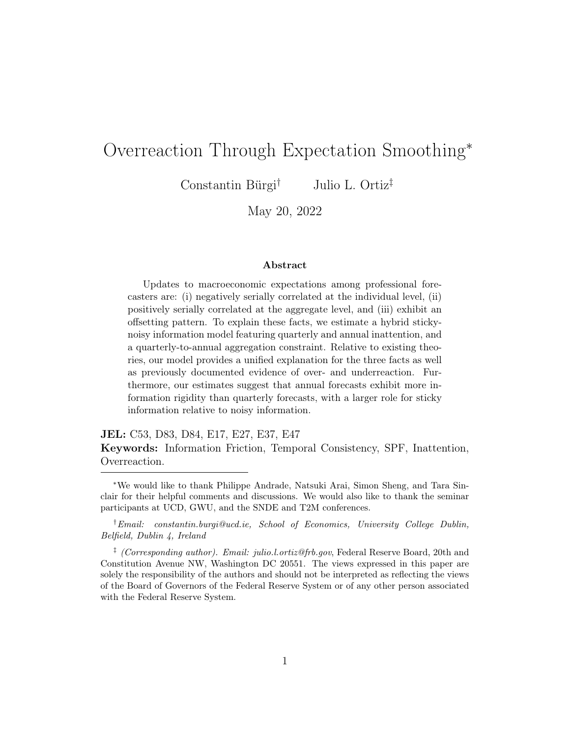# Overreaction Through Expectation Smoothing*

Constantin Bürgi[†] Julio L. Ortiz[‡]

May 20, 2022

### Abstract

Updates to macroeconomic expectations among professional forecasters are: (i) negatively serially correlated at the individual level, (ii) positively serially correlated at the aggregate level, and (iii) exhibit an offsetting pattern. To explain these facts, we estimate a hybrid sticky-noisy information model featuring quarterly and annual inattention, and a quarterly-to-annual aggregation constraint. Relative to existing theories, our model provides a unified explanation for the three facts as well as previously documented evidence of over- and underreaction. Furthermore, our estimates suggest that annual forecasts exhibit more information rigidity than quarterly forecasts, with a larger role for sticky information relative to noisy information.

**JEL:** C53, D83, D84, E17, E27, E37, E47

**Keywords:** Information Friction, Temporal Consistency, SPF, Inattention, Overreaction.

---

*We would like to thank Philippe Andrade, Natsuki Arai, Simon Sheng, and Tara Sinclair for their helpful comments and discussions. We would also like to thank the seminar participants at UCD, GWU, and the SNDE and T2M conferences.

[†]*Email: constantin.burgi@ucd.ie, School of Economics, University College Dublin, Belfield, Dublin 4, Ireland*

[‡] *(Corresponding author). Email: julio.l.ortiz@frb.gov*, Federal Reserve Board, 20th and Constitution Avenue NW, Washington DC 20551. The views expressed in this paper are solely the responsibility of the authors and should not be interpreted as reflecting the views of the Board of Governors of the Federal Reserve System or of any other person associated with the Federal Reserve System.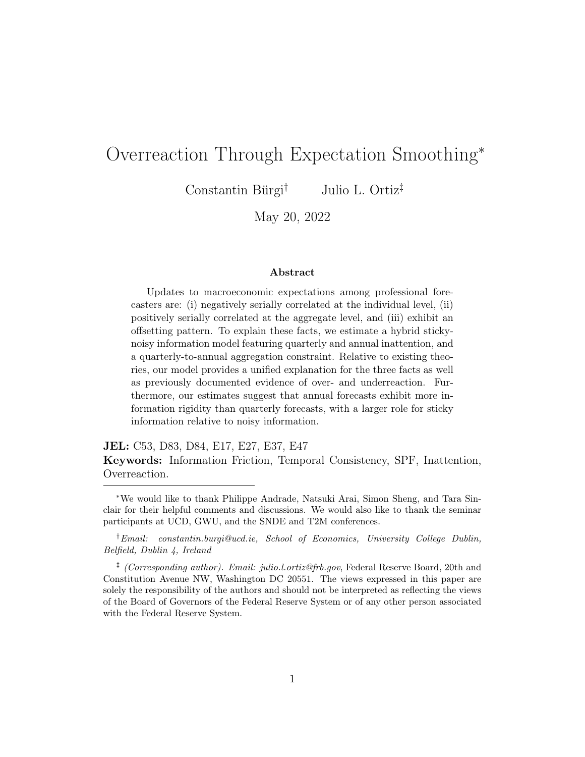# Overreaction Through Expectation Smoothing*

Constantin Bürgi[†] Julio L. Ortiz[‡]

May 20, 2022

### Abstract

Updates to macroeconomic expectations among professional forecasters are: (i) negatively serially correlated at the individual level, (ii) positively serially correlated at the aggregate level, and (iii) exhibit an offsetting pattern. To explain these facts, we estimate a hybrid sticky-noisy information model featuring quarterly and annual inattention, and a quarterly-to-annual aggregation constraint. Relative to existing theories, our model provides a unified explanation for the three facts as well as previously documented evidence of over- and underreaction. Furthermore, our estimates suggest that annual forecasts exhibit more information rigidity than quarterly forecasts, with a larger role for sticky information relative to noisy information.

**JEL:** C53, D83, D84, E17, E27, E37, E47

**Keywords:** Information Friction, Temporal Consistency, SPF, Inattention, Overreaction.

---

*We would like to thank Philippe Andrade, Natsuki Arai, Simon Sheng, and Tara Sinclair for their helpful comments and discussions. We would also like to thank the seminar participants at UCD, GWU, and the SNDE and T2M conferences.

[†] *Email: constantin.burgi@ucd.ie, School of Economics, University College Dublin, Belfield, Dublin 4, Ireland*

[‡] *(Corresponding author). Email: julio.l.ortiz@frb.gov*, Federal Reserve Board, 20th and Constitution Avenue NW, Washington DC 20551. The views expressed in this paper are solely the responsibility of the authors and should not be interpreted as reflecting the views of the Board of Governors of the Federal Reserve System or of any other person associated with the Federal Reserve System.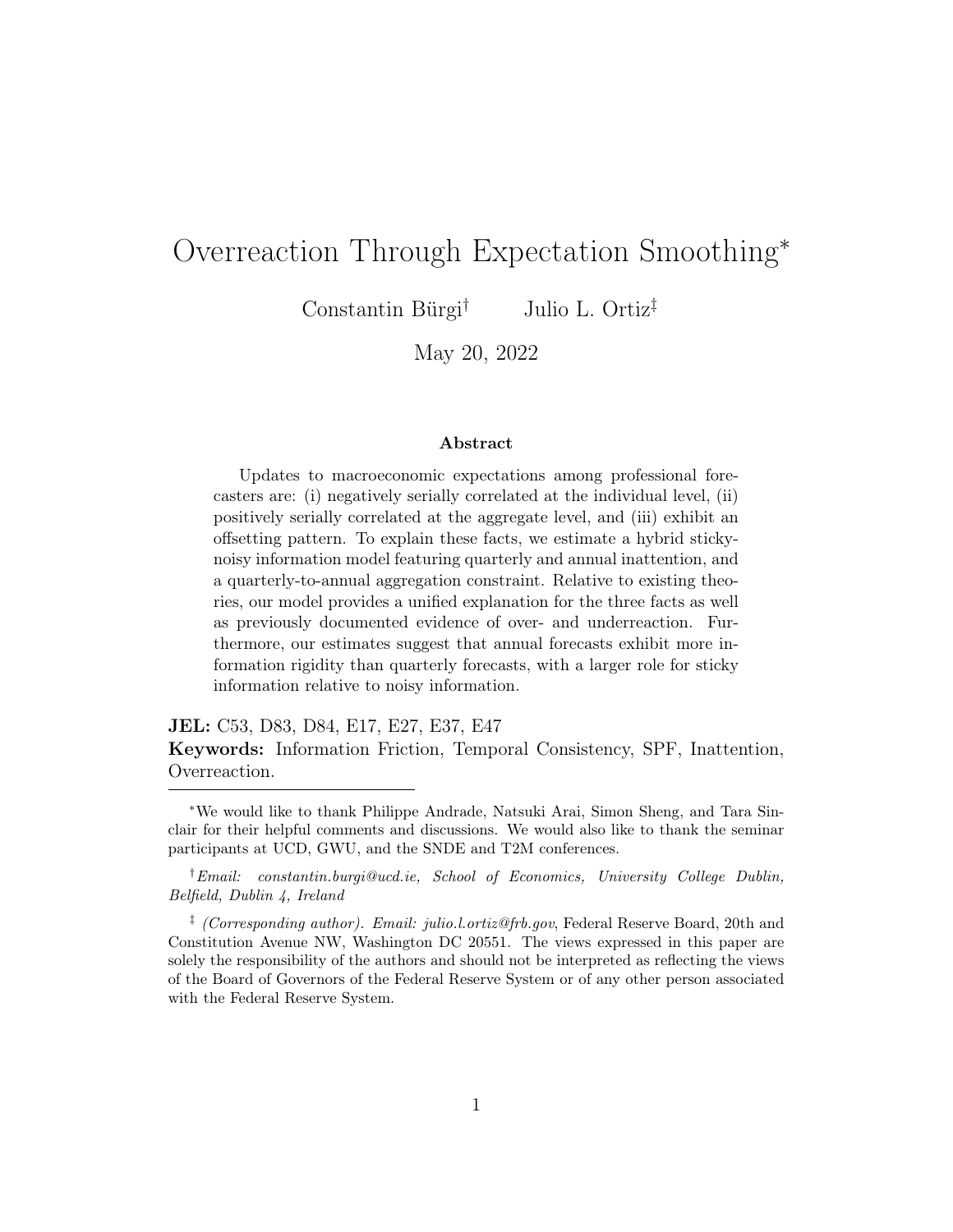# Overreaction Through Expectation Smoothing*

Constantin Bürgi† Julio L. Ortiz‡

May 20, 2022

### Abstract

Updates to macroeconomic expectations among professional forecasters are: (i) negatively serially correlated at the individual level, (ii) positively serially correlated at the aggregate level, and (iii) exhibit an offsetting pattern. To explain these facts, we estimate a hybrid sticky-noisy information model featuring quarterly and annual inattention, and a quarterly-to-annual aggregation constraint. Relative to existing theories, our model provides a unified explanation for the three facts as well as previously documented evidence of over- and underreaction. Furthermore, our estimates suggest that annual forecasts exhibit more information rigidity than quarterly forecasts, with a larger role for sticky information relative to noisy information.

**JEL:** C53, D83, D84, E17, E27, E37, E47

**Keywords:** Information Friction, Temporal Consistency, SPF, Inattention, Overreaction.

---

*We would like to thank Philippe Andrade, Natsuki Arai, Simon Sheng, and Tara Sinclair for their helpful comments and discussions. We would also like to thank the seminar participants at UCD, GWU, and the SNDE and T2M conferences.

†*Email: constantin.burgi@ucd.ie, School of Economics, University College Dublin, Belfield, Dublin 4, Ireland*

‡ *(Corresponding author). Email: julio.l.ortiz@frb.gov*, Federal Reserve Board, 20th and Constitution Avenue NW, Washington DC 20551. The views expressed in this paper are solely the responsibility of the authors and should not be interpreted as reflecting the views of the Board of Governors of the Federal Reserve System or of any other person associated with the Federal Reserve System.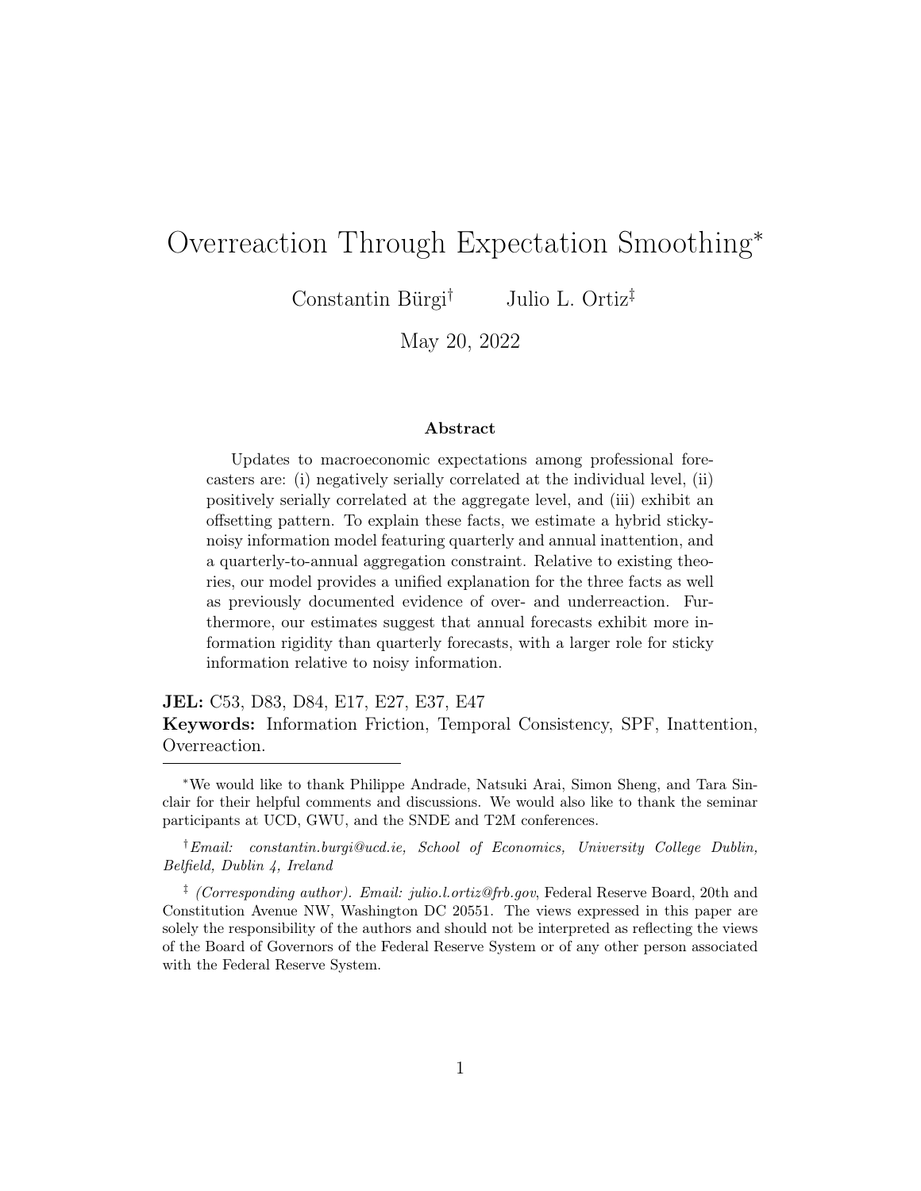# Overreaction Through Expectation Smoothing*

Constantin Bürgi[†] Julio L. Ortiz[‡]

May 20, 2022

### Abstract

Updates to macroeconomic expectations among professional forecasters are: (i) negatively serially correlated at the individual level, (ii) positively serially correlated at the aggregate level, and (iii) exhibit an offsetting pattern. To explain these facts, we estimate a hybrid sticky-noisy information model featuring quarterly and annual inattention, and a quarterly-to-annual aggregation constraint. Relative to existing theories, our model provides a unified explanation for the three facts as well as previously documented evidence of over- and underreaction. Furthermore, our estimates suggest that annual forecasts exhibit more information rigidity than quarterly forecasts, with a larger role for sticky information relative to noisy information.

**JEL:** C53, D83, D84, E17, E27, E37, E47

**Keywords:** Information Friction, Temporal Consistency, SPF, Inattention, Overreaction.

---

*We would like to thank Philippe Andrade, Natsuki Arai, Simon Sheng, and Tara Sinclair for their helpful comments and discussions. We would also like to thank the seminar participants at UCD, GWU, and the SNDE and T2M conferences.

[†]*Email: constantin.burgi@ucd.ie, School of Economics, University College Dublin, Belfield, Dublin 4, Ireland*

[‡] *(Corresponding author). Email: julio.l.ortiz@frb.gov*, Federal Reserve Board, 20th and Constitution Avenue NW, Washington DC 20551. The views expressed in this paper are solely the responsibility of the authors and should not be interpreted as reflecting the views of the Board of Governors of the Federal Reserve System or of any other person associated with the Federal Reserve System.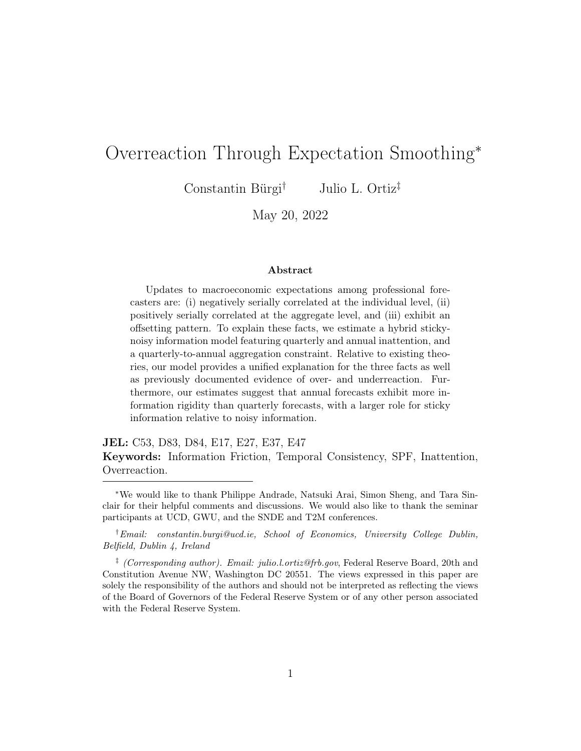# Overreaction Through Expectation Smoothing*

Constantin Bürgi[†] Julio L. Ortiz[‡]

May 20, 2022

### Abstract

Updates to macroeconomic expectations among professional forecasters are: (i) negatively serially correlated at the individual level, (ii) positively serially correlated at the aggregate level, and (iii) exhibit an offsetting pattern. To explain these facts, we estimate a hybrid sticky-noisy information model featuring quarterly and annual inattention, and a quarterly-to-annual aggregation constraint. Relative to existing theories, our model provides a unified explanation for the three facts as well as previously documented evidence of over- and underreaction. Furthermore, our estimates suggest that annual forecasts exhibit more information rigidity than quarterly forecasts, with a larger role for sticky information relative to noisy information.

**JEL:** C53, D83, D84, E17, E27, E37, E47

**Keywords:** Information Friction, Temporal Consistency, SPF, Inattention, Overreaction.

---

*We would like to thank Philippe Andrade, Natsuki Arai, Simon Sheng, and Tara Sinclair for their helpful comments and discussions. We would also like to thank the seminar participants at UCD, GWU, and the SNDE and T2M conferences.

[†]*Email: constantin.burgi@ucd.ie, School of Economics, University College Dublin, Belfield, Dublin 4, Ireland*

[‡] *(Corresponding author). Email: julio.l.ortiz@frb.gov*, Federal Reserve Board, 20th and Constitution Avenue NW, Washington DC 20551. The views expressed in this paper are solely the responsibility of the authors and should not be interpreted as reflecting the views of the Board of Governors of the Federal Reserve System or of any other person associated with the Federal Reserve System.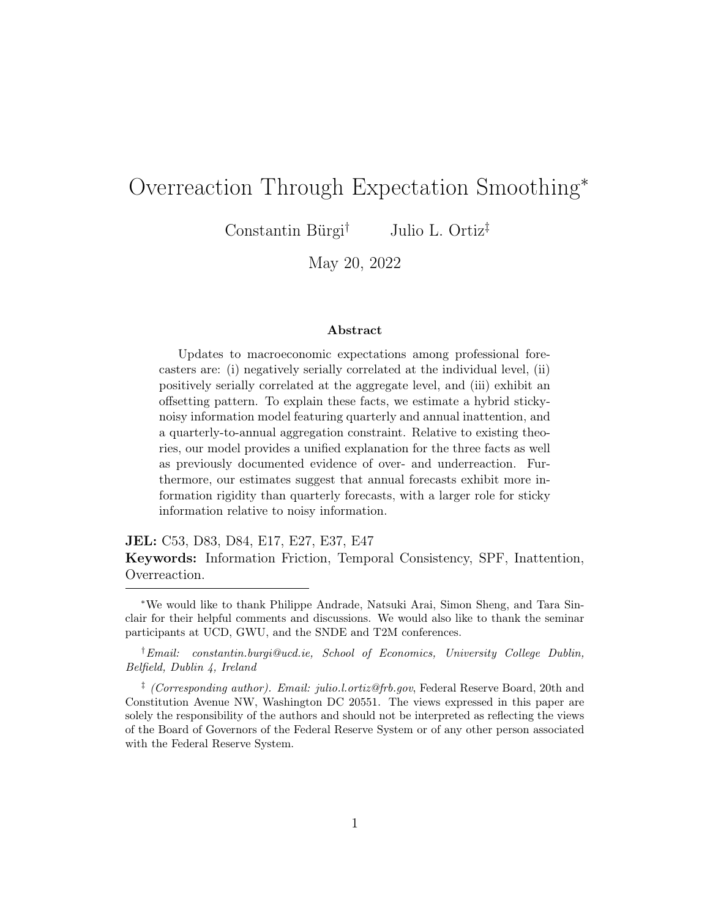# Overreaction Through Expectation Smoothing*

Constantin Bürgi† Julio L. Ortiz‡

May 20, 2022

### Abstract

Updates to macroeconomic expectations among professional forecasters are: (i) negatively serially correlated at the individual level, (ii) positively serially correlated at the aggregate level, and (iii) exhibit an offsetting pattern. To explain these facts, we estimate a hybrid sticky-noisy information model featuring quarterly and annual inattention, and a quarterly-to-annual aggregation constraint. Relative to existing theories, our model provides a unified explanation for the three facts as well as previously documented evidence of over- and underreaction. Furthermore, our estimates suggest that annual forecasts exhibit more information rigidity than quarterly forecasts, with a larger role for sticky information relative to noisy information.

**JEL:** C53, D83, D84, E17, E27, E37, E47

**Keywords:** Information Friction, Temporal Consistency, SPF, Inattention, Overreaction.

---

*We would like to thank Philippe Andrade, Natsuki Arai, Simon Sheng, and Tara Sinclair for their helpful comments and discussions. We would also like to thank the seminar participants at UCD, GWU, and the SNDE and T2M conferences.

†*Email: constantin.burgi@ucd.ie, School of Economics, University College Dublin, Belfield, Dublin 4, Ireland*

‡ *(Corresponding author). Email: julio.l.ortiz@frb.gov*, Federal Reserve Board, 20th and Constitution Avenue NW, Washington DC 20551. The views expressed in this paper are solely the responsibility of the authors and should not be interpreted as reflecting the views of the Board of Governors of the Federal Reserve System or of any other person associated with the Federal Reserve System.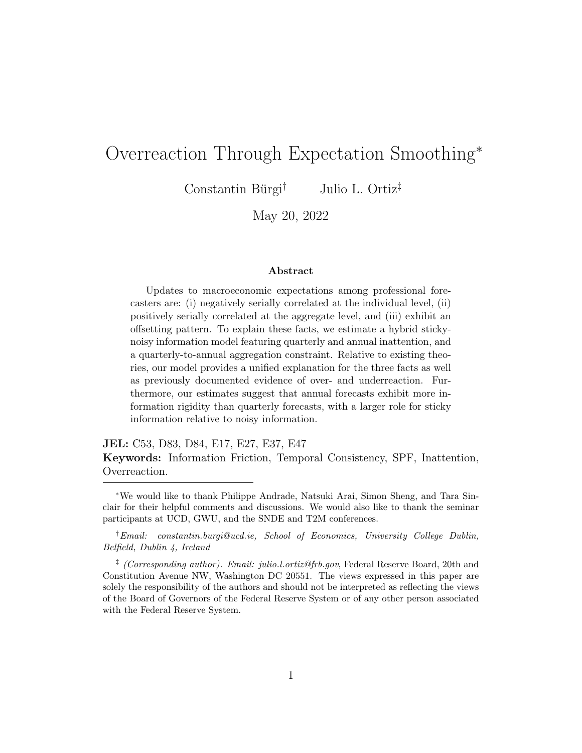# Overreaction Through Expectation Smoothing*

Constantin Bürgi† Julio L. Ortiz‡

May 20, 2022

### Abstract

Updates to macroeconomic expectations among professional forecasters are: (i) negatively serially correlated at the individual level, (ii) positively serially correlated at the aggregate level, and (iii) exhibit an offsetting pattern. To explain these facts, we estimate a hybrid sticky-noisy information model featuring quarterly and annual inattention, and a quarterly-to-annual aggregation constraint. Relative to existing theories, our model provides a unified explanation for the three facts as well as previously documented evidence of over- and underreaction. Furthermore, our estimates suggest that annual forecasts exhibit more information rigidity than quarterly forecasts, with a larger role for sticky information relative to noisy information.

**JEL:** C53, D83, D84, E17, E27, E37, E47

**Keywords:** Information Friction, Temporal Consistency, SPF, Inattention, Overreaction.

---

*We would like to thank Philippe Andrade, Natsuki Arai, Simon Sheng, and Tara Sinclair for their helpful comments and discussions. We would also like to thank the seminar participants at UCD, GWU, and the SNDE and T2M conferences.

†*Email: constantin.burgi@ucd.ie, School of Economics, University College Dublin, Belfield, Dublin 4, Ireland*

‡ *(Corresponding author). Email: julio.l.ortiz@frb.gov*, Federal Reserve Board, 20th and Constitution Avenue NW, Washington DC 20551. The views expressed in this paper are solely the responsibility of the authors and should not be interpreted as reflecting the views of the Board of Governors of the Federal Reserve System or of any other person associated with the Federal Reserve System.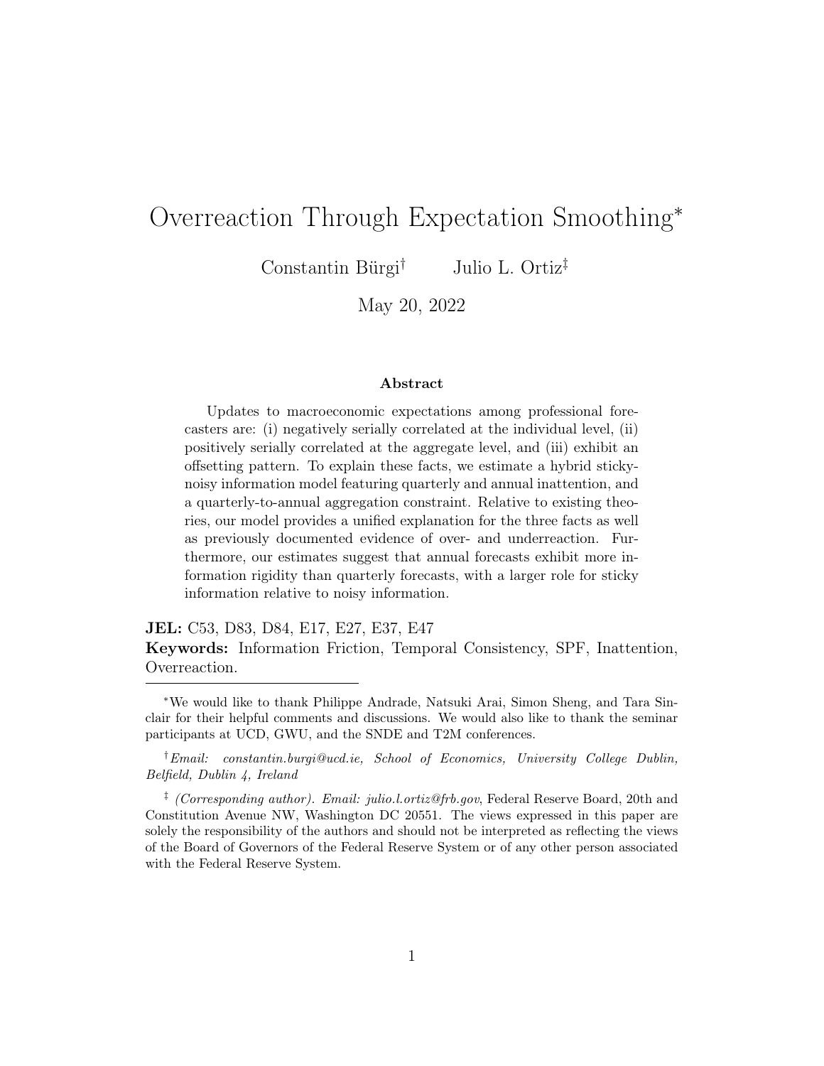# Overreaction Through Expectation Smoothing*

Constantin Bürgi† Julio L. Ortiz‡

May 20, 2022

### Abstract

Updates to macroeconomic expectations among professional forecasters are: (i) negatively serially correlated at the individual level, (ii) positively serially correlated at the aggregate level, and (iii) exhibit an offsetting pattern. To explain these facts, we estimate a hybrid sticky-noisy information model featuring quarterly and annual inattention, and a quarterly-to-annual aggregation constraint. Relative to existing theories, our model provides a unified explanation for the three facts as well as previously documented evidence of over- and underreaction. Furthermore, our estimates suggest that annual forecasts exhibit more information rigidity than quarterly forecasts, with a larger role for sticky information relative to noisy information.

**JEL:** C53, D83, D84, E17, E27, E37, E47

**Keywords:** Information Friction, Temporal Consistency, SPF, Inattention, Overreaction.

---

*We would like to thank Philippe Andrade, Natsuki Arai, Simon Sheng, and Tara Sinclair for their helpful comments and discussions. We would also like to thank the seminar participants at UCD, GWU, and the SNDE and T2M conferences.

†*Email: constantin.burgi@ucd.ie, School of Economics, University College Dublin, Belfield, Dublin 4, Ireland*

‡ *(Corresponding author). Email: julio.l.ortiz@frb.gov*, Federal Reserve Board, 20th and Constitution Avenue NW, Washington DC 20551. The views expressed in this paper are solely the responsibility of the authors and should not be interpreted as reflecting the views of the Board of Governors of the Federal Reserve System or of any other person associated with the Federal Reserve System.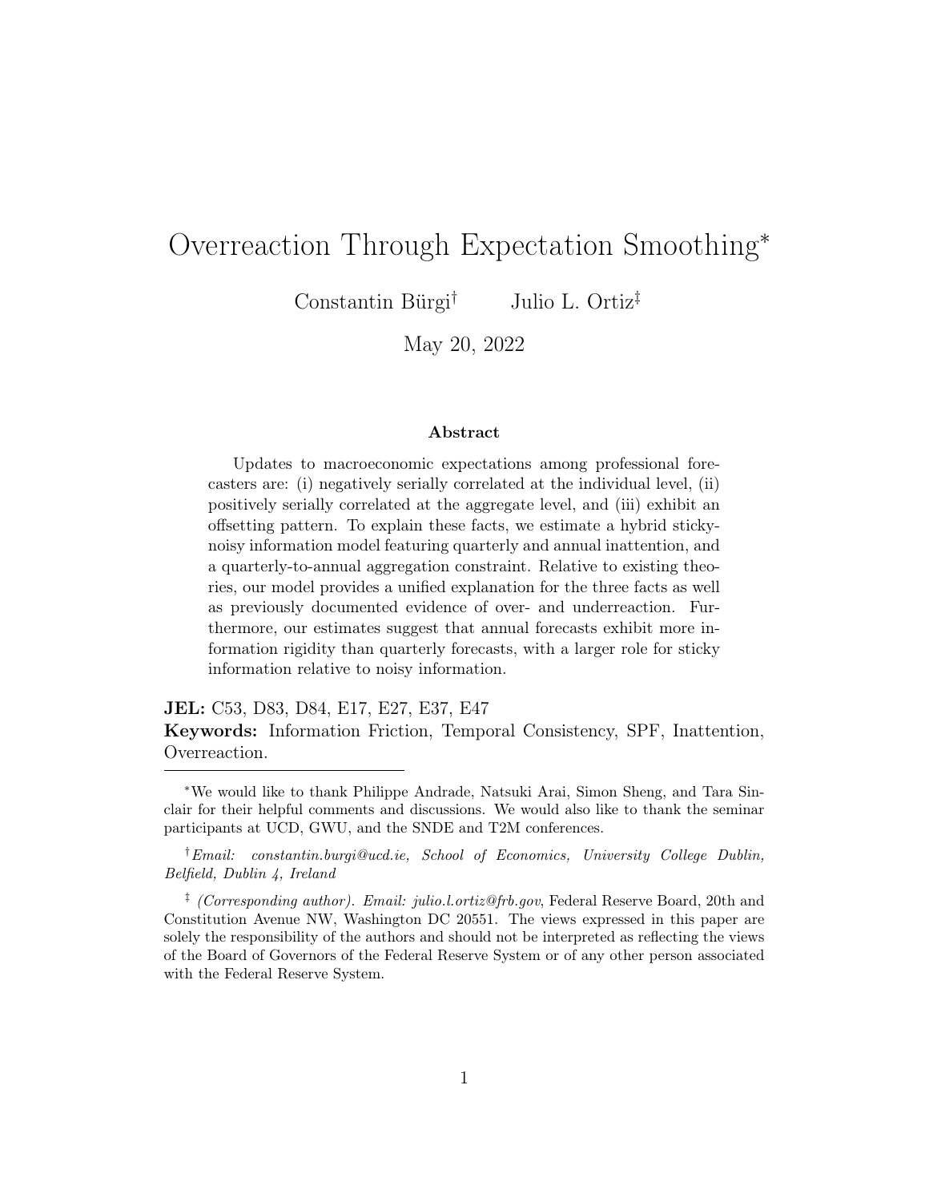# Overreaction Through Expectation Smoothing*

Constantin Bürgi[†] Julio L. Ortiz[‡]

May 20, 2022

**Abstract**

Updates to macroeconomic expectations among professional forecasters are: (i) negatively serially correlated at the individual level, (ii) positively serially correlated at the aggregate level, and (iii) exhibit an offsetting pattern. To explain these facts, we estimate a hybrid sticky-noisy information model featuring quarterly and annual inattention, and a quarterly-to-annual aggregation constraint. Relative to existing theories, our model provides a unified explanation for the three facts as well as previously documented evidence of over- and underreaction. Furthermore, our estimates suggest that annual forecasts exhibit more information rigidity than quarterly forecasts, with a larger role for sticky information relative to noisy information.

**JEL:** C53, D83, D84, E17, E27, E37, E47

**Keywords:** Information Friction, Temporal Consistency, SPF, Inattention, Overreaction.

---

*We would like to thank Philippe Andrade, Natsuki Arai, Simon Sheng, and Tara Sinclair for their helpful comments and discussions. We would also like to thank the seminar participants at UCD, GWU, and the SNDE and T2M conferences.

[†] *Email: constantin.burgi@ucd.ie, School of Economics, University College Dublin, Belfield, Dublin 4, Ireland*

[‡] *(Corresponding author). Email: julio.l.ortiz@frb.gov*, Federal Reserve Board, 20th and Constitution Avenue NW, Washington DC 20551. The views expressed in this paper are solely the responsibility of the authors and should not be interpreted as reflecting the views of the Board of Governors of the Federal Reserve System or of any other person associated with the Federal Reserve System.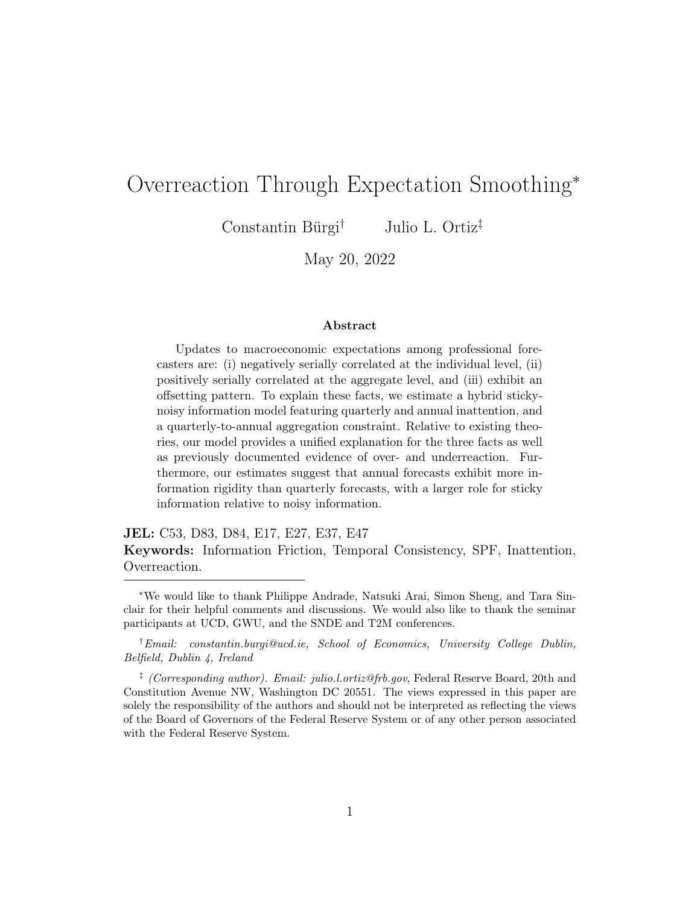# Overreaction Through Expectation Smoothing*

Constantin Bürgi[†] Julio L. Ortiz[‡]

May 20, 2022

### Abstract

Updates to macroeconomic expectations among professional forecasters are: (i) negatively serially correlated at the individual level, (ii) positively serially correlated at the aggregate level, and (iii) exhibit an offsetting pattern. To explain these facts, we estimate a hybrid sticky-noisy information model featuring quarterly and annual inattention, and a quarterly-to-annual aggregation constraint. Relative to existing theories, our model provides a unified explanation for the three facts as well as previously documented evidence of over- and underreaction. Furthermore, our estimates suggest that annual forecasts exhibit more information rigidity than quarterly forecasts, with a larger role for sticky information relative to noisy information.

**JEL:** C53, D83, D84, E17, E27, E37, E47

**Keywords:** Information Friction, Temporal Consistency, SPF, Inattention, Overreaction.

---

*We would like to thank Philippe Andrade, Natsuki Arai, Simon Sheng, and Tara Sinclair for their helpful comments and discussions. We would also like to thank the seminar participants at UCD, GWU, and the SNDE and T2M conferences.

[†]*Email: constantin.burgi@ucd.ie, School of Economics, University College Dublin, Belfield, Dublin 4, Ireland*

[‡] *(Corresponding author). Email: julio.l.ortiz@frb.gov*, Federal Reserve Board, 20th and Constitution Avenue NW, Washington DC 20551. The views expressed in this paper are solely the responsibility of the authors and should not be interpreted as reflecting the views of the Board of Governors of the Federal Reserve System or of any other person associated with the Federal Reserve System.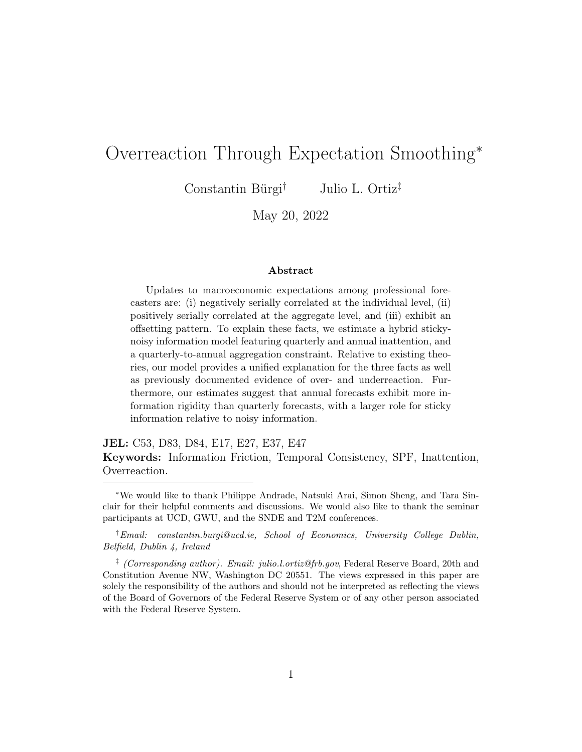# Overreaction Through Expectation Smoothing*

Constantin Bürgi† Julio L. Ortiz‡

May 20, 2022

### Abstract

Updates to macroeconomic expectations among professional forecasters are: (i) negatively serially correlated at the individual level, (ii) positively serially correlated at the aggregate level, and (iii) exhibit an offsetting pattern. To explain these facts, we estimate a hybrid sticky-noisy information model featuring quarterly and annual inattention, and a quarterly-to-annual aggregation constraint. Relative to existing theories, our model provides a unified explanation for the three facts as well as previously documented evidence of over- and underreaction. Furthermore, our estimates suggest that annual forecasts exhibit more information rigidity than quarterly forecasts, with a larger role for sticky information relative to noisy information.

**JEL:** C53, D83, D84, E17, E27, E37, E47

**Keywords:** Information Friction, Temporal Consistency, SPF, Inattention, Overreaction.

---

*We would like to thank Philippe Andrade, Natsuki Arai, Simon Sheng, and Tara Sinclair for their helpful comments and discussions. We would also like to thank the seminar participants at UCD, GWU, and the SNDE and T2M conferences.

†*Email: constantin.burgi@ucd.ie, School of Economics, University College Dublin, Belfield, Dublin 4, Ireland*

‡ *(Corresponding author). Email: julio.l.ortiz@frb.gov*, Federal Reserve Board, 20th and Constitution Avenue NW, Washington DC 20551. The views expressed in this paper are solely the responsibility of the authors and should not be interpreted as reflecting the views of the Board of Governors of the Federal Reserve System or of any other person associated with the Federal Reserve System.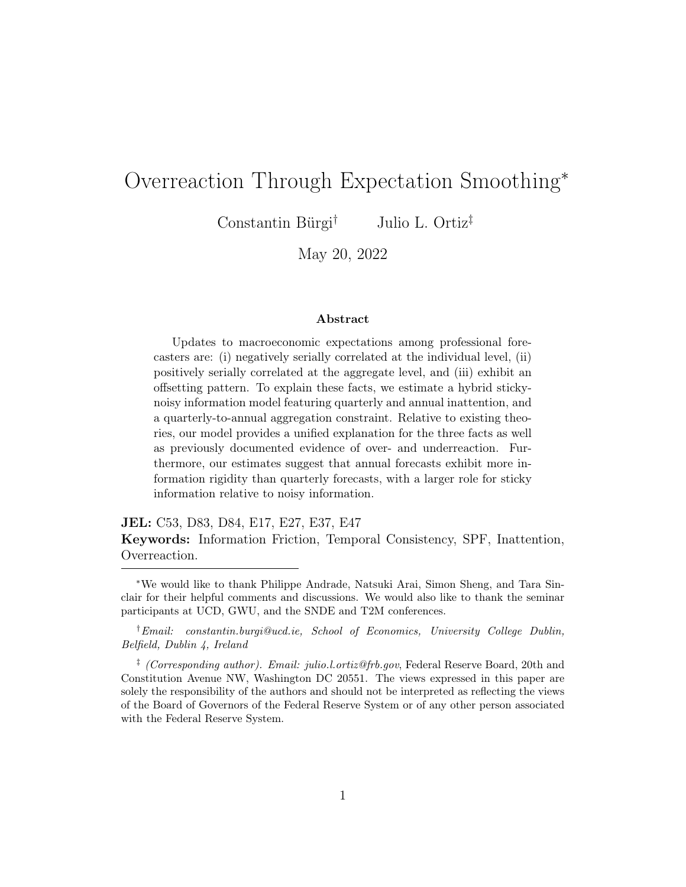# Overreaction Through Expectation Smoothing*

Constantin Bürgi† Julio L. Ortiz‡

May 20, 2022

### Abstract

Updates to macroeconomic expectations among professional forecasters are: (i) negatively serially correlated at the individual level, (ii) positively serially correlated at the aggregate level, and (iii) exhibit an offsetting pattern. To explain these facts, we estimate a hybrid sticky-noisy information model featuring quarterly and annual inattention, and a quarterly-to-annual aggregation constraint. Relative to existing theories, our model provides a unified explanation for the three facts as well as previously documented evidence of over- and underreaction. Furthermore, our estimates suggest that annual forecasts exhibit more information rigidity than quarterly forecasts, with a larger role for sticky information relative to noisy information.

**JEL:** C53, D83, D84, E17, E27, E37, E47

**Keywords:** Information Friction, Temporal Consistency, SPF, Inattention, Overreaction.

---

*We would like to thank Philippe Andrade, Natsuki Arai, Simon Sheng, and Tara Sinclair for their helpful comments and discussions. We would also like to thank the seminar participants at UCD, GWU, and the SNDE and T2M conferences.

†*Email: constantin.burgi@ucd.ie, School of Economics, University College Dublin, Belfield, Dublin 4, Ireland*

‡ *(Corresponding author). Email: julio.l.ortiz@frb.gov*, Federal Reserve Board, 20th and Constitution Avenue NW, Washington DC 20551. The views expressed in this paper are solely the responsibility of the authors and should not be interpreted as reflecting the views of the Board of Governors of the Federal Reserve System or of any other person associated with the Federal Reserve System.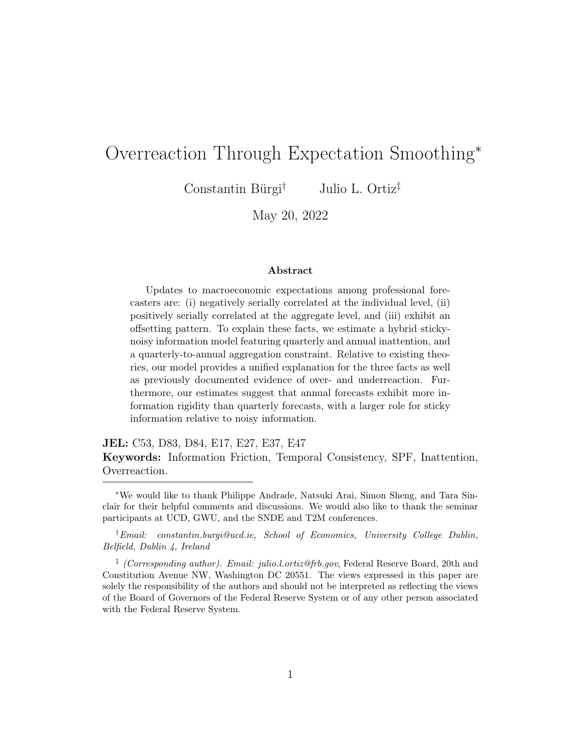# Overreaction Through Expectation Smoothing*

Constantin Bürgi[†] Julio L. Ortiz[‡]

May 20, 2022

**Abstract**

Updates to macroeconomic expectations among professional forecasters are: (i) negatively serially correlated at the individual level, (ii) positively serially correlated at the aggregate level, and (iii) exhibit an offsetting pattern. To explain these facts, we estimate a hybrid sticky-noisy information model featuring quarterly and annual inattention, and a quarterly-to-annual aggregation constraint. Relative to existing theories, our model provides a unified explanation for the three facts as well as previously documented evidence of over- and underreaction. Furthermore, our estimates suggest that annual forecasts exhibit more information rigidity than quarterly forecasts, with a larger role for sticky information relative to noisy information.

**JEL:** C53, D83, D84, E17, E27, E37, E47

**Keywords:** Information Friction, Temporal Consistency, SPF, Inattention, Overreaction.

---

*We would like to thank Philippe Andrade, Natsuki Arai, Simon Sheng, and Tara Sinclair for their helpful comments and discussions. We would also like to thank the seminar participants at UCD, GWU, and the SNDE and T2M conferences.

[†]*Email: constantin.burgi@ucd.ie, School of Economics, University College Dublin, Belfield, Dublin 4, Ireland*

[‡] *(Corresponding author). Email: julio.l.ortiz@frb.gov*, Federal Reserve Board, 20th and Constitution Avenue NW, Washington DC 20551. The views expressed in this paper are solely the responsibility of the authors and should not be interpreted as reflecting the views of the Board of Governors of the Federal Reserve System or of any other person associated with the Federal Reserve System.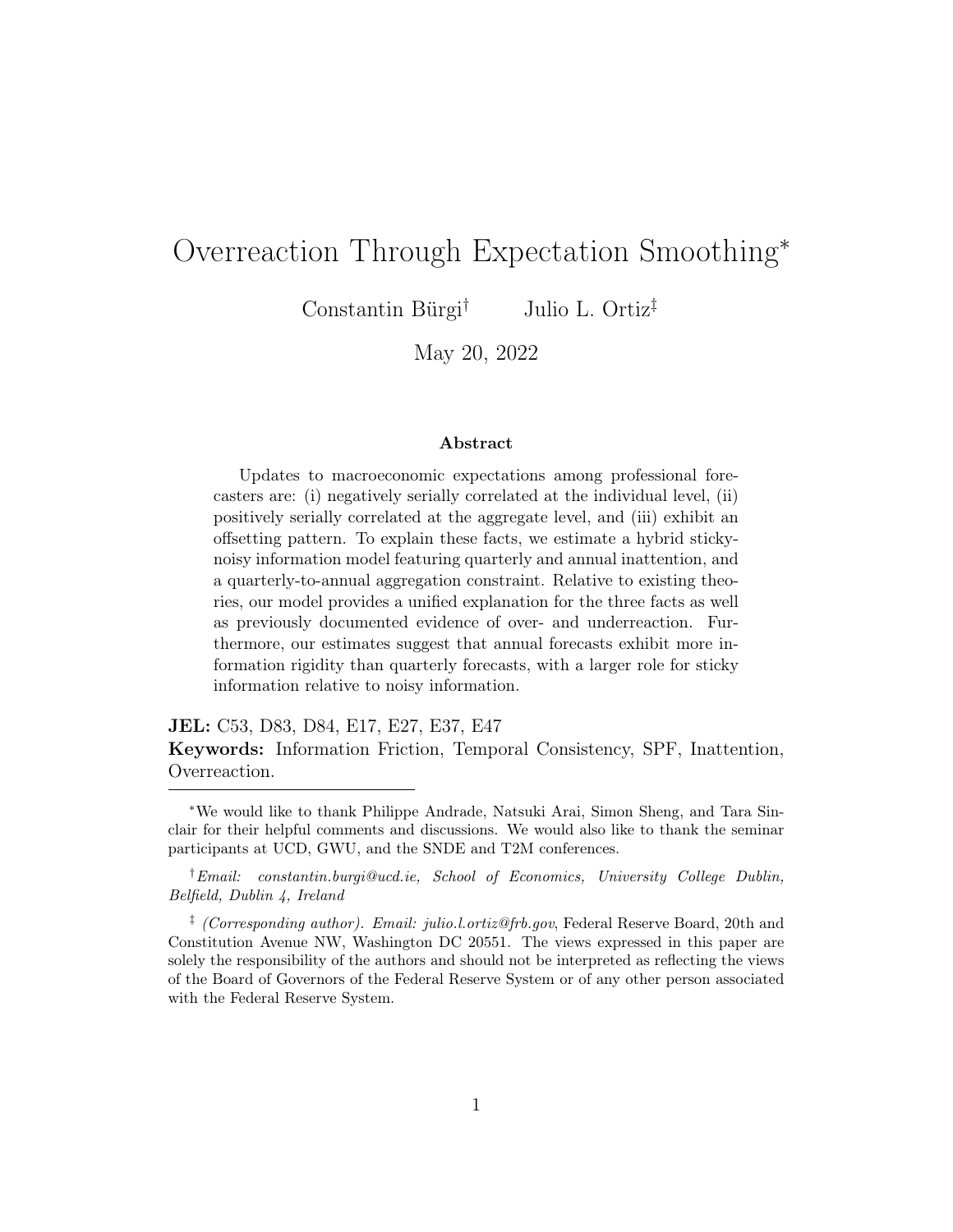# Overreaction Through Expectation Smoothing*

Constantin Bürgi† Julio L. Ortiz‡

May 20, 2022

### Abstract

Updates to macroeconomic expectations among professional forecasters are: (i) negatively serially correlated at the individual level, (ii) positively serially correlated at the aggregate level, and (iii) exhibit an offsetting pattern. To explain these facts, we estimate a hybrid sticky-noisy information model featuring quarterly and annual inattention, and a quarterly-to-annual aggregation constraint. Relative to existing theories, our model provides a unified explanation for the three facts as well as previously documented evidence of over- and underreaction. Furthermore, our estimates suggest that annual forecasts exhibit more information rigidity than quarterly forecasts, with a larger role for sticky information relative to noisy information.

**JEL:** C53, D83, D84, E17, E27, E37, E47

**Keywords:** Information Friction, Temporal Consistency, SPF, Inattention, Overreaction.

---

*We would like to thank Philippe Andrade, Natsuki Arai, Simon Sheng, and Tara Sinclair for their helpful comments and discussions. We would also like to thank the seminar participants at UCD, GWU, and the SNDE and T2M conferences.

†*Email: constantin.burgi@ucd.ie, School of Economics, University College Dublin, Belfield, Dublin 4, Ireland*

‡ *(Corresponding author). Email: julio.l.ortiz@frb.gov*, Federal Reserve Board, 20th and Constitution Avenue NW, Washington DC 20551. The views expressed in this paper are solely the responsibility of the authors and should not be interpreted as reflecting the views of the Board of Governors of the Federal Reserve System or of any other person associated with the Federal Reserve System.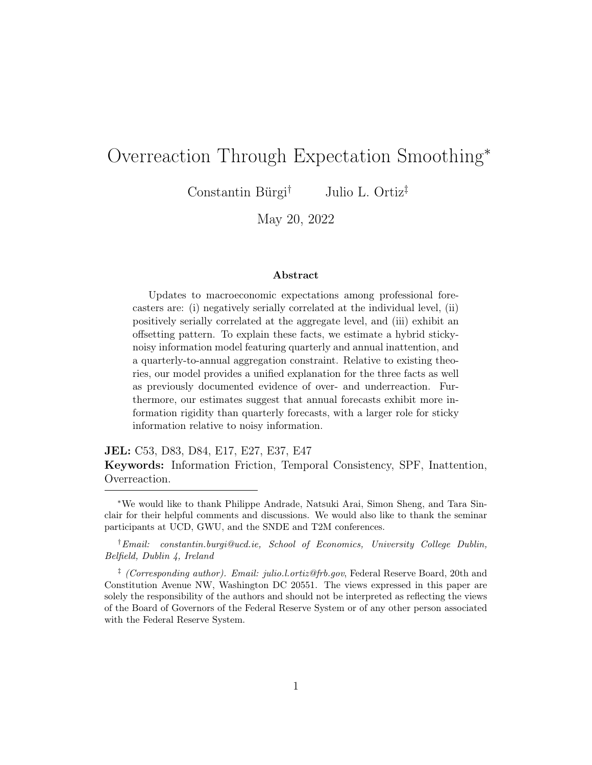# Overreaction Through Expectation Smoothing*

Constantin Bürgi[†] Julio L. Ortiz[‡]

May 20, 2022

### Abstract

Updates to macroeconomic expectations among professional forecasters are: (i) negatively serially correlated at the individual level, (ii) positively serially correlated at the aggregate level, and (iii) exhibit an offsetting pattern. To explain these facts, we estimate a hybrid sticky-noisy information model featuring quarterly and annual inattention, and a quarterly-to-annual aggregation constraint. Relative to existing theories, our model provides a unified explanation for the three facts as well as previously documented evidence of over- and underreaction. Furthermore, our estimates suggest that annual forecasts exhibit more information rigidity than quarterly forecasts, with a larger role for sticky information relative to noisy information.

**JEL:** C53, D83, D84, E17, E27, E37, E47

**Keywords:** Information Friction, Temporal Consistency, SPF, Inattention, Overreaction.

---

*We would like to thank Philippe Andrade, Natsuki Arai, Simon Sheng, and Tara Sinclair for their helpful comments and discussions. We would also like to thank the seminar participants at UCD, GWU, and the SNDE and T2M conferences.

[†]*Email: constantin.burgi@ucd.ie, School of Economics, University College Dublin, Belfield, Dublin 4, Ireland*

[‡] *(Corresponding author). Email: julio.l.ortiz@frb.gov*, Federal Reserve Board, 20th and Constitution Avenue NW, Washington DC 20551. The views expressed in this paper are solely the responsibility of the authors and should not be interpreted as reflecting the views of the Board of Governors of the Federal Reserve System or of any other person associated with the Federal Reserve System.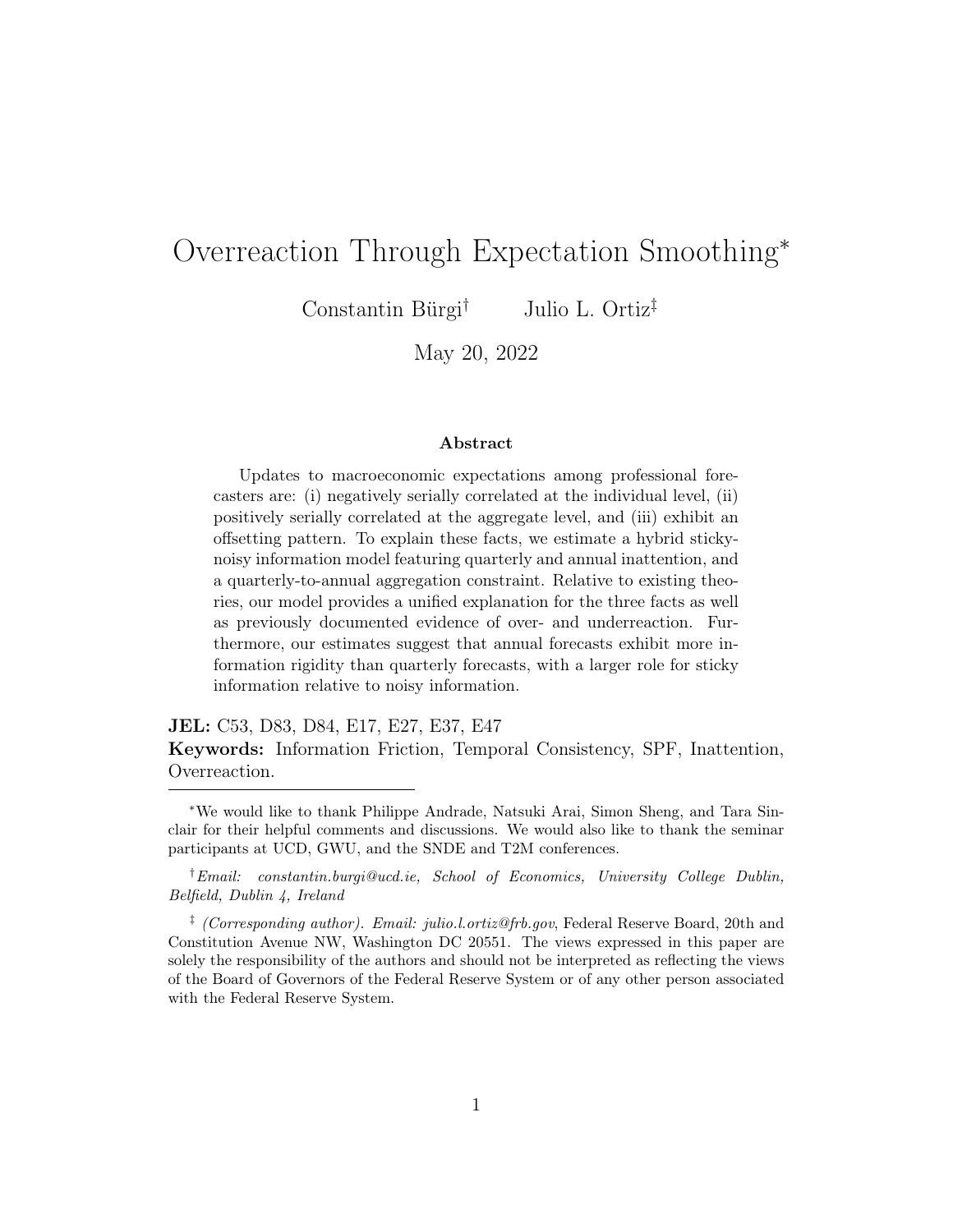# Overreaction Through Expectation Smoothing*

Constantin Bürgi† Julio L. Ortiz‡

May 20, 2022

### Abstract

Updates to macroeconomic expectations among professional forecasters are: (i) negatively serially correlated at the individual level, (ii) positively serially correlated at the aggregate level, and (iii) exhibit an offsetting pattern. To explain these facts, we estimate a hybrid sticky-noisy information model featuring quarterly and annual inattention, and a quarterly-to-annual aggregation constraint. Relative to existing theories, our model provides a unified explanation for the three facts as well as previously documented evidence of over- and underreaction. Furthermore, our estimates suggest that annual forecasts exhibit more information rigidity than quarterly forecasts, with a larger role for sticky information relative to noisy information.

**JEL:** C53, D83, D84, E17, E27, E37, E47

**Keywords:** Information Friction, Temporal Consistency, SPF, Inattention, Overreaction.

---

*We would like to thank Philippe Andrade, Natsuki Arai, Simon Sheng, and Tara Sinclair for their helpful comments and discussions. We would also like to thank the seminar participants at UCD, GWU, and the SNDE and T2M conferences.

†*Email: constantin.burgi@ucd.ie, School of Economics, University College Dublin, Belfield, Dublin 4, Ireland*

‡ *(Corresponding author). Email: julio.l.ortiz@frb.gov*, Federal Reserve Board, 20th and Constitution Avenue NW, Washington DC 20551. The views expressed in this paper are solely the responsibility of the authors and should not be interpreted as reflecting the views of the Board of Governors of the Federal Reserve System or of any other person associated with the Federal Reserve System.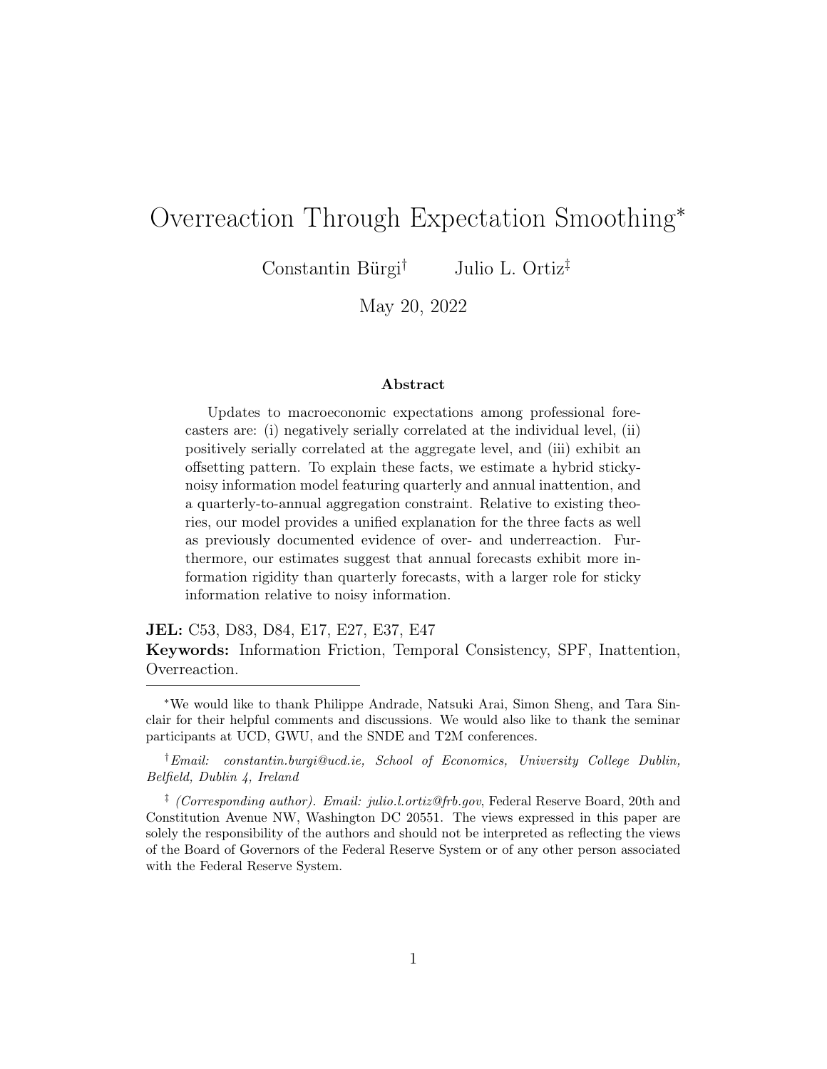# Overreaction Through Expectation Smoothing*

Constantin Bürgi† Julio L. Ortiz‡

May 20, 2022

### Abstract

Updates to macroeconomic expectations among professional forecasters are: (i) negatively serially correlated at the individual level, (ii) positively serially correlated at the aggregate level, and (iii) exhibit an offsetting pattern. To explain these facts, we estimate a hybrid sticky-noisy information model featuring quarterly and annual inattention, and a quarterly-to-annual aggregation constraint. Relative to existing theories, our model provides a unified explanation for the three facts as well as previously documented evidence of over- and underreaction. Furthermore, our estimates suggest that annual forecasts exhibit more information rigidity than quarterly forecasts, with a larger role for sticky information relative to noisy information.

**JEL:** C53, D83, D84, E17, E27, E37, E47

**Keywords:** Information Friction, Temporal Consistency, SPF, Inattention, Overreaction.

---

*We would like to thank Philippe Andrade, Natsuki Arai, Simon Sheng, and Tara Sinclair for their helpful comments and discussions. We would also like to thank the seminar participants at UCD, GWU, and the SNDE and T2M conferences.

†*Email: constantin.burgi@ucd.ie, School of Economics, University College Dublin, Belfield, Dublin 4, Ireland*

‡ *(Corresponding author). Email: julio.l.ortiz@frb.gov*, Federal Reserve Board, 20th and Constitution Avenue NW, Washington DC 20551. The views expressed in this paper are solely the responsibility of the authors and should not be interpreted as reflecting the views of the Board of Governors of the Federal Reserve System or of any other person associated with the Federal Reserve System.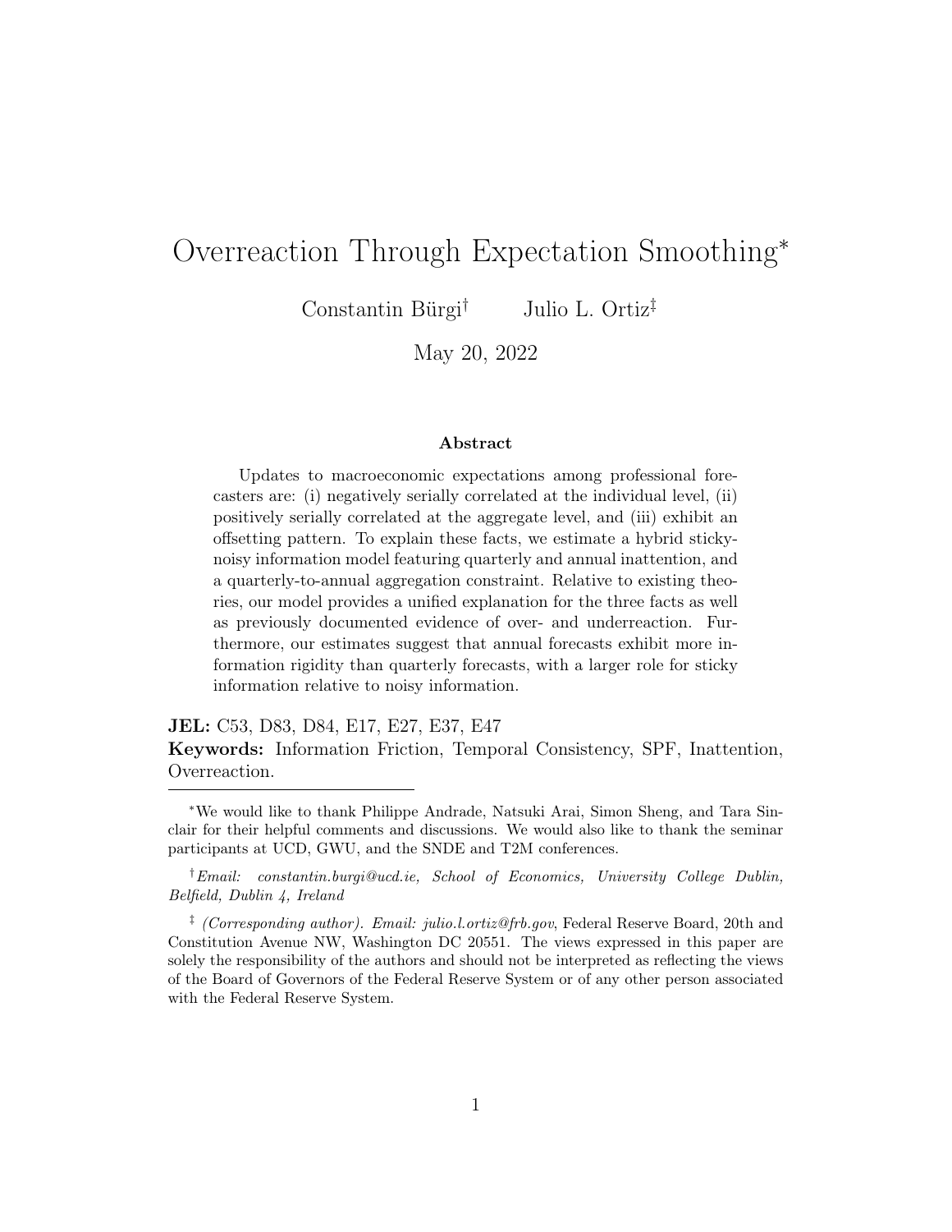# Overreaction Through Expectation Smoothing*

Constantin Bürgi† Julio L. Ortiz‡

May 20, 2022

### Abstract

Updates to macroeconomic expectations among professional forecasters are: (i) negatively serially correlated at the individual level, (ii) positively serially correlated at the aggregate level, and (iii) exhibit an offsetting pattern. To explain these facts, we estimate a hybrid sticky-noisy information model featuring quarterly and annual inattention, and a quarterly-to-annual aggregation constraint. Relative to existing theories, our model provides a unified explanation for the three facts as well as previously documented evidence of over- and underreaction. Furthermore, our estimates suggest that annual forecasts exhibit more information rigidity than quarterly forecasts, with a larger role for sticky information relative to noisy information.

**JEL:** C53, D83, D84, E17, E27, E37, E47

**Keywords:** Information Friction, Temporal Consistency, SPF, Inattention, Overreaction.

*We would like to thank Philippe Andrade, Natsuki Arai, Simon Sheng, and Tara Sinclair for their helpful comments and discussions. We would also like to thank the seminar participants at UCD, GWU, and the SNDE and T2M conferences.

†*Email: constantin.burgi@ucd.ie, School of Economics, University College Dublin, Belfield, Dublin 4, Ireland*

‡ *(Corresponding author). Email: julio.l.ortiz@frb.gov*, Federal Reserve Board, 20th and Constitution Avenue NW, Washington DC 20551. The views expressed in this paper are solely the responsibility of the authors and should not be interpreted as reflecting the views of the Board of Governors of the Federal Reserve System or of any other person associated with the Federal Reserve System.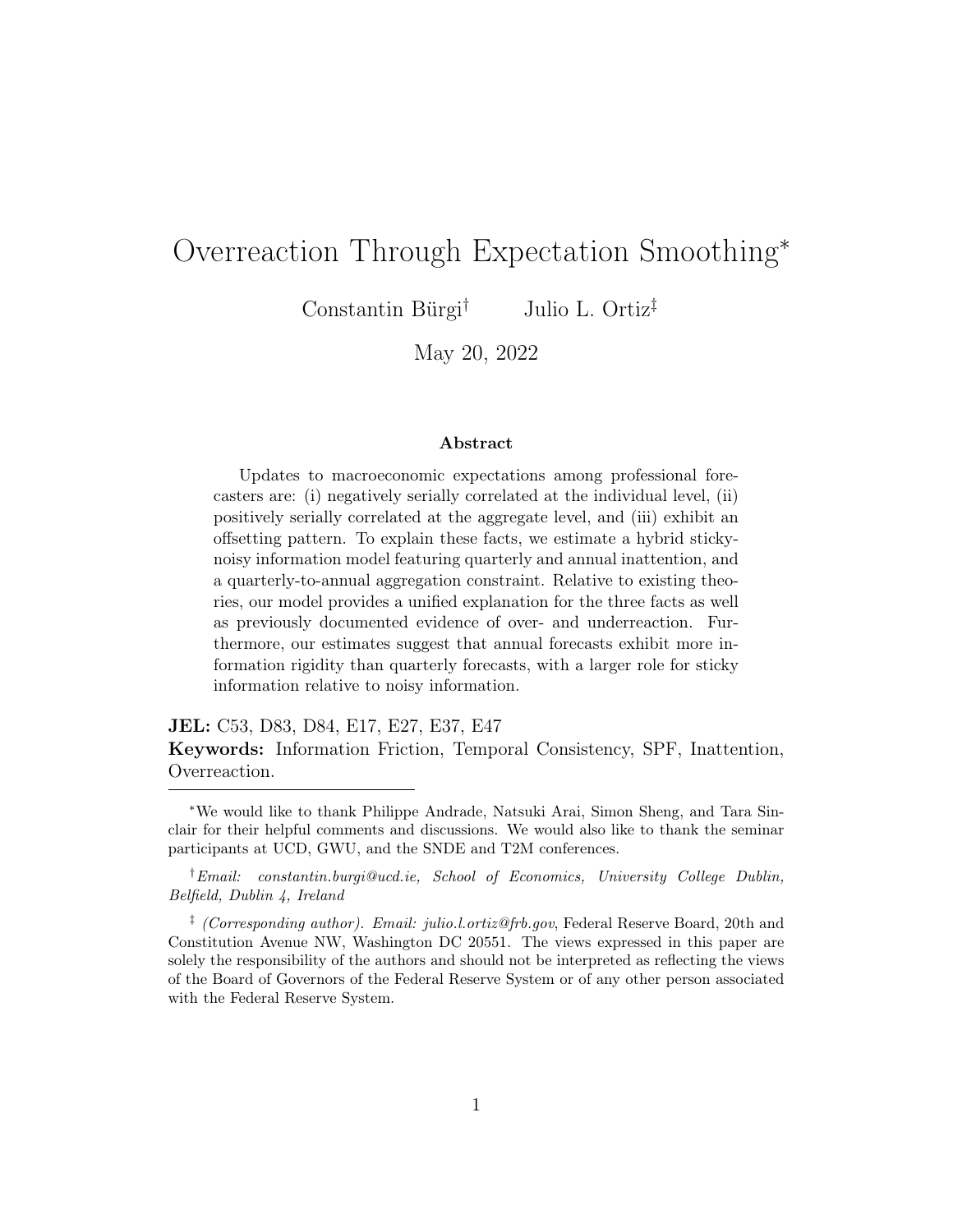# Overreaction Through Expectation Smoothing*

Constantin Bürgi† Julio L. Ortiz‡

May 20, 2022

### Abstract

Updates to macroeconomic expectations among professional forecasters are: (i) negatively serially correlated at the individual level, (ii) positively serially correlated at the aggregate level, and (iii) exhibit an offsetting pattern. To explain these facts, we estimate a hybrid sticky-noisy information model featuring quarterly and annual inattention, and a quarterly-to-annual aggregation constraint. Relative to existing theories, our model provides a unified explanation for the three facts as well as previously documented evidence of over- and underreaction. Furthermore, our estimates suggest that annual forecasts exhibit more information rigidity than quarterly forecasts, with a larger role for sticky information relative to noisy information.

**JEL:** C53, D83, D84, E17, E27, E37, E47

**Keywords:** Information Friction, Temporal Consistency, SPF, Inattention, Overreaction.

---

*We would like to thank Philippe Andrade, Natsuki Arai, Simon Sheng, and Tara Sinclair for their helpful comments and discussions. We would also like to thank the seminar participants at UCD, GWU, and the SNDE and T2M conferences.

†*Email: constantin.burgi@ucd.ie, School of Economics, University College Dublin, Belfield, Dublin 4, Ireland*

‡ *(Corresponding author). Email: julio.l.ortiz@frb.gov*, Federal Reserve Board, 20th and Constitution Avenue NW, Washington DC 20551. The views expressed in this paper are solely the responsibility of the authors and should not be interpreted as reflecting the views of the Board of Governors of the Federal Reserve System or of any other person associated with the Federal Reserve System.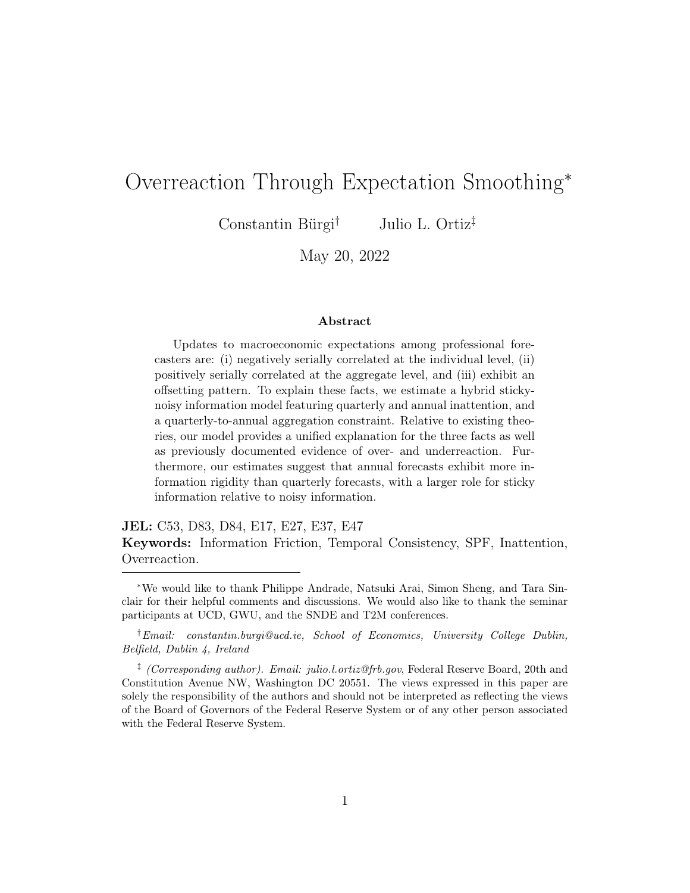# Overreaction Through Expectation Smoothing*

Constantin Bürgi† Julio L. Ortiz‡

May 20, 2022

### Abstract

Updates to macroeconomic expectations among professional forecasters are: (i) negatively serially correlated at the individual level, (ii) positively serially correlated at the aggregate level, and (iii) exhibit an offsetting pattern. To explain these facts, we estimate a hybrid sticky-noisy information model featuring quarterly and annual inattention, and a quarterly-to-annual aggregation constraint. Relative to existing theories, our model provides a unified explanation for the three facts as well as previously documented evidence of over- and underreaction. Furthermore, our estimates suggest that annual forecasts exhibit more information rigidity than quarterly forecasts, with a larger role for sticky information relative to noisy information.

**JEL:** C53, D83, D84, E17, E27, E37, E47

**Keywords:** Information Friction, Temporal Consistency, SPF, Inattention, Overreaction.

---

*We would like to thank Philippe Andrade, Natsuki Arai, Simon Sheng, and Tara Sinclair for their helpful comments and discussions. We would also like to thank the seminar participants at UCD, GWU, and the SNDE and T2M conferences.

†*Email: constantin.burgi@ucd.ie, School of Economics, University College Dublin, Belfield, Dublin 4, Ireland*

‡ *(Corresponding author). Email: julio.l.ortiz@frb.gov*, Federal Reserve Board, 20th and Constitution Avenue NW, Washington DC 20551. The views expressed in this paper are solely the responsibility of the authors and should not be interpreted as reflecting the views of the Board of Governors of the Federal Reserve System or of any other person associated with the Federal Reserve System.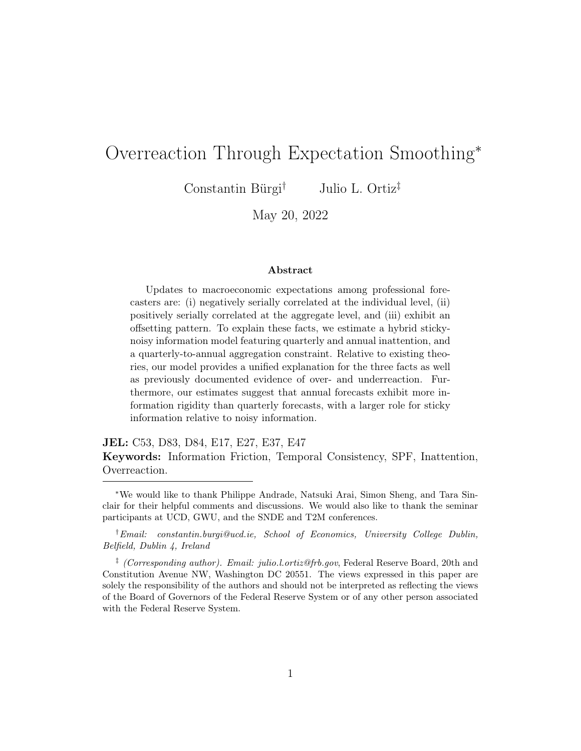# Overreaction Through Expectation Smoothing*

Constantin Bürgi[†] Julio L. Ortiz[‡]

May 20, 2022

### Abstract

Updates to macroeconomic expectations among professional forecasters are: (i) negatively serially correlated at the individual level, (ii) positively serially correlated at the aggregate level, and (iii) exhibit an offsetting pattern. To explain these facts, we estimate a hybrid sticky-noisy information model featuring quarterly and annual inattention, and a quarterly-to-annual aggregation constraint. Relative to existing theories, our model provides a unified explanation for the three facts as well as previously documented evidence of over- and underreaction. Furthermore, our estimates suggest that annual forecasts exhibit more information rigidity than quarterly forecasts, with a larger role for sticky information relative to noisy information.

**JEL:** C53, D83, D84, E17, E27, E37, E47

**Keywords:** Information Friction, Temporal Consistency, SPF, Inattention, Overreaction.

---

*We would like to thank Philippe Andrade, Natsuki Arai, Simon Sheng, and Tara Sinclair for their helpful comments and discussions. We would also like to thank the seminar participants at UCD, GWU, and the SNDE and T2M conferences.

[†]*Email: constantin.burgi@ucd.ie, School of Economics, University College Dublin, Belfield, Dublin 4, Ireland*

[‡] *(Corresponding author). Email: julio.l.ortiz@frb.gov*, Federal Reserve Board, 20th and Constitution Avenue NW, Washington DC 20551. The views expressed in this paper are solely the responsibility of the authors and should not be interpreted as reflecting the views of the Board of Governors of the Federal Reserve System or of any other person associated with the Federal Reserve System.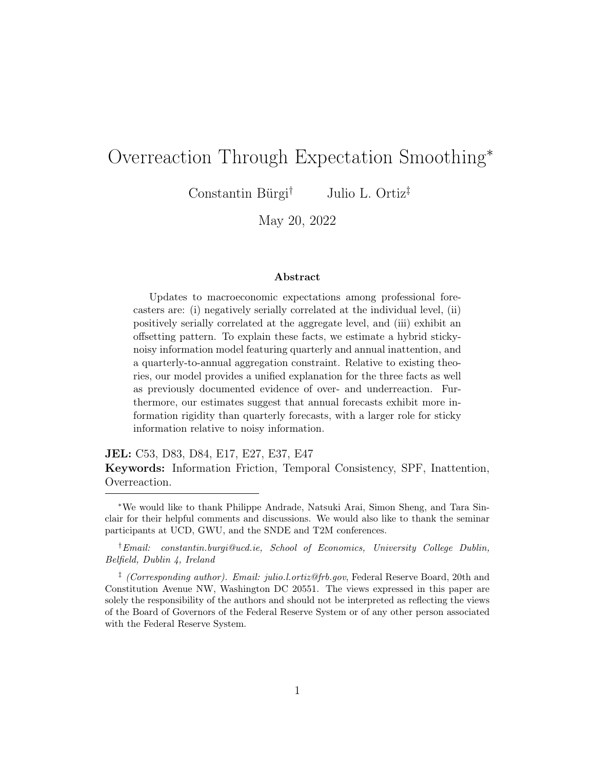# Overreaction Through Expectation Smoothing*

Constantin Bürgi† Julio L. Ortiz‡

May 20, 2022

### Abstract

Updates to macroeconomic expectations among professional forecasters are: (i) negatively serially correlated at the individual level, (ii) positively serially correlated at the aggregate level, and (iii) exhibit an offsetting pattern. To explain these facts, we estimate a hybrid sticky-noisy information model featuring quarterly and annual inattention, and a quarterly-to-annual aggregation constraint. Relative to existing theories, our model provides a unified explanation for the three facts as well as previously documented evidence of over- and underreaction. Furthermore, our estimates suggest that annual forecasts exhibit more information rigidity than quarterly forecasts, with a larger role for sticky information relative to noisy information.

**JEL:** C53, D83, D84, E17, E27, E37, E47

**Keywords:** Information Friction, Temporal Consistency, SPF, Inattention, Overreaction.

---

*We would like to thank Philippe Andrade, Natsuki Arai, Simon Sheng, and Tara Sinclair for their helpful comments and discussions. We would also like to thank the seminar participants at UCD, GWU, and the SNDE and T2M conferences.

†*Email: constantin.burgi@ucd.ie, School of Economics, University College Dublin, Belfield, Dublin 4, Ireland*

‡ *(Corresponding author). Email: julio.l.ortiz@frb.gov*, Federal Reserve Board, 20th and Constitution Avenue NW, Washington DC 20551. The views expressed in this paper are solely the responsibility of the authors and should not be interpreted as reflecting the views of the Board of Governors of the Federal Reserve System or of any other person associated with the Federal Reserve System.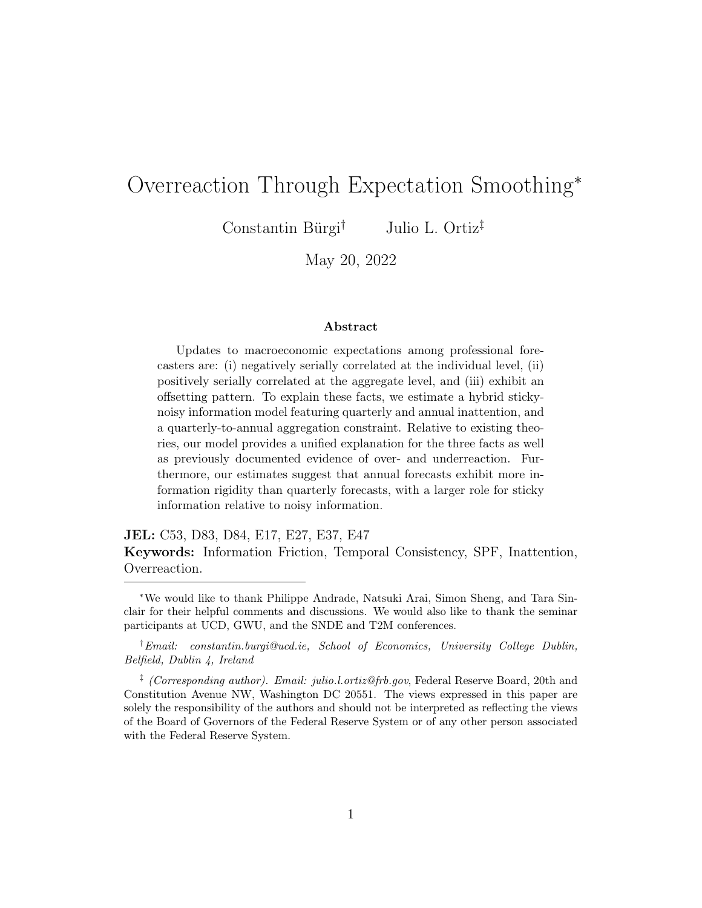# Overreaction Through Expectation Smoothing*

Constantin Bürgi† Julio L. Ortiz‡

May 20, 2022

### Abstract

Updates to macroeconomic expectations among professional forecasters are: (i) negatively serially correlated at the individual level, (ii) positively serially correlated at the aggregate level, and (iii) exhibit an offsetting pattern. To explain these facts, we estimate a hybrid sticky-noisy information model featuring quarterly and annual inattention, and a quarterly-to-annual aggregation constraint. Relative to existing theories, our model provides a unified explanation for the three facts as well as previously documented evidence of over- and underreaction. Furthermore, our estimates suggest that annual forecasts exhibit more information rigidity than quarterly forecasts, with a larger role for sticky information relative to noisy information.

**JEL:** C53, D83, D84, E17, E27, E37, E47

**Keywords:** Information Friction, Temporal Consistency, SPF, Inattention, Overreaction.

---

*We would like to thank Philippe Andrade, Natsuki Arai, Simon Sheng, and Tara Sinclair for their helpful comments and discussions. We would also like to thank the seminar participants at UCD, GWU, and the SNDE and T2M conferences.

†*Email: constantin.burgi@ucd.ie, School of Economics, University College Dublin, Belfield, Dublin 4, Ireland*

‡ *(Corresponding author). Email: julio.l.ortiz@frb.gov*, Federal Reserve Board, 20th and Constitution Avenue NW, Washington DC 20551. The views expressed in this paper are solely the responsibility of the authors and should not be interpreted as reflecting the views of the Board of Governors of the Federal Reserve System or of any other person associated with the Federal Reserve System.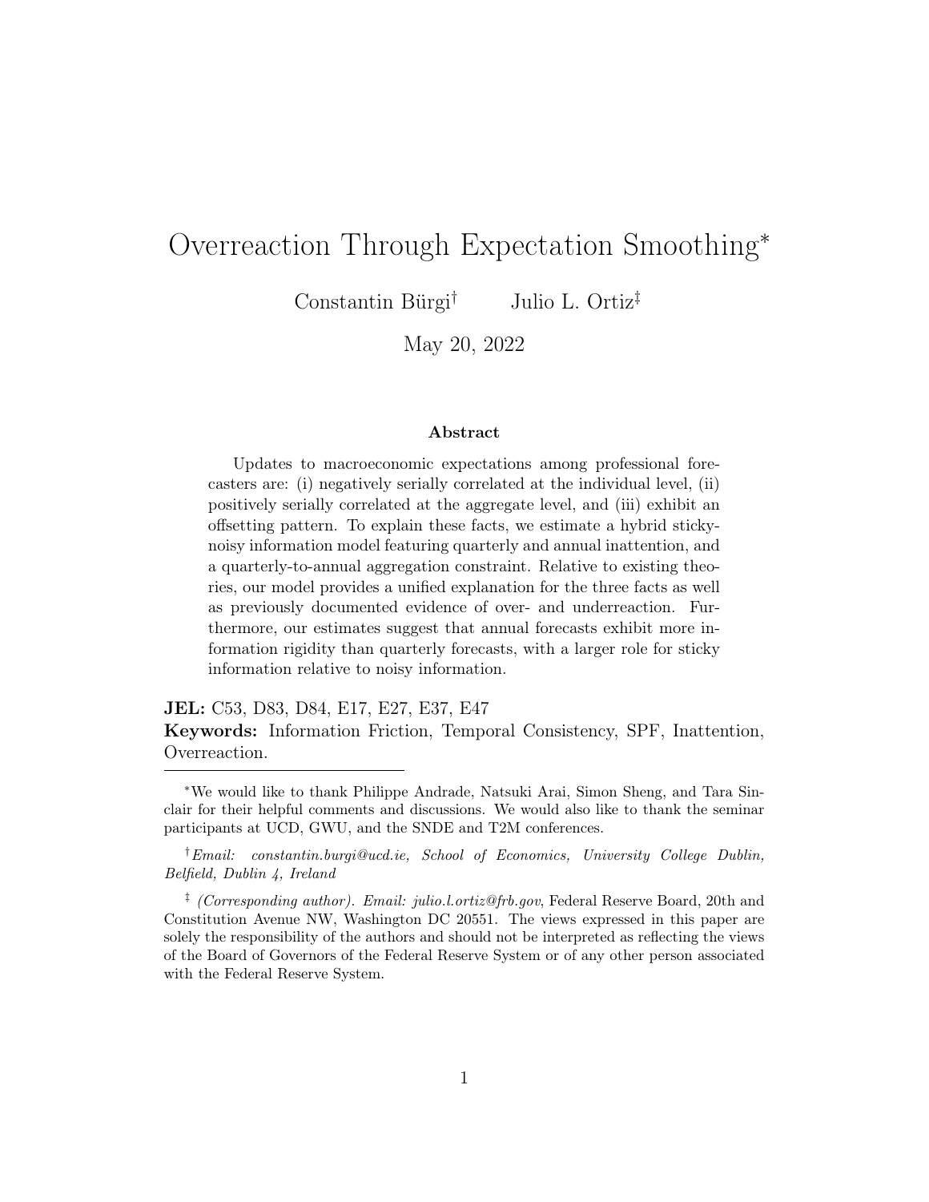# Overreaction Through Expectation Smoothing*

Constantin Bürgi† Julio L. Ortiz‡

May 20, 2022

### Abstract

Updates to macroeconomic expectations among professional forecasters are: (i) negatively serially correlated at the individual level, (ii) positively serially correlated at the aggregate level, and (iii) exhibit an offsetting pattern. To explain these facts, we estimate a hybrid sticky-noisy information model featuring quarterly and annual inattention, and a quarterly-to-annual aggregation constraint. Relative to existing theories, our model provides a unified explanation for the three facts as well as previously documented evidence of over- and underreaction. Furthermore, our estimates suggest that annual forecasts exhibit more information rigidity than quarterly forecasts, with a larger role for sticky information relative to noisy information.

**JEL:** C53, D83, D84, E17, E27, E37, E47

**Keywords:** Information Friction, Temporal Consistency, SPF, Inattention, Overreaction.

---

*We would like to thank Philippe Andrade, Natsuki Arai, Simon Sheng, and Tara Sinclair for their helpful comments and discussions. We would also like to thank the seminar participants at UCD, GWU, and the SNDE and T2M conferences.

†*Email: constantin.burgi@ucd.ie, School of Economics, University College Dublin, Belfield, Dublin 4, Ireland*

‡ *(Corresponding author). Email: julio.l.ortiz@frb.gov*, Federal Reserve Board, 20th and Constitution Avenue NW, Washington DC 20551. The views expressed in this paper are solely the responsibility of the authors and should not be interpreted as reflecting the views of the Board of Governors of the Federal Reserve System or of any other person associated with the Federal Reserve System.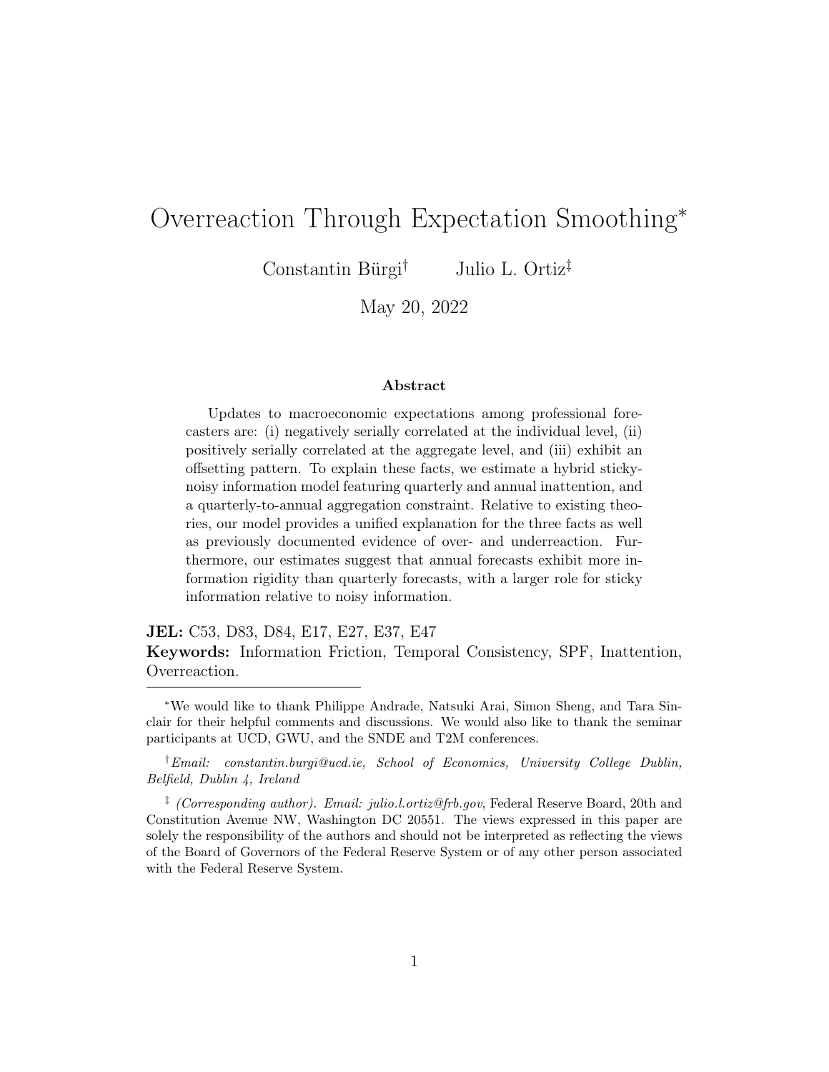# Overreaction Through Expectation Smoothing*

Constantin Bürgi† Julio L. Ortiz‡

May 20, 2022

### Abstract

Updates to macroeconomic expectations among professional forecasters are: (i) negatively serially correlated at the individual level, (ii) positively serially correlated at the aggregate level, and (iii) exhibit an offsetting pattern. To explain these facts, we estimate a hybrid sticky-noisy information model featuring quarterly and annual inattention, and a quarterly-to-annual aggregation constraint. Relative to existing theories, our model provides a unified explanation for the three facts as well as previously documented evidence of over- and underreaction. Furthermore, our estimates suggest that annual forecasts exhibit more information rigidity than quarterly forecasts, with a larger role for sticky information relative to noisy information.

**JEL:** C53, D83, D84, E17, E27, E37, E47

**Keywords:** Information Friction, Temporal Consistency, SPF, Inattention, Overreaction.

---

*We would like to thank Philippe Andrade, Natsuki Arai, Simon Sheng, and Tara Sinclair for their helpful comments and discussions. We would also like to thank the seminar participants at UCD, GWU, and the SNDE and T2M conferences.

†*Email: constantin.burgi@ucd.ie, School of Economics, University College Dublin, Belfield, Dublin 4, Ireland*

‡ *(Corresponding author). Email: julio.l.ortiz@frb.gov*, Federal Reserve Board, 20th and Constitution Avenue NW, Washington DC 20551. The views expressed in this paper are solely the responsibility of the authors and should not be interpreted as reflecting the views of the Board of Governors of the Federal Reserve System or of any other person associated with the Federal Reserve System.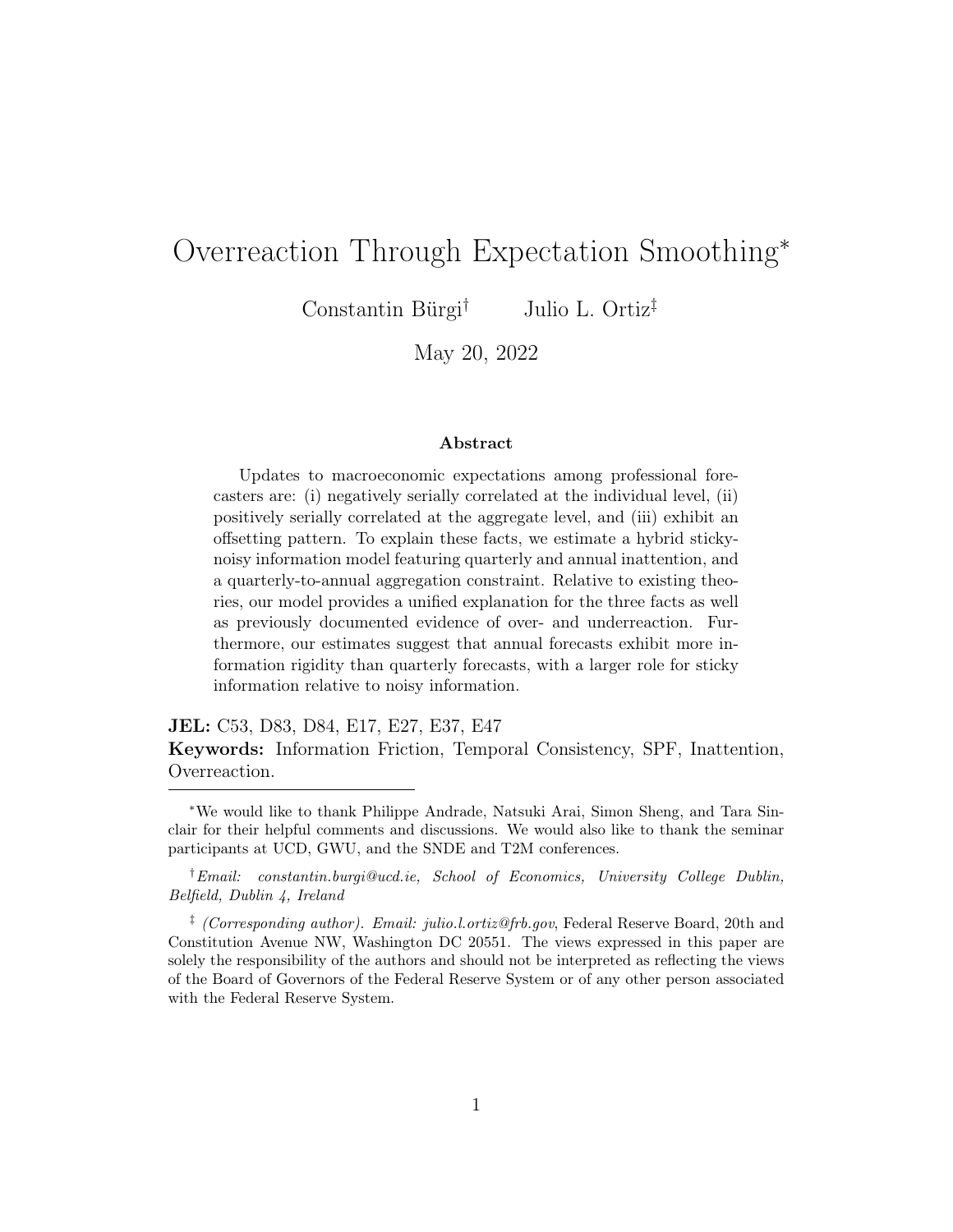# Overreaction Through Expectation Smoothing*

Constantin Bürgi[†] Julio L. Ortiz[‡]

May 20, 2022

### Abstract

Updates to macroeconomic expectations among professional forecasters are: (i) negatively serially correlated at the individual level, (ii) positively serially correlated at the aggregate level, and (iii) exhibit an offsetting pattern. To explain these facts, we estimate a hybrid sticky-noisy information model featuring quarterly and annual inattention, and a quarterly-to-annual aggregation constraint. Relative to existing theories, our model provides a unified explanation for the three facts as well as previously documented evidence of over- and underreaction. Furthermore, our estimates suggest that annual forecasts exhibit more information rigidity than quarterly forecasts, with a larger role for sticky information relative to noisy information.

**JEL:** C53, D83, D84, E17, E27, E37, E47

**Keywords:** Information Friction, Temporal Consistency, SPF, Inattention, Overreaction.

---

*We would like to thank Philippe Andrade, Natsuki Arai, Simon Sheng, and Tara Sinclair for their helpful comments and discussions. We would also like to thank the seminar participants at UCD, GWU, and the SNDE and T2M conferences.

[†]*Email: constantin.burgi@ucd.ie, School of Economics, University College Dublin, Belfield, Dublin 4, Ireland*

[‡] *(Corresponding author). Email: julio.l.ortiz@frb.gov*, Federal Reserve Board, 20th and Constitution Avenue NW, Washington DC 20551. The views expressed in this paper are solely the responsibility of the authors and should not be interpreted as reflecting the views of the Board of Governors of the Federal Reserve System or of any other person associated with the Federal Reserve System.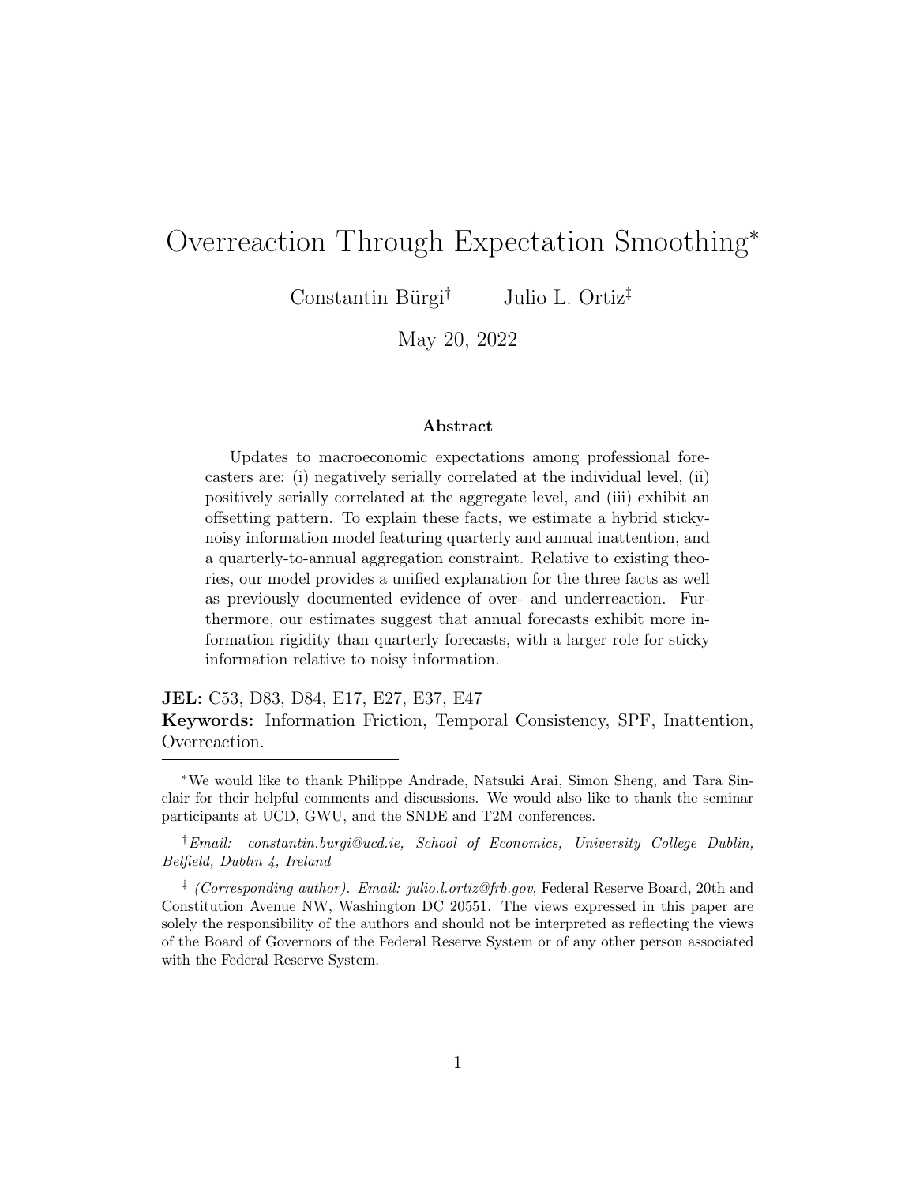# Overreaction Through Expectation Smoothing*

Constantin Bürgi[†] Julio L. Ortiz[‡]

May 20, 2022

### Abstract

Updates to macroeconomic expectations among professional forecasters are: (i) negatively serially correlated at the individual level, (ii) positively serially correlated at the aggregate level, and (iii) exhibit an offsetting pattern. To explain these facts, we estimate a hybrid sticky-noisy information model featuring quarterly and annual inattention, and a quarterly-to-annual aggregation constraint. Relative to existing theories, our model provides a unified explanation for the three facts as well as previously documented evidence of over- and underreaction. Furthermore, our estimates suggest that annual forecasts exhibit more information rigidity than quarterly forecasts, with a larger role for sticky information relative to noisy information.

**JEL:** C53, D83, D84, E17, E27, E37, E47

**Keywords:** Information Friction, Temporal Consistency, SPF, Inattention, Overreaction.

---

*We would like to thank Philippe Andrade, Natsuki Arai, Simon Sheng, and Tara Sinclair for their helpful comments and discussions. We would also like to thank the seminar participants at UCD, GWU, and the SNDE and T2M conferences.

[†]*Email: constantin.burgi@ucd.ie, School of Economics, University College Dublin, Belfield, Dublin 4, Ireland*

[‡] *(Corresponding author). Email: julio.l.ortiz@frb.gov*, Federal Reserve Board, 20th and Constitution Avenue NW, Washington DC 20551. The views expressed in this paper are solely the responsibility of the authors and should not be interpreted as reflecting the views of the Board of Governors of the Federal Reserve System or of any other person associated with the Federal Reserve System.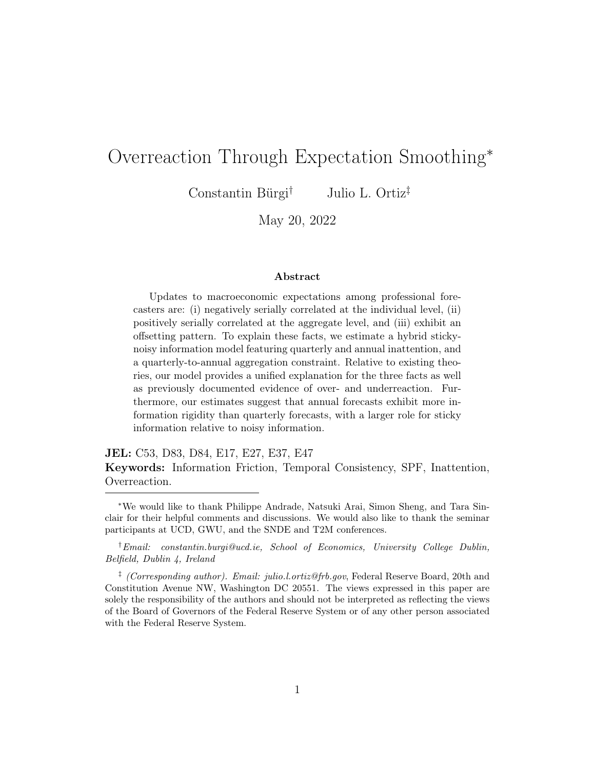# Overreaction Through Expectation Smoothing*

Constantin Bürgi† Julio L. Ortiz‡

May 20, 2022

### Abstract

Updates to macroeconomic expectations among professional forecasters are: (i) negatively serially correlated at the individual level, (ii) positively serially correlated at the aggregate level, and (iii) exhibit an offsetting pattern. To explain these facts, we estimate a hybrid sticky-noisy information model featuring quarterly and annual inattention, and a quarterly-to-annual aggregation constraint. Relative to existing theories, our model provides a unified explanation for the three facts as well as previously documented evidence of over- and underreaction. Furthermore, our estimates suggest that annual forecasts exhibit more information rigidity than quarterly forecasts, with a larger role for sticky information relative to noisy information.

**JEL:** C53, D83, D84, E17, E27, E37, E47

**Keywords:** Information Friction, Temporal Consistency, SPF, Inattention, Overreaction.

---

*We would like to thank Philippe Andrade, Natsuki Arai, Simon Sheng, and Tara Sinclair for their helpful comments and discussions. We would also like to thank the seminar participants at UCD, GWU, and the SNDE and T2M conferences.

†*Email: constantin.burgi@ucd.ie, School of Economics, University College Dublin, Belfield, Dublin 4, Ireland*

‡ *(Corresponding author). Email: julio.l.ortiz@frb.gov*, Federal Reserve Board, 20th and Constitution Avenue NW, Washington DC 20551. The views expressed in this paper are solely the responsibility of the authors and should not be interpreted as reflecting the views of the Board of Governors of the Federal Reserve System or of any other person associated with the Federal Reserve System.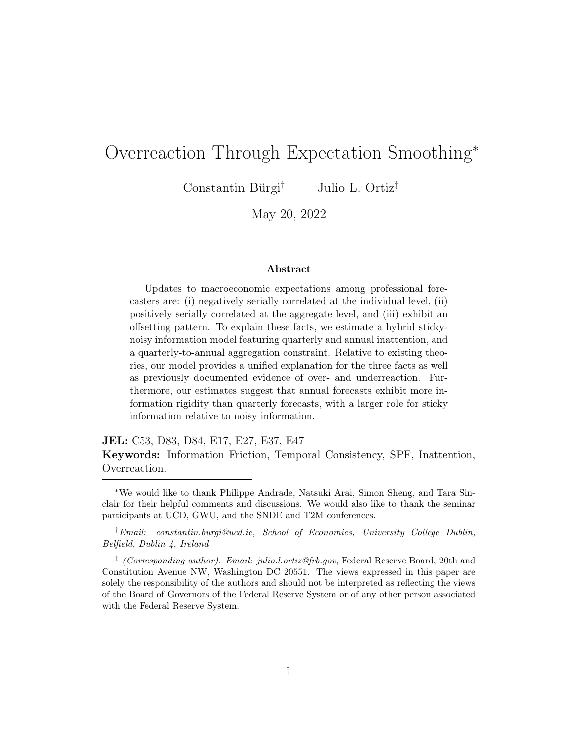# Overreaction Through Expectation Smoothing*

Constantin Bürgi† Julio L. Ortiz‡

May 20, 2022

### Abstract

Updates to macroeconomic expectations among professional forecasters are: (i) negatively serially correlated at the individual level, (ii) positively serially correlated at the aggregate level, and (iii) exhibit an offsetting pattern. To explain these facts, we estimate a hybrid sticky-noisy information model featuring quarterly and annual inattention, and a quarterly-to-annual aggregation constraint. Relative to existing theories, our model provides a unified explanation for the three facts as well as previously documented evidence of over- and underreaction. Furthermore, our estimates suggest that annual forecasts exhibit more information rigidity than quarterly forecasts, with a larger role for sticky information relative to noisy information.

**JEL:** C53, D83, D84, E17, E27, E37, E47

**Keywords:** Information Friction, Temporal Consistency, SPF, Inattention, Overreaction.

---

*We would like to thank Philippe Andrade, Natsuki Arai, Simon Sheng, and Tara Sinclair for their helpful comments and discussions. We would also like to thank the seminar participants at UCD, GWU, and the SNDE and T2M conferences.

†*Email: constantin.burgi@ucd.ie, School of Economics, University College Dublin, Belfield, Dublin 4, Ireland*

‡ *(Corresponding author). Email: julio.l.ortiz@frb.gov*, Federal Reserve Board, 20th and Constitution Avenue NW, Washington DC 20551. The views expressed in this paper are solely the responsibility of the authors and should not be interpreted as reflecting the views of the Board of Governors of the Federal Reserve System or of any other person associated with the Federal Reserve System.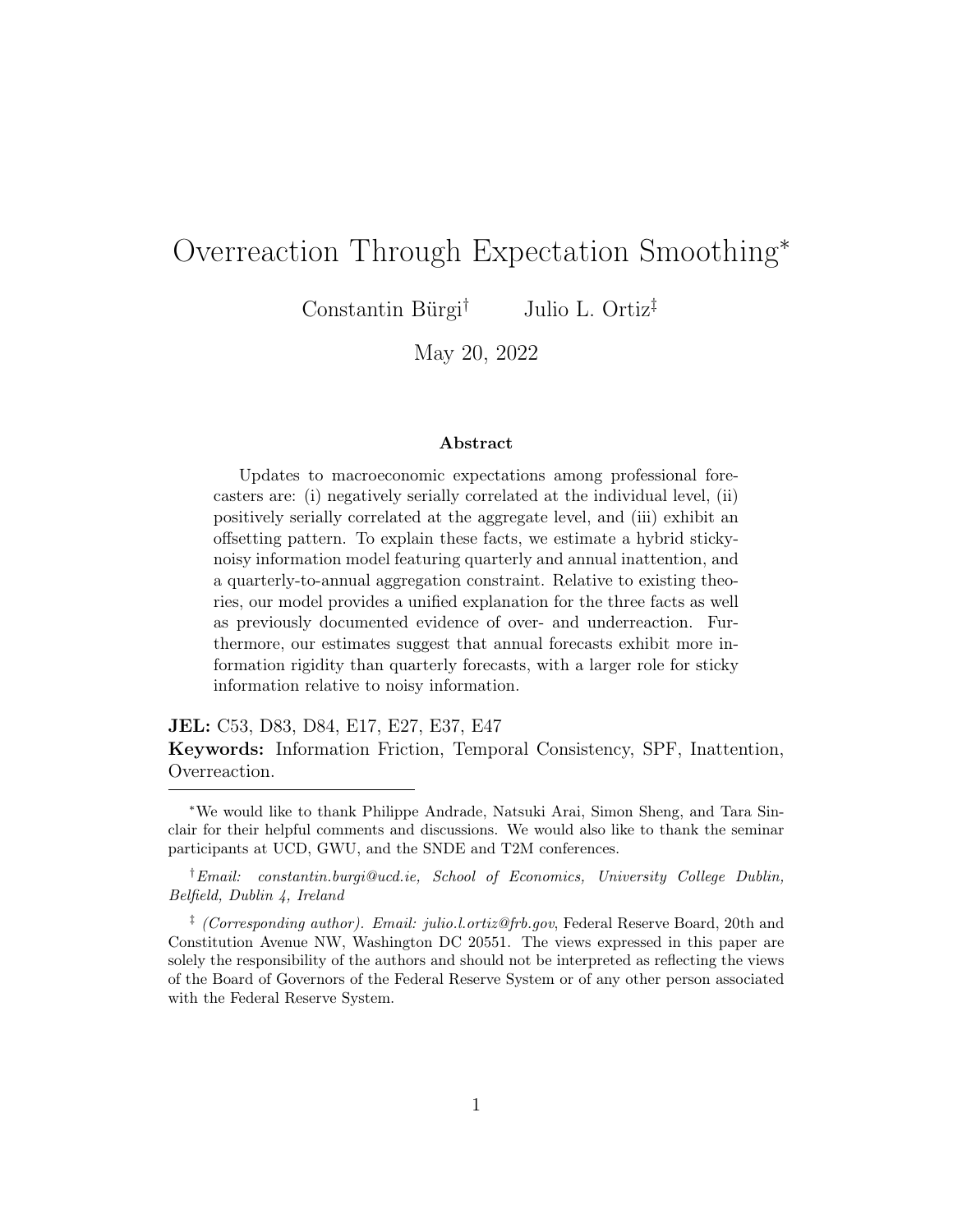# Overreaction Through Expectation Smoothing*

Constantin Bürgi[†] Julio L. Ortiz[‡]

May 20, 2022

**Abstract**

Updates to macroeconomic expectations among professional forecasters are: (i) negatively serially correlated at the individual level, (ii) positively serially correlated at the aggregate level, and (iii) exhibit an offsetting pattern. To explain these facts, we estimate a hybrid sticky-noisy information model featuring quarterly and annual inattention, and a quarterly-to-annual aggregation constraint. Relative to existing theories, our model provides a unified explanation for the three facts as well as previously documented evidence of over- and underreaction. Furthermore, our estimates suggest that annual forecasts exhibit more information rigidity than quarterly forecasts, with a larger role for sticky information relative to noisy information.

**JEL:** C53, D83, D84, E17, E27, E37, E47

**Keywords:** Information Friction, Temporal Consistency, SPF, Inattention, Overreaction.

---

*We would like to thank Philippe Andrade, Natsuki Arai, Simon Sheng, and Tara Sinclair for their helpful comments and discussions. We would also like to thank the seminar participants at UCD, GWU, and the SNDE and T2M conferences.

[†] *Email: constantin.burgi@ucd.ie, School of Economics, University College Dublin, Belfield, Dublin 4, Ireland*

[‡] *(Corresponding author). Email: julio.l.ortiz@frb.gov*, Federal Reserve Board, 20th and Constitution Avenue NW, Washington DC 20551. The views expressed in this paper are solely the responsibility of the authors and should not be interpreted as reflecting the views of the Board of Governors of the Federal Reserve System or of any other person associated with the Federal Reserve System.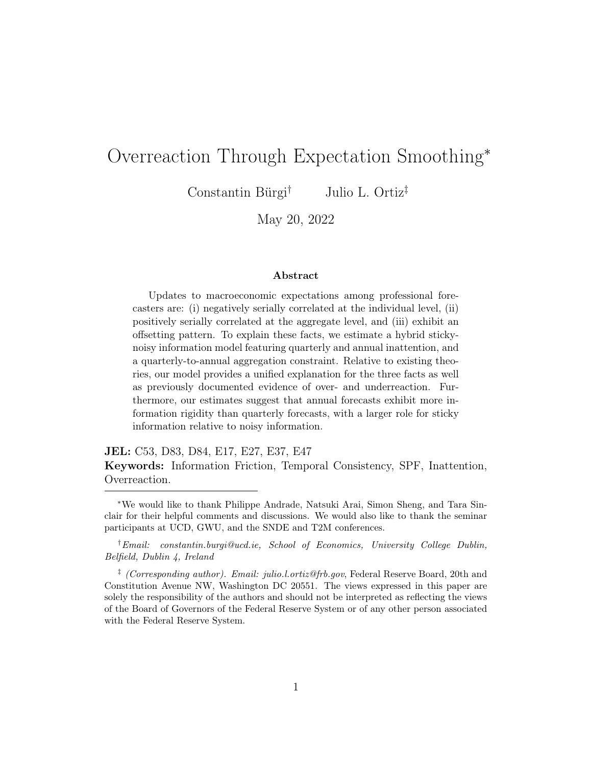# Overreaction Through Expectation Smoothing*

Constantin Bürgi† Julio L. Ortiz‡

May 20, 2022

### Abstract

Updates to macroeconomic expectations among professional forecasters are: (i) negatively serially correlated at the individual level, (ii) positively serially correlated at the aggregate level, and (iii) exhibit an offsetting pattern. To explain these facts, we estimate a hybrid sticky-noisy information model featuring quarterly and annual inattention, and a quarterly-to-annual aggregation constraint. Relative to existing theories, our model provides a unified explanation for the three facts as well as previously documented evidence of over- and underreaction. Furthermore, our estimates suggest that annual forecasts exhibit more information rigidity than quarterly forecasts, with a larger role for sticky information relative to noisy information.

**JEL:** C53, D83, D84, E17, E27, E37, E47

**Keywords:** Information Friction, Temporal Consistency, SPF, Inattention, Overreaction.

---

*We would like to thank Philippe Andrade, Natsuki Arai, Simon Sheng, and Tara Sinclair for their helpful comments and discussions. We would also like to thank the seminar participants at UCD, GWU, and the SNDE and T2M conferences.

†*Email: constantin.burgi@ucd.ie, School of Economics, University College Dublin, Belfield, Dublin 4, Ireland*

‡ *(Corresponding author). Email: julio.l.ortiz@frb.gov*, Federal Reserve Board, 20th and Constitution Avenue NW, Washington DC 20551. The views expressed in this paper are solely the responsibility of the authors and should not be interpreted as reflecting the views of the Board of Governors of the Federal Reserve System or of any other person associated with the Federal Reserve System.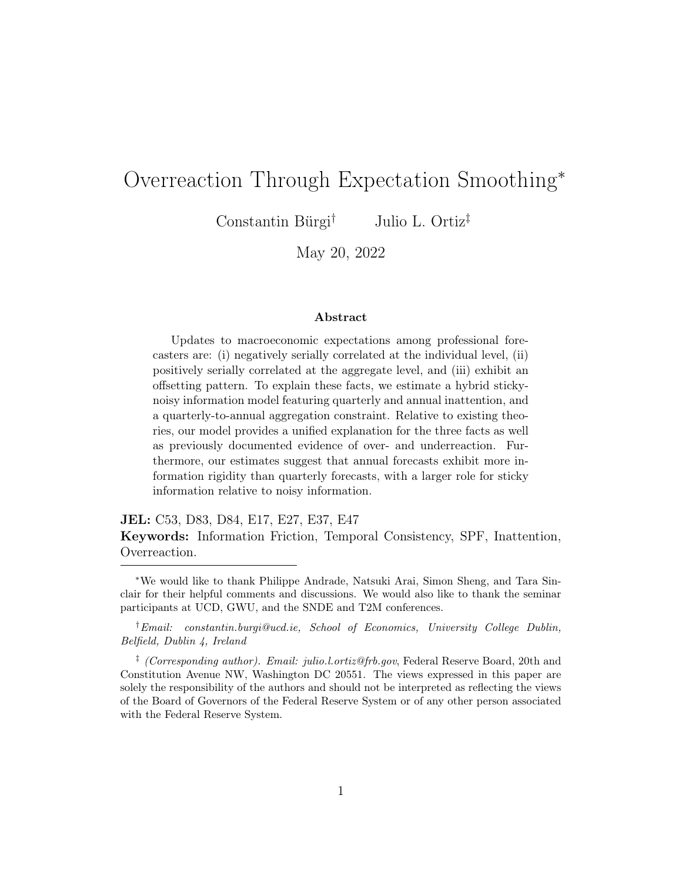# Overreaction Through Expectation Smoothing*

Constantin Bürgi† Julio L. Ortiz‡

May 20, 2022

### Abstract

Updates to macroeconomic expectations among professional forecasters are: (i) negatively serially correlated at the individual level, (ii) positively serially correlated at the aggregate level, and (iii) exhibit an offsetting pattern. To explain these facts, we estimate a hybrid sticky-noisy information model featuring quarterly and annual inattention, and a quarterly-to-annual aggregation constraint. Relative to existing theories, our model provides a unified explanation for the three facts as well as previously documented evidence of over- and underreaction. Furthermore, our estimates suggest that annual forecasts exhibit more information rigidity than quarterly forecasts, with a larger role for sticky information relative to noisy information.

**JEL:** C53, D83, D84, E17, E27, E37, E47

**Keywords:** Information Friction, Temporal Consistency, SPF, Inattention, Overreaction.

---

*We would like to thank Philippe Andrade, Natsuki Arai, Simon Sheng, and Tara Sinclair for their helpful comments and discussions. We would also like to thank the seminar participants at UCD, GWU, and the SNDE and T2M conferences.

†*Email: constantin.burgi@ucd.ie, School of Economics, University College Dublin, Belfield, Dublin 4, Ireland*

‡ *(Corresponding author). Email: julio.l.ortiz@frb.gov*, Federal Reserve Board, 20th and Constitution Avenue NW, Washington DC 20551. The views expressed in this paper are solely the responsibility of the authors and should not be interpreted as reflecting the views of the Board of Governors of the Federal Reserve System or of any other person associated with the Federal Reserve System.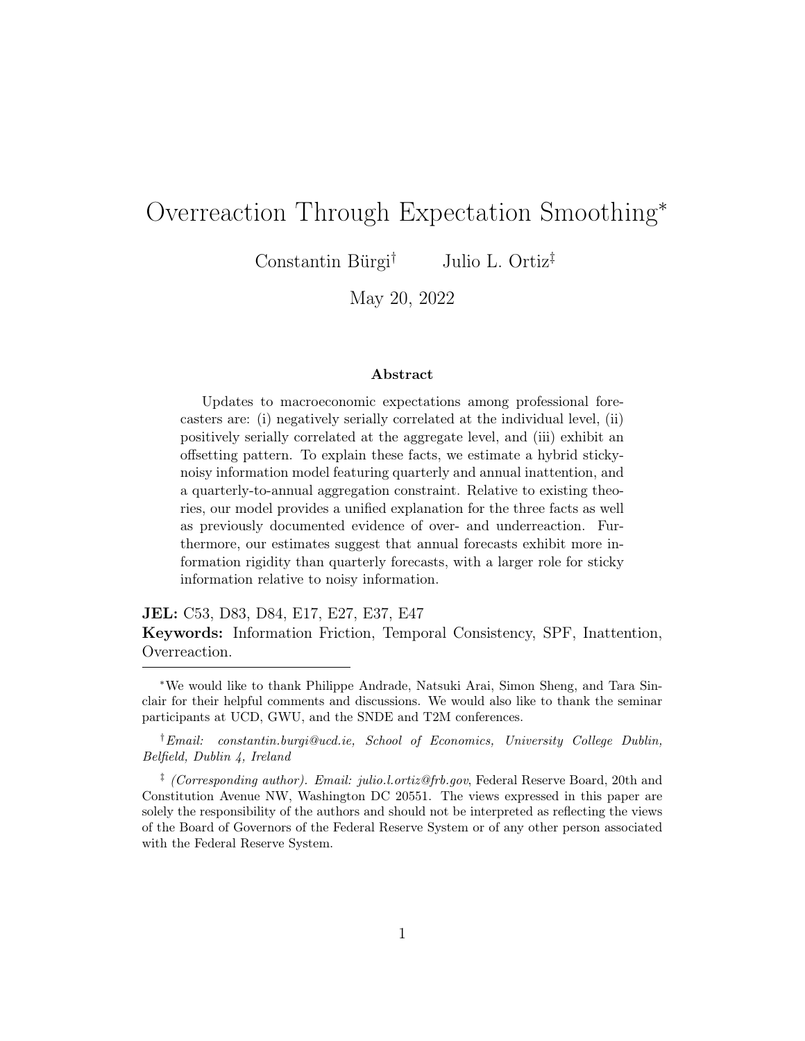# Overreaction Through Expectation Smoothing*

Constantin Bürgi† Julio L. Ortiz‡

May 20, 2022

**Abstract**

Updates to macroeconomic expectations among professional forecasters are: (i) negatively serially correlated at the individual level, (ii) positively serially correlated at the aggregate level, and (iii) exhibit an offsetting pattern. To explain these facts, we estimate a hybrid sticky-noisy information model featuring quarterly and annual inattention, and a quarterly-to-annual aggregation constraint. Relative to existing theories, our model provides a unified explanation for the three facts as well as previously documented evidence of over- and underreaction. Furthermore, our estimates suggest that annual forecasts exhibit more information rigidity than quarterly forecasts, with a larger role for sticky information relative to noisy information.

**JEL:** C53, D83, D84, E17, E27, E37, E47

**Keywords:** Information Friction, Temporal Consistency, SPF, Inattention, Overreaction.

---

*We would like to thank Philippe Andrade, Natsuki Arai, Simon Sheng, and Tara Sinclair for their helpful comments and discussions. We would also like to thank the seminar participants at UCD, GWU, and the SNDE and T2M conferences.

†*Email: constantin.burgi@ucd.ie, School of Economics, University College Dublin, Belfield, Dublin 4, Ireland*

‡ *(Corresponding author). Email: julio.l.ortiz@frb.gov*, Federal Reserve Board, 20th and Constitution Avenue NW, Washington DC 20551. The views expressed in this paper are solely the responsibility of the authors and should not be interpreted as reflecting the views of the Board of Governors of the Federal Reserve System or of any other person associated with the Federal Reserve System.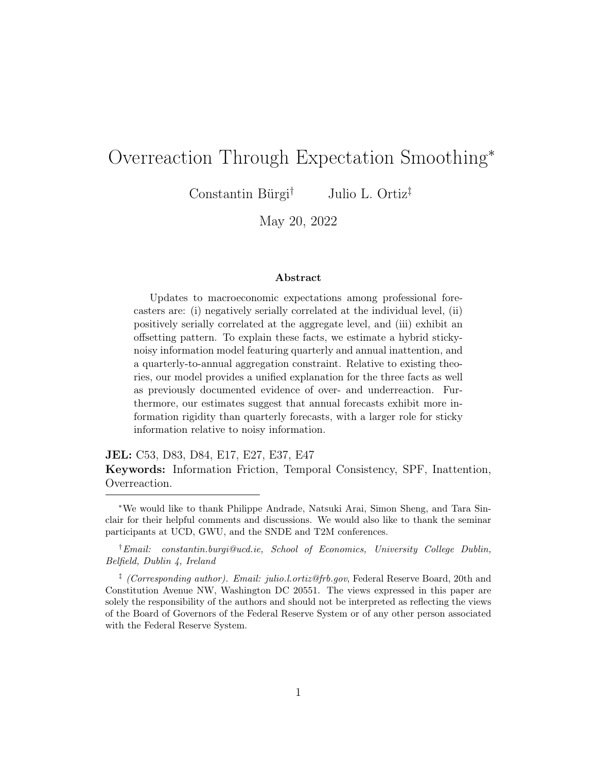# Overreaction Through Expectation Smoothing*

Constantin Bürgi[†] Julio L. Ortiz[‡]

May 20, 2022

### Abstract

Updates to macroeconomic expectations among professional forecasters are: (i) negatively serially correlated at the individual level, (ii) positively serially correlated at the aggregate level, and (iii) exhibit an offsetting pattern. To explain these facts, we estimate a hybrid sticky-noisy information model featuring quarterly and annual inattention, and a quarterly-to-annual aggregation constraint. Relative to existing theories, our model provides a unified explanation for the three facts as well as previously documented evidence of over- and underreaction. Furthermore, our estimates suggest that annual forecasts exhibit more information rigidity than quarterly forecasts, with a larger role for sticky information relative to noisy information.

**JEL:** C53, D83, D84, E17, E27, E37, E47

**Keywords:** Information Friction, Temporal Consistency, SPF, Inattention, Overreaction.

---

*We would like to thank Philippe Andrade, Natsuki Arai, Simon Sheng, and Tara Sinclair for their helpful comments and discussions. We would also like to thank the seminar participants at UCD, GWU, and the SNDE and T2M conferences.

[†] *Email: constantin.burgi@ucd.ie, School of Economics, University College Dublin, Belfield, Dublin 4, Ireland*

[‡] *(Corresponding author). Email: julio.l.ortiz@frb.gov*, Federal Reserve Board, 20th and Constitution Avenue NW, Washington DC 20551. The views expressed in this paper are solely the responsibility of the authors and should not be interpreted as reflecting the views of the Board of Governors of the Federal Reserve System or of any other person associated with the Federal Reserve System.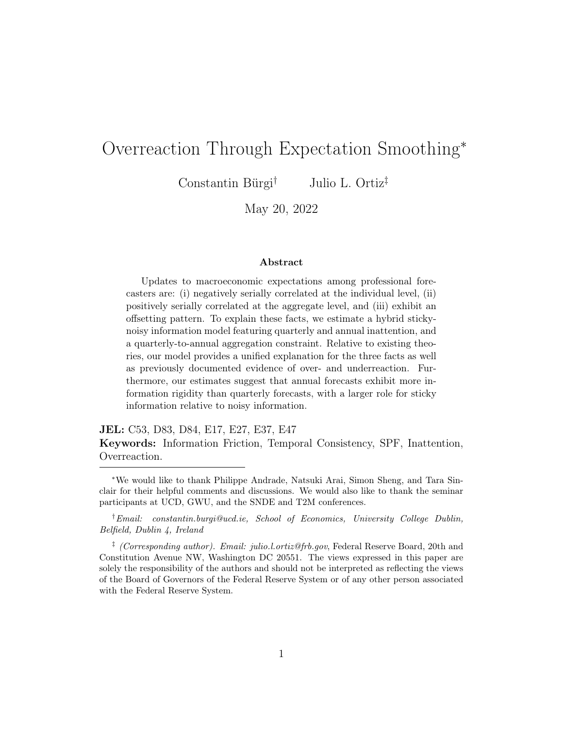# Overreaction Through Expectation Smoothing*

Constantin Bürgi[†] Julio L. Ortiz[‡]

May 20, 2022

### Abstract

Updates to macroeconomic expectations among professional forecasters are: (i) negatively serially correlated at the individual level, (ii) positively serially correlated at the aggregate level, and (iii) exhibit an offsetting pattern. To explain these facts, we estimate a hybrid sticky-noisy information model featuring quarterly and annual inattention, and a quarterly-to-annual aggregation constraint. Relative to existing theories, our model provides a unified explanation for the three facts as well as previously documented evidence of over- and underreaction. Furthermore, our estimates suggest that annual forecasts exhibit more information rigidity than quarterly forecasts, with a larger role for sticky information relative to noisy information.

**JEL:** C53, D83, D84, E17, E27, E37, E47

**Keywords:** Information Friction, Temporal Consistency, SPF, Inattention, Overreaction.

---

*We would like to thank Philippe Andrade, Natsuki Arai, Simon Sheng, and Tara Sinclair for their helpful comments and discussions. We would also like to thank the seminar participants at UCD, GWU, and the SNDE and T2M conferences.

[†] *Email: constantin.burgi@ucd.ie, School of Economics, University College Dublin, Belfield, Dublin 4, Ireland*

[‡] *(Corresponding author). Email: julio.l.ortiz@frb.gov*, Federal Reserve Board, 20th and Constitution Avenue NW, Washington DC 20551. The views expressed in this paper are solely the responsibility of the authors and should not be interpreted as reflecting the views of the Board of Governors of the Federal Reserve System or of any other person associated with the Federal Reserve System.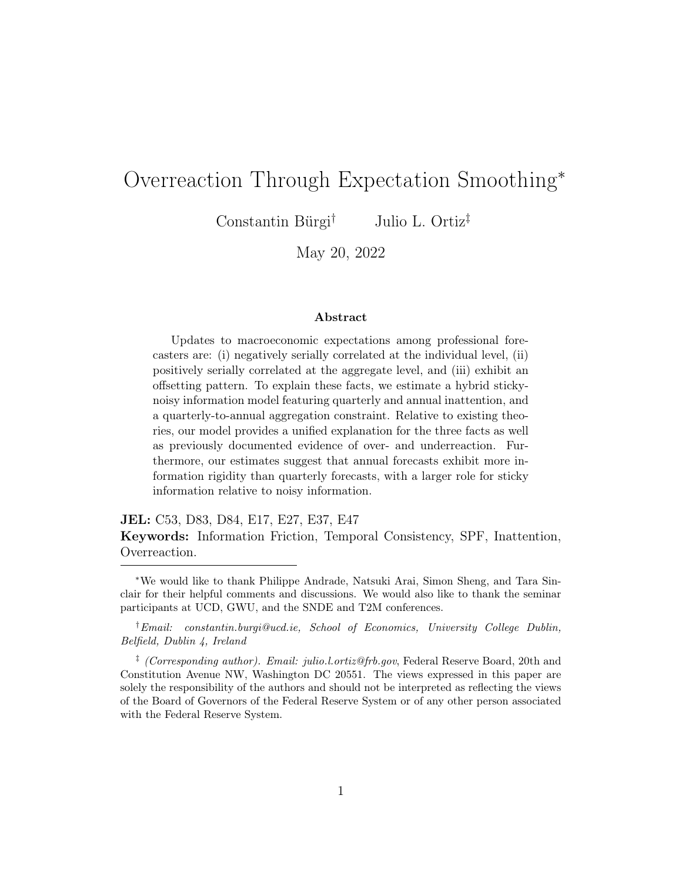# Overreaction Through Expectation Smoothing*

Constantin Bürgi[†] Julio L. Ortiz[‡]

May 20, 2022

### Abstract

Updates to macroeconomic expectations among professional forecasters are: (i) negatively serially correlated at the individual level, (ii) positively serially correlated at the aggregate level, and (iii) exhibit an offsetting pattern. To explain these facts, we estimate a hybrid sticky-noisy information model featuring quarterly and annual inattention, and a quarterly-to-annual aggregation constraint. Relative to existing theories, our model provides a unified explanation for the three facts as well as previously documented evidence of over- and underreaction. Furthermore, our estimates suggest that annual forecasts exhibit more information rigidity than quarterly forecasts, with a larger role for sticky information relative to noisy information.

**JEL:** C53, D83, D84, E17, E27, E37, E47

**Keywords:** Information Friction, Temporal Consistency, SPF, Inattention, Overreaction.

---

*We would like to thank Philippe Andrade, Natsuki Arai, Simon Sheng, and Tara Sinclair for their helpful comments and discussions. We would also like to thank the seminar participants at UCD, GWU, and the SNDE and T2M conferences.

[†]*Email: constantin.burgi@ucd.ie, School of Economics, University College Dublin, Belfield, Dublin 4, Ireland*

[‡] *(Corresponding author). Email: julio.l.ortiz@frb.gov*, Federal Reserve Board, 20th and Constitution Avenue NW, Washington DC 20551. The views expressed in this paper are solely the responsibility of the authors and should not be interpreted as reflecting the views of the Board of Governors of the Federal Reserve System or of any other person associated with the Federal Reserve System.